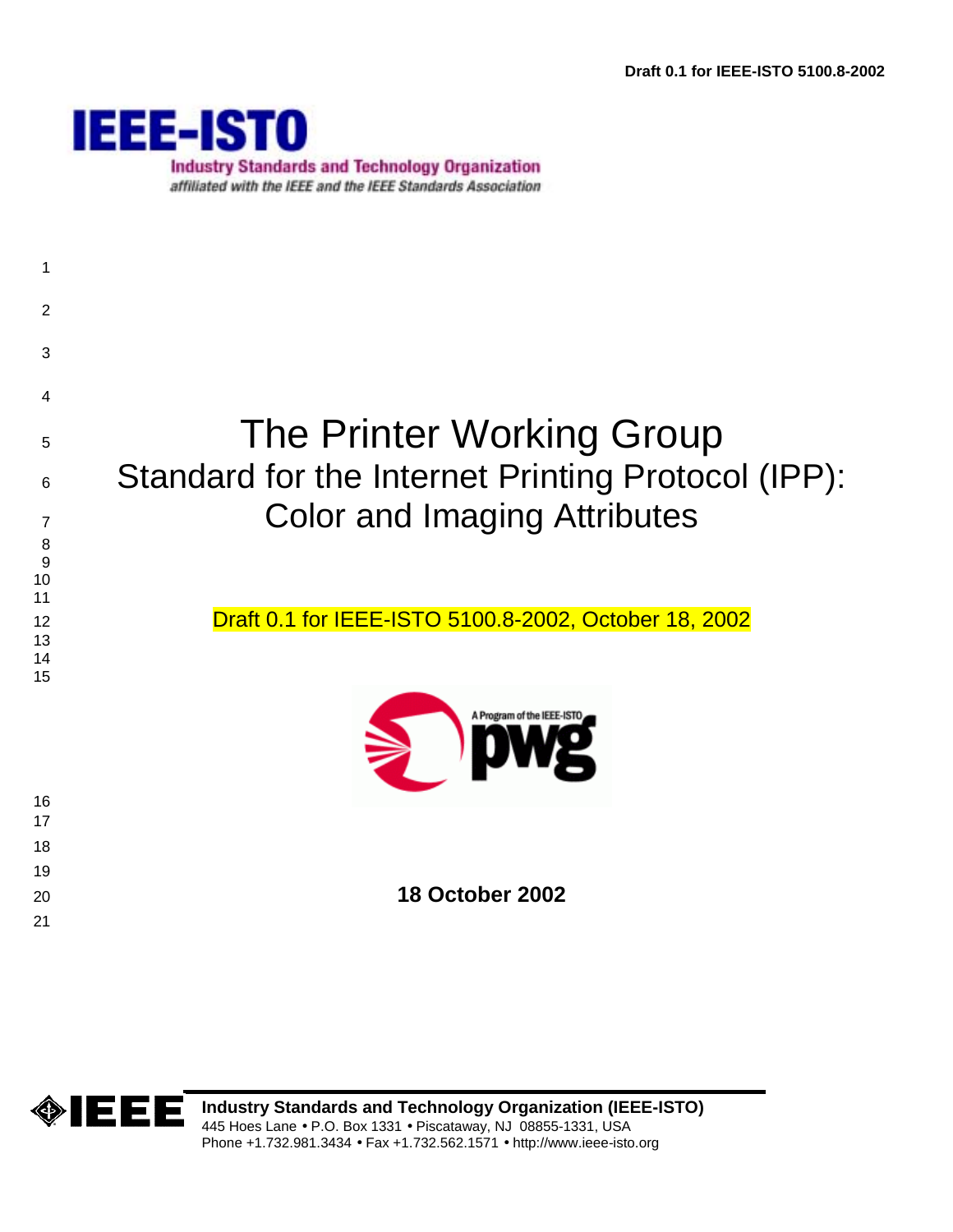IEEE-ISTO

Industry Standards and Technology Organization

*affiliated with the IEEE and the IEEE Standards Association*

# The Printer Working Group
## Standard for the Internet Printing Protocol (IPP): Color and Imaging Attributes

Draft 0.1 for IEEE-ISTO 5100.8-2002, October 18, 2002

**18 October 2002**

**Industry Standards and Technology Organization (IEEE-ISTO)**
445 Hoes Lane • P.O. Box 1331 • Piscataway, NJ 08855-1331, USA
Phone +1.732.981.3434 • Fax +1.732.562.1571 • http://www.ieee-isto.org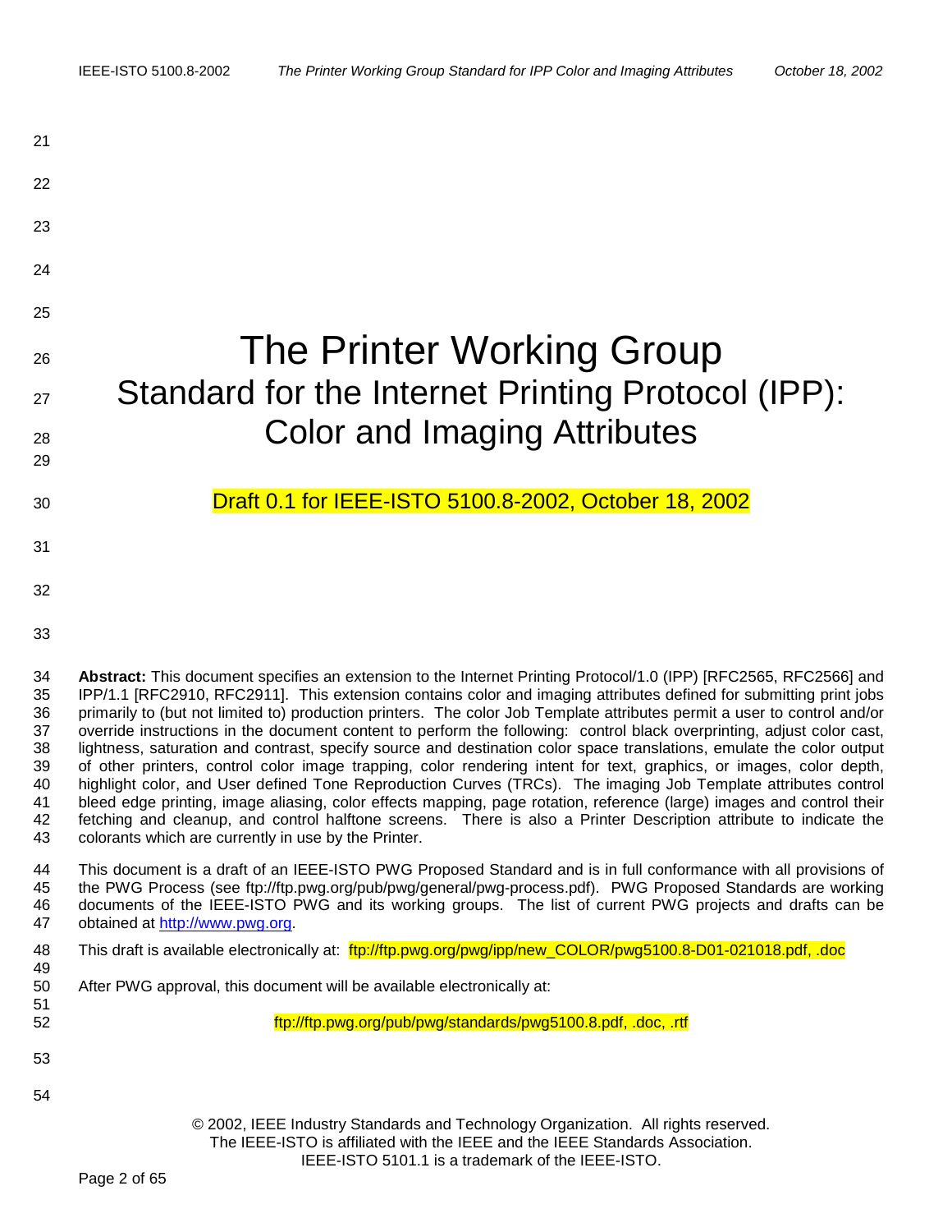# The Printer Working Group

## Standard for the Internet Printing Protocol (IPP): Color and Imaging Attributes

Draft 0.1 for IEEE-ISTO 5100.8-2002, October 18, 2002

**Abstract:** This document specifies an extension to the Internet Printing Protocol/1.0 (IPP) [RFC2565, RFC2566] and IPP/1.1 [RFC2910, RFC2911]. This extension contains color and imaging attributes defined for submitting print jobs primarily to (but not limited to) production printers. The color Job Template attributes permit a user to control and/or override instructions in the document content to perform the following: control black overprinting, adjust color cast, lightness, saturation and contrast, specify source and destination color space translations, emulate the color output of other printers, control color image trapping, color rendering intent for text, graphics, or images, color depth, highlight color, and User defined Tone Reproduction Curves (TRCs). The imaging Job Template attributes control bleed edge printing, image aliasing, color effects mapping, page rotation, reference (large) images and control their fetching and cleanup, and control halftone screens. There is also a Printer Description attribute to indicate the colorants which are currently in use by the Printer.

This document is a draft of an IEEE-ISTO PWG Proposed Standard and is in full conformance with all provisions of the PWG Process (see ftp://ftp.pwg.org/pub/pwg/general/pwg-process.pdf). PWG Proposed Standards are working documents of the IEEE-ISTO PWG and its working groups. The list of current PWG projects and drafts can be obtained at http://www.pwg.org.

This draft is available electronically at: ftp://ftp.pwg.org/pwg/ipp/new_COLOR/pwg5100.8-D01-021018.pdf, .doc

After PWG approval, this document will be available electronically at:

ftp://ftp.pwg.org/pub/pwg/standards/pwg5100.8.pdf, .doc, .rtf

© 2002, IEEE Industry Standards and Technology Organization. All rights reserved.
The IEEE-ISTO is affiliated with the IEEE and the IEEE Standards Association.
IEEE-ISTO 5101.1 is a trademark of the IEEE-ISTO.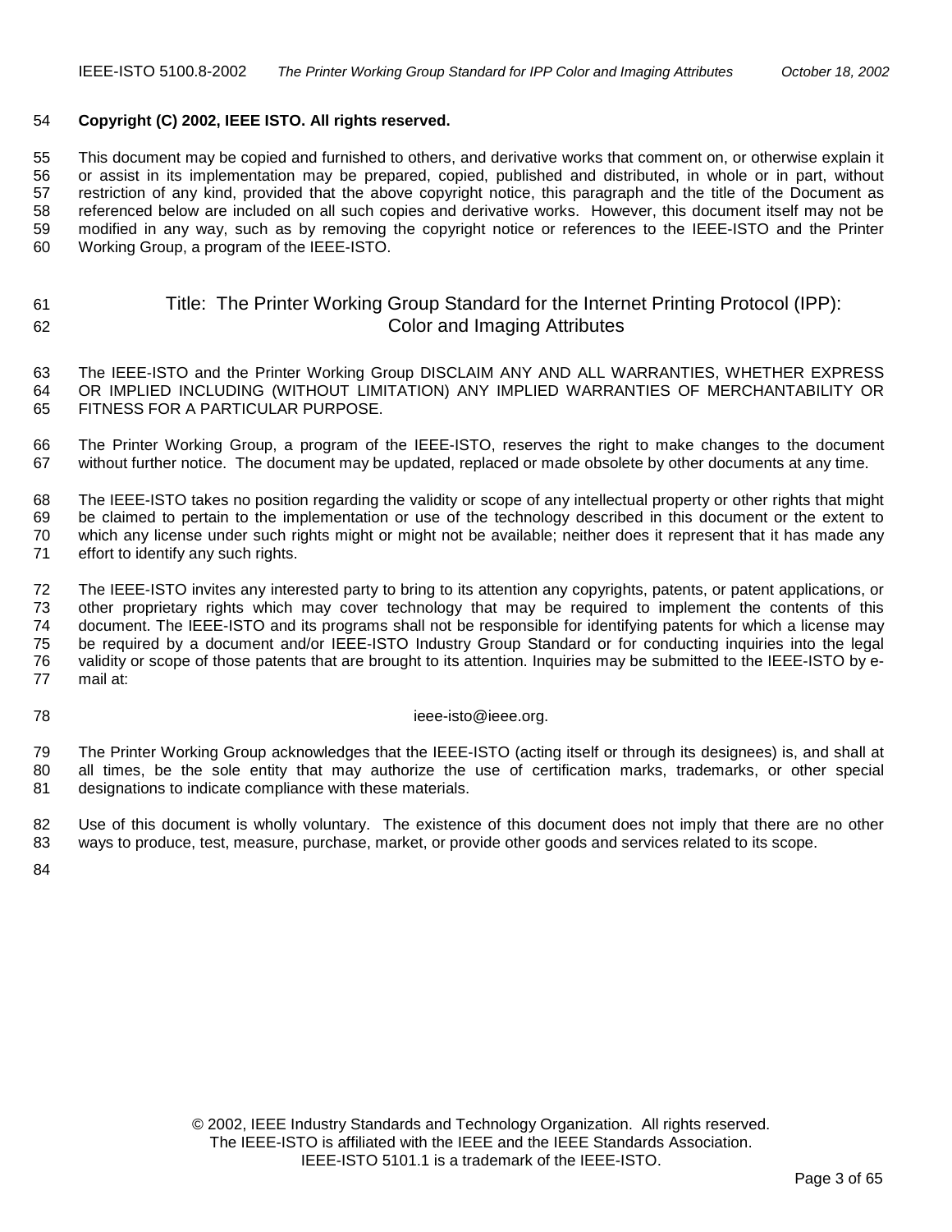**Copyright (C) 2002, IEEE ISTO. All rights reserved.**

This document may be copied and furnished to others, and derivative works that comment on, or otherwise explain it or assist in its implementation may be prepared, copied, published and distributed, in whole or in part, without restriction of any kind, provided that the above copyright notice, this paragraph and the title of the Document as referenced below are included on all such copies and derivative works. However, this document itself may not be modified in any way, such as by removing the copyright notice or references to the IEEE-ISTO and the Printer Working Group, a program of the IEEE-ISTO.

# Title: The Printer Working Group Standard for the Internet Printing Protocol (IPP): Color and Imaging Attributes

The IEEE-ISTO and the Printer Working Group DISCLAIM ANY AND ALL WARRANTIES, WHETHER EXPRESS OR IMPLIED INCLUDING (WITHOUT LIMITATION) ANY IMPLIED WARRANTIES OF MERCHANTABILITY OR FITNESS FOR A PARTICULAR PURPOSE.

The Printer Working Group, a program of the IEEE-ISTO, reserves the right to make changes to the document without further notice. The document may be updated, replaced or made obsolete by other documents at any time.

The IEEE-ISTO takes no position regarding the validity or scope of any intellectual property or other rights that might be claimed to pertain to the implementation or use of the technology described in this document or the extent to which any license under such rights might or might not be available; neither does it represent that it has made any effort to identify any such rights.

The IEEE-ISTO invites any interested party to bring to its attention any copyrights, patents, or patent applications, or other proprietary rights which may cover technology that may be required to implement the contents of this document. The IEEE-ISTO and its programs shall not be responsible for identifying patents for which a license may be required by a document and/or IEEE-ISTO Industry Group Standard or for conducting inquiries into the legal validity or scope of those patents that are brought to its attention. Inquiries may be submitted to the IEEE-ISTO by e-mail at:

ieee-isto@ieee.org.

The Printer Working Group acknowledges that the IEEE-ISTO (acting itself or through its designees) is, and shall at all times, be the sole entity that may authorize the use of certification marks, trademarks, or other special designations to indicate compliance with these materials.

Use of this document is wholly voluntary. The existence of this document does not imply that there are no other ways to produce, test, measure, purchase, market, or provide other goods and services related to its scope.

© 2002, IEEE Industry Standards and Technology Organization. All rights reserved.
The IEEE-ISTO is affiliated with the IEEE and the IEEE Standards Association.
IEEE-ISTO 5101.1 is a trademark of the IEEE-ISTO.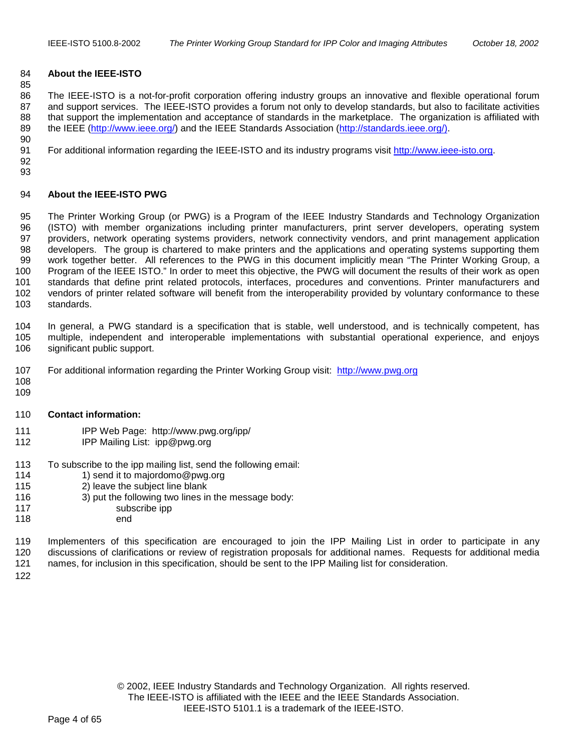## About the IEEE-ISTO

The IEEE-ISTO is a not-for-profit corporation offering industry groups an innovative and flexible operational forum and support services. The IEEE-ISTO provides a forum not only to develop standards, but also to facilitate activities that support the implementation and acceptance of standards in the marketplace. The organization is affiliated with the IEEE (http://www.ieee.org/) and the IEEE Standards Association (http://standards.ieee.org/).

For additional information regarding the IEEE-ISTO and its industry programs visit http://www.ieee-isto.org.

## About the IEEE-ISTO PWG

The Printer Working Group (or PWG) is a Program of the IEEE Industry Standards and Technology Organization (ISTO) with member organizations including printer manufacturers, print server developers, operating system providers, network operating systems providers, network connectivity vendors, and print management application developers. The group is chartered to make printers and the applications and operating systems supporting them work together better. All references to the PWG in this document implicitly mean "The Printer Working Group, a Program of the IEEE ISTO." In order to meet this objective, the PWG will document the results of their work as open standards that define print related protocols, interfaces, procedures and conventions. Printer manufacturers and vendors of printer related software will benefit from the interoperability provided by voluntary conformance to these standards.

In general, a PWG standard is a specification that is stable, well understood, and is technically competent, has multiple, independent and interoperable implementations with substantial operational experience, and enjoys significant public support.

For additional information regarding the Printer Working Group visit: http://www.pwg.org

## Contact information:

IPP Web Page: http://www.pwg.org/ipp/
IPP Mailing List: ipp@pwg.org

To subscribe to the ipp mailing list, send the following email:

1) send it to majordomo@pwg.org
2) leave the subject line blank
3) put the following two lines in the message body:
    subscribe ipp
    end

Implementers of this specification are encouraged to join the IPP Mailing List in order to participate in any discussions of clarifications or review of registration proposals for additional names. Requests for additional media names, for inclusion in this specification, should be sent to the IPP Mailing list for consideration.

© 2002, IEEE Industry Standards and Technology Organization. All rights reserved.
The IEEE-ISTO is affiliated with the IEEE and the IEEE Standards Association.
IEEE-ISTO 5101.1 is a trademark of the IEEE-ISTO.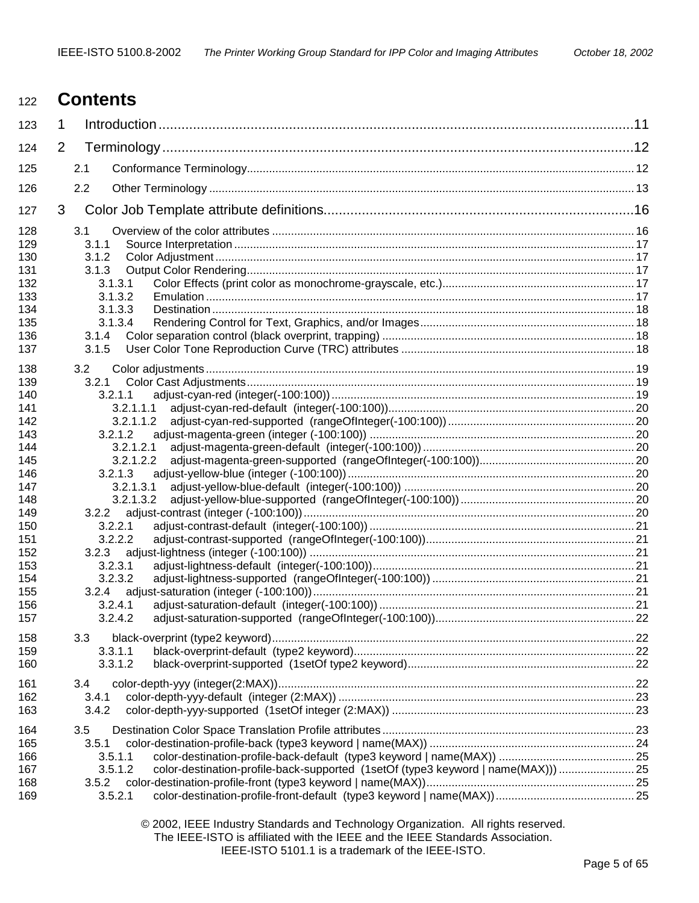# Contents

1 Introduction ... 11

2 Terminology ... 12

- 2.1 Conformance Terminology ... 12
- 2.2 Other Terminology ... 13

3 Color Job Template attribute definitions ... 16

- 3.1 Overview of the color attributes ... 16
  - 3.1.1 Source Interpretation ... 17
  - 3.1.2 Color Adjustment ... 17
  - 3.1.3 Output Color Rendering ... 17
    - 3.1.3.1 Color Effects (print color as monochrome-grayscale, etc.) ... 17
    - 3.1.3.2 Emulation ... 17
    - 3.1.3.3 Destination ... 18
    - 3.1.3.4 Rendering Control for Text, Graphics, and/or Images ... 18
  - 3.1.4 Color separation control (black overprint, trapping) ... 18
  - 3.1.5 User Color Tone Reproduction Curve (TRC) attributes ... 18
- 3.2 Color adjustments ... 19
  - 3.2.1 Color Cast Adjustments ... 19
    - 3.2.1.1 adjust-cyan-red (integer(-100:100)) ... 19
      - 3.2.1.1.1 adjust-cyan-red-default (integer(-100:100)) ... 20
      - 3.2.1.1.2 adjust-cyan-red-supported (rangeOfInteger(-100:100)) ... 20
    - 3.2.1.2 adjust-magenta-green (integer (-100:100)) ... 20
      - 3.2.1.2.1 adjust-magenta-green-default (integer(-100:100)) ... 20
      - 3.2.1.2.2 adjust-magenta-green-supported (rangeOfInteger(-100:100)) ... 20
    - 3.2.1.3 adjust-yellow-blue (integer (-100:100)) ... 20
      - 3.2.1.3.1 adjust-yellow-blue-default (integer(-100:100)) ... 20
      - 3.2.1.3.2 adjust-yellow-blue-supported (rangeOfInteger(-100:100)) ... 20
  - 3.2.2 adjust-contrast (integer (-100:100)) ... 20
    - 3.2.2.1 adjust-contrast-default (integer(-100:100)) ... 21
    - 3.2.2.2 adjust-contrast-supported (rangeOfInteger(-100:100)) ... 21
  - 3.2.3 adjust-lightness (integer (-100:100)) ... 21
    - 3.2.3.1 adjust-lightness-default (integer(-100:100)) ... 21
    - 3.2.3.2 adjust-lightness-supported (rangeOfInteger(-100:100)) ... 21
  - 3.2.4 adjust-saturation (integer (-100:100)) ... 21
    - 3.2.4.1 adjust-saturation-default (integer(-100:100)) ... 21
    - 3.2.4.2 adjust-saturation-supported (rangeOfInteger(-100:100)) ... 22
- 3.3 black-overprint (type2 keyword) ... 22
    - 3.3.1.1 black-overprint-default (type2 keyword) ... 22
    - 3.3.1.2 black-overprint-supported (1setOf type2 keyword) ... 22
- 3.4 color-depth-yyy (integer(2:MAX)) ... 22
  - 3.4.1 color-depth-yyy-default (integer (2:MAX)) ... 23
  - 3.4.2 color-depth-yyy-supported (1setOf integer (2:MAX)) ... 23
- 3.5 Destination Color Space Translation Profile attributes ... 23
  - 3.5.1 color-destination-profile-back (type3 keyword | name(MAX)) ... 24
    - 3.5.1.1 color-destination-profile-back-default (type3 keyword | name(MAX)) ... 25
    - 3.5.1.2 color-destination-profile-back-supported (1setOf (type3 keyword | name(MAX))) ... 25
  - 3.5.2 color-destination-profile-front (type3 keyword | name(MAX)) ... 25
    - 3.5.2.1 color-destination-profile-front-default (type3 keyword | name(MAX)) ... 25

© 2002, IEEE Industry Standards and Technology Organization. All rights reserved.
The IEEE-ISTO is affiliated with the IEEE and the IEEE Standards Association.
IEEE-ISTO 5101.1 is a trademark of the IEEE-ISTO.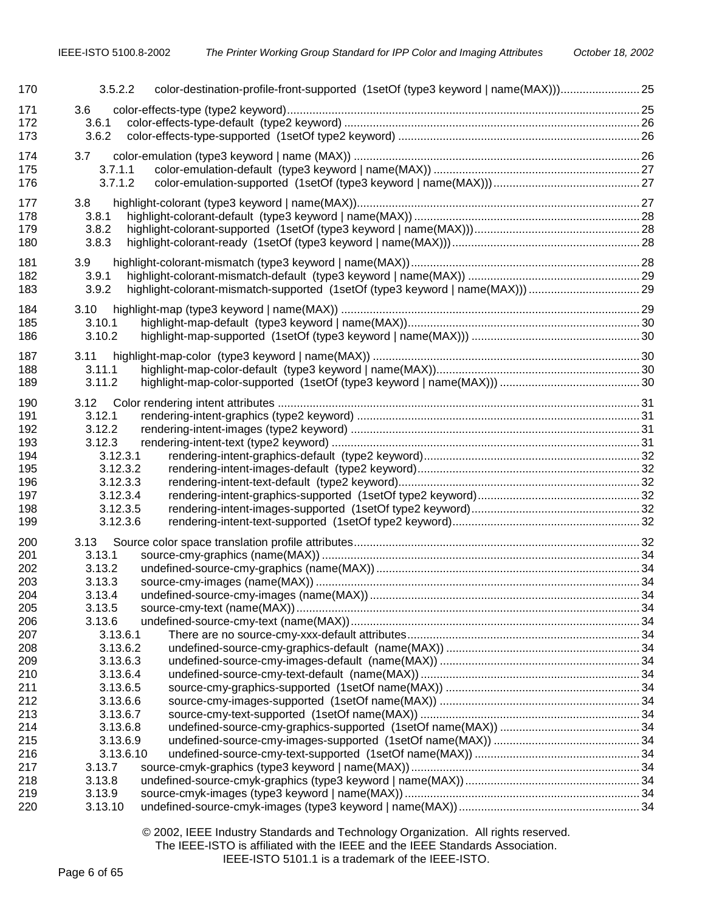170 3.5.2.2 color-destination-profile-front-supported (1setOf (type3 keyword | name(MAX))) 25

171 3.6 color-effects-type (type2 keyword) 25
172 3.6.1 color-effects-type-default (type2 keyword) 26
173 3.6.2 color-effects-type-supported (1setOf type2 keyword) 26

174 3.7 color-emulation (type3 keyword | name (MAX)) 26
175 3.7.1.1 color-emulation-default (type3 keyword | name(MAX)) 27
176 3.7.1.2 color-emulation-supported (1setOf (type3 keyword | name(MAX))) 27

177 3.8 highlight-colorant (type3 keyword | name(MAX)) 27
178 3.8.1 highlight-colorant-default (type3 keyword | name(MAX)) 28
179 3.8.2 highlight-colorant-supported (1setOf (type3 keyword | name(MAX))) 28
180 3.8.3 highlight-colorant-ready (1setOf (type3 keyword | name(MAX))) 28

181 3.9 highlight-colorant-mismatch (type3 keyword | name(MAX)) 28
182 3.9.1 highlight-colorant-mismatch-default (type3 keyword | name(MAX)) 29
183 3.9.2 highlight-colorant-mismatch-supported (1setOf (type3 keyword | name(MAX))) 29

184 3.10 highlight-map (type3 keyword | name(MAX)) 29
185 3.10.1 highlight-map-default (type3 keyword | name(MAX)) 30
186 3.10.2 highlight-map-supported (1setOf (type3 keyword | name(MAX))) 30

187 3.11 highlight-map-color (type3 keyword | name(MAX)) 30
188 3.11.1 highlight-map-color-default (type3 keyword | name(MAX)) 30
189 3.11.2 highlight-map-color-supported (1setOf (type3 keyword | name(MAX))) 30

190 3.12 Color rendering intent attributes 31
191 3.12.1 rendering-intent-graphics (type2 keyword) 31
192 3.12.2 rendering-intent-images (type2 keyword) 31
193 3.12.3 rendering-intent-text (type2 keyword) 31
194 3.12.3.1 rendering-intent-graphics-default (type2 keyword) 32
195 3.12.3.2 rendering-intent-images-default (type2 keyword) 32
196 3.12.3.3 rendering-intent-text-default (type2 keyword) 32
197 3.12.3.4 rendering-intent-graphics-supported (1setOf type2 keyword) 32
198 3.12.3.5 rendering-intent-images-supported (1setOf type2 keyword) 32
199 3.12.3.6 rendering-intent-text-supported (1setOf type2 keyword) 32

200 3.13 Source color space translation profile attributes 32
201 3.13.1 source-cmy-graphics (name(MAX)) 34
202 3.13.2 undefined-source-cmy-graphics (name(MAX)) 34
203 3.13.3 source-cmy-images (name(MAX)) 34
204 3.13.4 undefined-source-cmy-images (name(MAX)) 34
205 3.13.5 source-cmy-text (name(MAX)) 34
206 3.13.6 undefined-source-cmy-text (name(MAX)) 34
207 3.13.6.1 There are no source-cmy-xxx-default attributes 34
208 3.13.6.2 undefined-source-cmy-graphics-default (name(MAX)) 34
209 3.13.6.3 undefined-source-cmy-images-default (name(MAX)) 34
210 3.13.6.4 undefined-source-cmy-text-default (name(MAX)) 34
211 3.13.6.5 source-cmy-graphics-supported (1setOf name(MAX)) 34
212 3.13.6.6 source-cmy-images-supported (1setOf name(MAX)) 34
213 3.13.6.7 source-cmy-text-supported (1setOf name(MAX)) 34
214 3.13.6.8 undefined-source-cmy-graphics-supported (1setOf name(MAX)) 34
215 3.13.6.9 undefined-source-cmy-images-supported (1setOf name(MAX)) 34
216 3.13.6.10 undefined-source-cmy-text-supported (1setOf name(MAX)) 34
217 3.13.7 source-cmyk-graphics (type3 keyword | name(MAX)) 34
218 3.13.8 undefined-source-cmyk-graphics (type3 keyword | name(MAX)) 34
219 3.13.9 source-cmyk-images (type3 keyword | name(MAX)) 34
220 3.13.10 undefined-source-cmyk-images (type3 keyword | name(MAX)) 34

© 2002, IEEE Industry Standards and Technology Organization. All rights reserved.
The IEEE-ISTO is affiliated with the IEEE and the IEEE Standards Association.
IEEE-ISTO 5101.1 is a trademark of the IEEE-ISTO.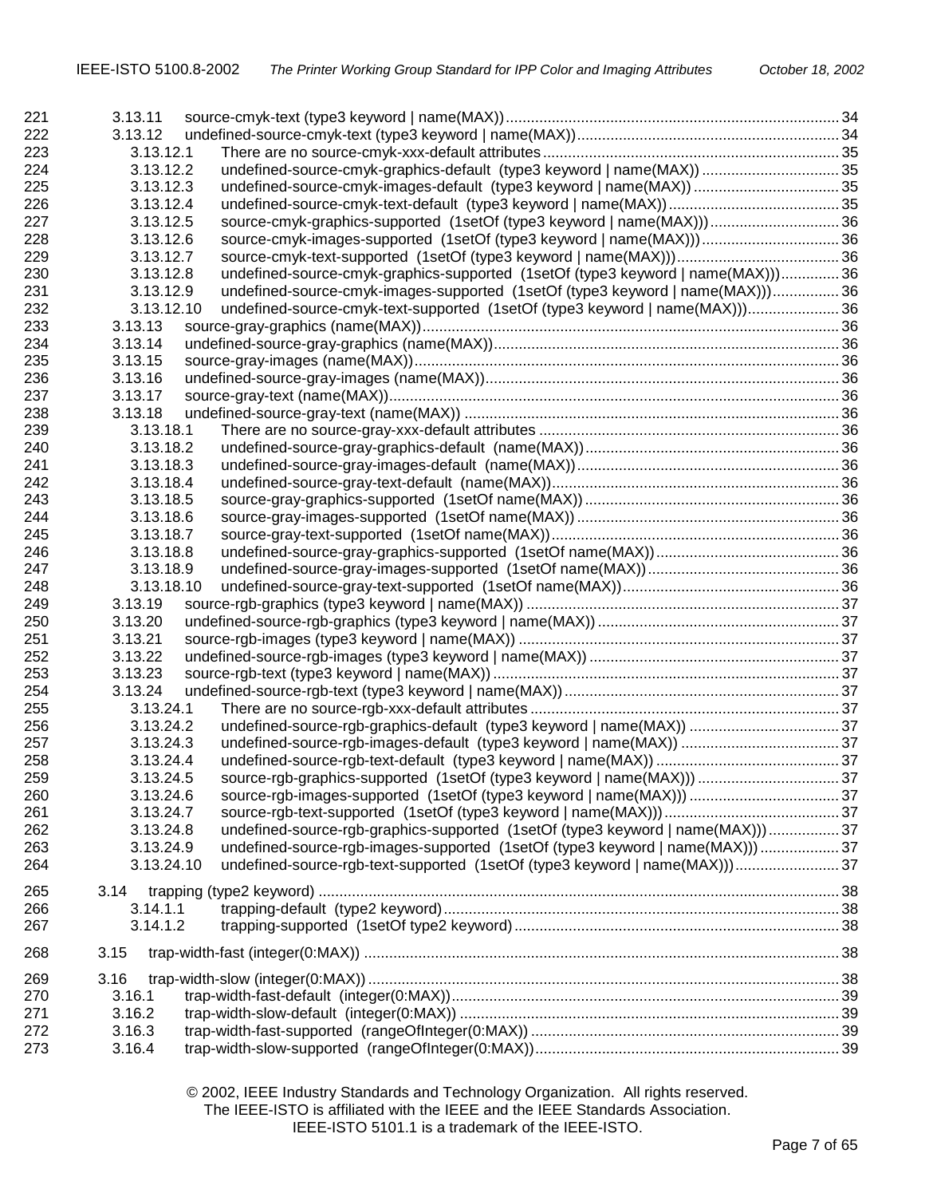221 3.13.11 source-cmyk-text (type3 keyword | name(MAX)) ................................................ 34
222 3.13.12 undefined-source-cmyk-text (type3 keyword | name(MAX)) ................................................ 34
223 3.13.12.1 There are no source-cmyk-xxx-default attributes ................................................ 35
224 3.13.12.2 undefined-source-cmyk-graphics-default (type3 keyword | name(MAX)) ................................................ 35
225 3.13.12.3 undefined-source-cmyk-images-default (type3 keyword | name(MAX)) ................................................ 35
226 3.13.12.4 undefined-source-cmyk-text-default (type3 keyword | name(MAX)) ................................................ 35
227 3.13.12.5 source-cmyk-graphics-supported (1setOf (type3 keyword | name(MAX))) ................................................ 36
228 3.13.12.6 source-cmyk-images-supported (1setOf (type3 keyword | name(MAX))) ................................................ 36
229 3.13.12.7 source-cmyk-text-supported (1setOf (type3 keyword | name(MAX))) ................................................ 36
230 3.13.12.8 undefined-source-cmyk-graphics-supported (1setOf (type3 keyword | name(MAX))) ................................................ 36
231 3.13.12.9 undefined-source-cmyk-images-supported (1setOf (type3 keyword | name(MAX))) ................................................ 36
232 3.13.12.10 undefined-source-cmyk-text-supported (1setOf (type3 keyword | name(MAX))) ................................................ 36
233 3.13.13 source-gray-graphics (name(MAX)) ................................................ 36
234 3.13.14 undefined-source-gray-graphics (name(MAX)) ................................................ 36
235 3.13.15 source-gray-images (name(MAX)) ................................................ 36
236 3.13.16 undefined-source-gray-images (name(MAX)) ................................................ 36
237 3.13.17 source-gray-text (name(MAX)) ................................................ 36
238 3.13.18 undefined-source-gray-text (name(MAX)) ................................................ 36
239 3.13.18.1 There are no source-gray-xxx-default attributes ................................................ 36
240 3.13.18.2 undefined-source-gray-graphics-default (name(MAX)) ................................................ 36
241 3.13.18.3 undefined-source-gray-images-default (name(MAX)) ................................................ 36
242 3.13.18.4 undefined-source-gray-text-default (name(MAX)) ................................................ 36
243 3.13.18.5 source-gray-graphics-supported (1setOf name(MAX)) ................................................ 36
244 3.13.18.6 source-gray-images-supported (1setOf name(MAX)) ................................................ 36
245 3.13.18.7 source-gray-text-supported (1setOf name(MAX)) ................................................ 36
246 3.13.18.8 undefined-source-gray-graphics-supported (1setOf name(MAX)) ................................................ 36
247 3.13.18.9 undefined-source-gray-images-supported (1setOf name(MAX)) ................................................ 36
248 3.13.18.10 undefined-source-gray-text-supported (1setOf name(MAX)) ................................................ 36
249 3.13.19 source-rgb-graphics (type3 keyword | name(MAX)) ................................................ 37
250 3.13.20 undefined-source-rgb-graphics (type3 keyword | name(MAX)) ................................................ 37
251 3.13.21 source-rgb-images (type3 keyword | name(MAX)) ................................................ 37
252 3.13.22 undefined-source-rgb-images (type3 keyword | name(MAX)) ................................................ 37
253 3.13.23 source-rgb-text (type3 keyword | name(MAX)) ................................................ 37
254 3.13.24 undefined-source-rgb-text (type3 keyword | name(MAX)) ................................................ 37
255 3.13.24.1 There are no source-rgb-xxx-default attributes ................................................ 37
256 3.13.24.2 undefined-source-rgb-graphics-default (type3 keyword | name(MAX)) ................................................ 37
257 3.13.24.3 undefined-source-rgb-images-default (type3 keyword | name(MAX)) ................................................ 37
258 3.13.24.4 undefined-source-rgb-text-default (type3 keyword | name(MAX)) ................................................ 37
259 3.13.24.5 source-rgb-graphics-supported (1setOf (type3 keyword | name(MAX))) ................................................ 37
260 3.13.24.6 source-rgb-images-supported (1setOf (type3 keyword | name(MAX))) ................................................ 37
261 3.13.24.7 source-rgb-text-supported (1setOf (type3 keyword | name(MAX))) ................................................ 37
262 3.13.24.8 undefined-source-rgb-graphics-supported (1setOf (type3 keyword | name(MAX))) ................................................ 37
263 3.13.24.9 undefined-source-rgb-images-supported (1setOf (type3 keyword | name(MAX))) ................................................ 37
264 3.13.24.10 undefined-source-rgb-text-supported (1setOf (type3 keyword | name(MAX))) ................................................ 37

265 3.14 trapping (type2 keyword) ................................................ 38
266 3.14.1.1 trapping-default (type2 keyword) ................................................ 38
267 3.14.1.2 trapping-supported (1setOf type2 keyword) ................................................ 38

268 3.15 trap-width-fast (integer(0:MAX)) ................................................ 38

269 3.16 trap-width-slow (integer(0:MAX)) ................................................ 38
270 3.16.1 trap-width-fast-default (integer(0:MAX)) ................................................ 39
271 3.16.2 trap-width-slow-default (integer(0:MAX)) ................................................ 39
272 3.16.3 trap-width-fast-supported (rangeOfInteger(0:MAX)) ................................................ 39
273 3.16.4 trap-width-slow-supported (rangeOfInteger(0:MAX)) ................................................ 39

© 2002, IEEE Industry Standards and Technology Organization. All rights reserved.
The IEEE-ISTO is affiliated with the IEEE and the IEEE Standards Association.
IEEE-ISTO 5101.1 is a trademark of the IEEE-ISTO.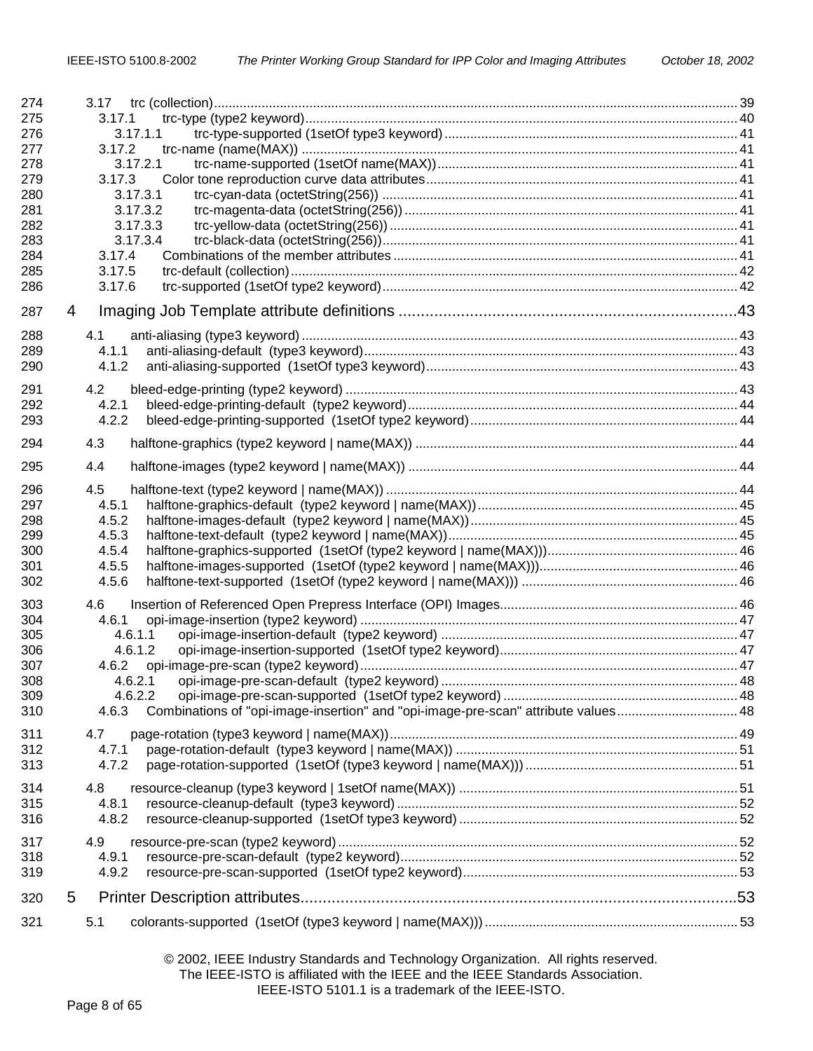274 3.17 trc (collection) ... 39
275 3.17.1 trc-type (type2 keyword) ... 40
276 3.17.1.1 trc-type-supported (1setOf type3 keyword) ... 41
277 3.17.2 trc-name (name(MAX)) ... 41
278 3.17.2.1 trc-name-supported (1setOf name(MAX)) ... 41
279 3.17.3 Color tone reproduction curve data attributes ... 41
280 3.17.3.1 trc-cyan-data (octetString(256)) ... 41
281 3.17.3.2 trc-magenta-data (octetString(256)) ... 41
282 3.17.3.3 trc-yellow-data (octetString(256)) ... 41
283 3.17.3.4 trc-black-data (octetString(256)) ... 41
284 3.17.4 Combinations of the member attributes ... 41
285 3.17.5 trc-default (collection) ... 42
286 3.17.6 trc-supported (1setOf type2 keyword) ... 42

287 4 Imaging Job Template attribute definitions ... 43

288 4.1 anti-aliasing (type3 keyword) ... 43
289 4.1.1 anti-aliasing-default (type3 keyword) ... 43
290 4.1.2 anti-aliasing-supported (1setOf type3 keyword) ... 43

291 4.2 bleed-edge-printing (type2 keyword) ... 43
292 4.2.1 bleed-edge-printing-default (type2 keyword) ... 44
293 4.2.2 bleed-edge-printing-supported (1setOf type2 keyword) ... 44

294 4.3 halftone-graphics (type2 keyword | name(MAX)) ... 44

295 4.4 halftone-images (type2 keyword | name(MAX)) ... 44

296 4.5 halftone-text (type2 keyword | name(MAX)) ... 44
297 4.5.1 halftone-graphics-default (type2 keyword | name(MAX)) ... 45
298 4.5.2 halftone-images-default (type2 keyword | name(MAX)) ... 45
299 4.5.3 halftone-text-default (type2 keyword | name(MAX)) ... 45
300 4.5.4 halftone-graphics-supported (1setOf (type2 keyword | name(MAX))) ... 46
301 4.5.5 halftone-images-supported (1setOf (type2 keyword | name(MAX))) ... 46
302 4.5.6 halftone-text-supported (1setOf (type2 keyword | name(MAX))) ... 46

303 4.6 Insertion of Referenced Open Prepress Interface (OPI) Images ... 46
304 4.6.1 opi-image-insertion (type2 keyword) ... 47
305 4.6.1.1 opi-image-insertion-default (type2 keyword) ... 47
306 4.6.1.2 opi-image-insertion-supported (1setOf type2 keyword) ... 47
307 4.6.2 opi-image-pre-scan (type2 keyword) ... 47
308 4.6.2.1 opi-image-pre-scan-default (type2 keyword) ... 48
309 4.6.2.2 opi-image-pre-scan-supported (1setOf type2 keyword) ... 48
310 4.6.3 Combinations of "opi-image-insertion" and "opi-image-pre-scan" attribute values ... 48

311 4.7 page-rotation (type3 keyword | name(MAX)) ... 49
312 4.7.1 page-rotation-default (type3 keyword | name(MAX)) ... 51
313 4.7.2 page-rotation-supported (1setOf (type3 keyword | name(MAX))) ... 51

314 4.8 resource-cleanup (type3 keyword | 1setOf name(MAX)) ... 51
315 4.8.1 resource-cleanup-default (type3 keyword) ... 52
316 4.8.2 resource-cleanup-supported (1setOf type3 keyword) ... 52

317 4.9 resource-pre-scan (type2 keyword) ... 52
318 4.9.1 resource-pre-scan-default (type2 keyword) ... 52
319 4.9.2 resource-pre-scan-supported (1setOf type2 keyword) ... 53

320 5 Printer Description attributes ... 53

321 5.1 colorants-supported (1setOf (type3 keyword | name(MAX))) ... 53

© 2002, IEEE Industry Standards and Technology Organization. All rights reserved.
The IEEE-ISTO is affiliated with the IEEE and the IEEE Standards Association.
IEEE-ISTO 5101.1 is a trademark of the IEEE-ISTO.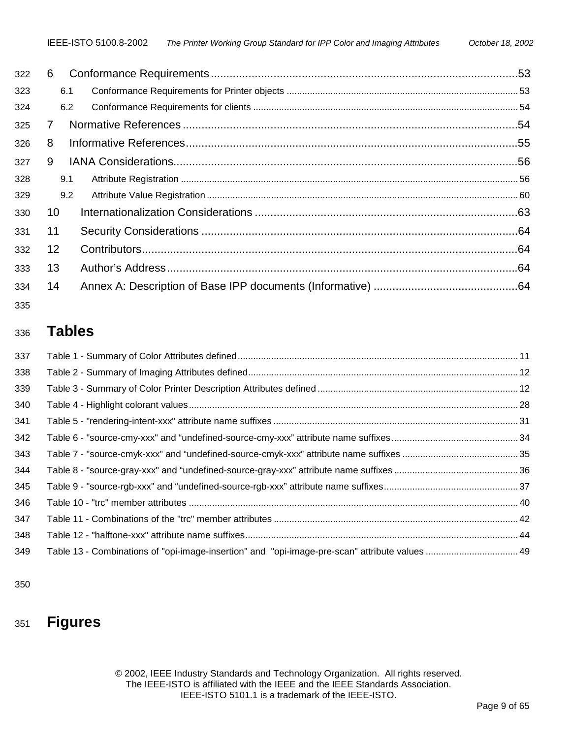6 Conformance Requirements ........ 53
  6.1 Conformance Requirements for Printer objects ........ 53
  6.2 Conformance Requirements for clients ........ 54
7 Normative References ........ 54
8 Informative References ........ 55
9 IANA Considerations ........ 56
  9.1 Attribute Registration ........ 56
  9.2 Attribute Value Registration ........ 60
10 Internationalization Considerations ........ 63
11 Security Considerations ........ 64
12 Contributors ........ 64
13 Author's Address ........ 64
14 Annex A: Description of Base IPP documents (Informative) ........ 64

# Tables

Table 1 - Summary of Color Attributes defined ........ 11
Table 2 - Summary of Imaging Attributes defined ........ 12
Table 3 - Summary of Color Printer Description Attributes defined ........ 12
Table 4 - Highlight colorant values ........ 28
Table 5 - "rendering-intent-xxx" attribute name suffixes ........ 31
Table 6 - "source-cmy-xxx" and "undefined-source-cmy-xxx" attribute name suffixes ........ 34
Table 7 - "source-cmyk-xxx" and "undefined-source-cmyk-xxx" attribute name suffixes ........ 35
Table 8 - "source-gray-xxx" and "undefined-source-gray-xxx" attribute name suffixes ........ 36
Table 9 - "source-rgb-xxx" and "undefined-source-rgb-xxx" attribute name suffixes ........ 37
Table 10 - "trc" member attributes ........ 40
Table 11 - Combinations of the "trc" member attributes ........ 42
Table 12 - "halftone-xxx" attribute name suffixes ........ 44
Table 13 - Combinations of "opi-image-insertion" and "opi-image-pre-scan" attribute values ........ 49

# Figures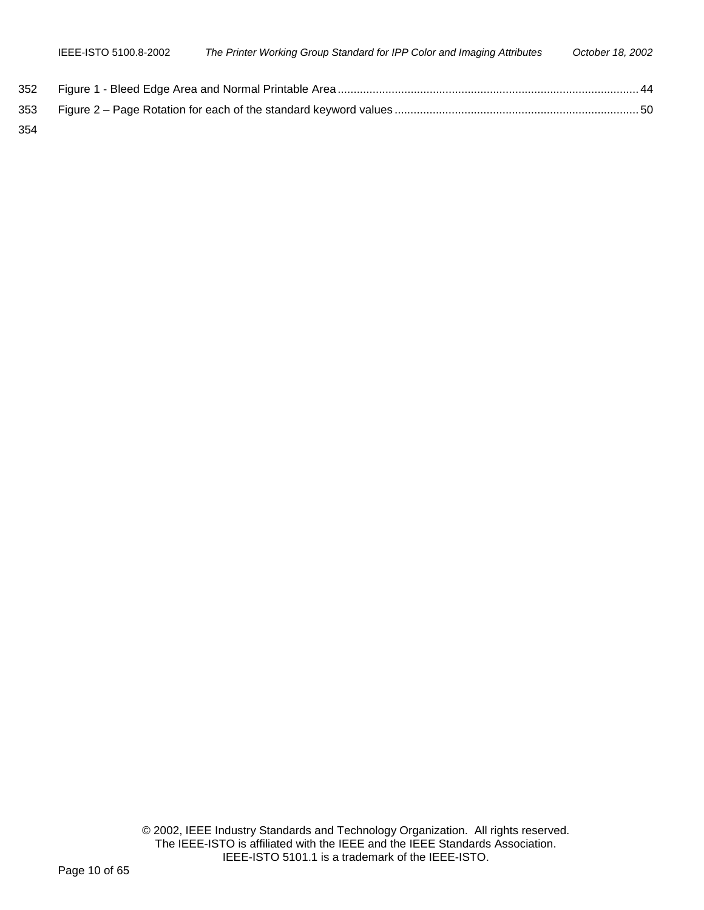352 Figure 1 - Bleed Edge Area and Normal Printable Area ..... 44

353 Figure 2 – Page Rotation for each of the standard keyword values ..... 50

354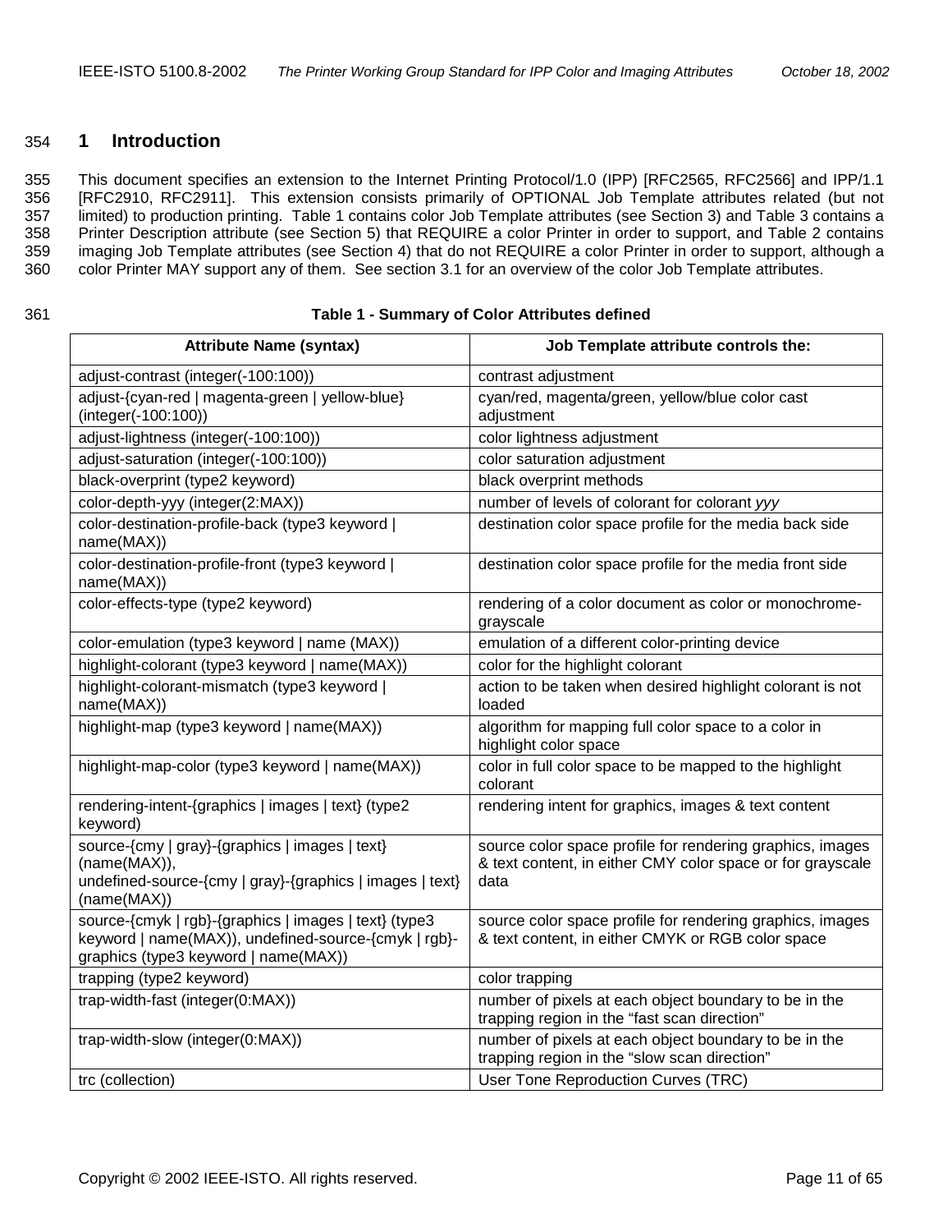# 1 Introduction

This document specifies an extension to the Internet Printing Protocol/1.0 (IPP) [RFC2565, RFC2566] and IPP/1.1 [RFC2910, RFC2911]. This extension consists primarily of OPTIONAL Job Template attributes related (but not limited) to production printing. Table 1 contains color Job Template attributes (see Section 3) and Table 3 contains a Printer Description attribute (see Section 5) that REQUIRE a color Printer in order to support, and Table 2 contains imaging Job Template attributes (see Section 4) that do not REQUIRE a color Printer in order to support, although a color Printer MAY support any of them. See section 3.1 for an overview of the color Job Template attributes.

**Table 1 - Summary of Color Attributes defined**

| Attribute Name (syntax) | Job Template attribute controls the: |
|---|---|
| adjust-contrast (integer(-100:100)) | contrast adjustment |
| adjust-{cyan-red \| magenta-green \| yellow-blue} (integer(-100:100)) | cyan/red, magenta/green, yellow/blue color cast adjustment |
| adjust-lightness (integer(-100:100)) | color lightness adjustment |
| adjust-saturation (integer(-100:100)) | color saturation adjustment |
| black-overprint (type2 keyword) | black overprint methods |
| color-depth-yyy (integer(2:MAX)) | number of levels of colorant for colorant *yyy* |
| color-destination-profile-back (type3 keyword \| name(MAX)) | destination color space profile for the media back side |
| color-destination-profile-front (type3 keyword \| name(MAX)) | destination color space profile for the media front side |
| color-effects-type (type2 keyword) | rendering of a color document as color or monochrome-grayscale |
| color-emulation (type3 keyword \| name (MAX)) | emulation of a different color-printing device |
| highlight-colorant (type3 keyword \| name(MAX)) | color for the highlight colorant |
| highlight-colorant-mismatch (type3 keyword \| name(MAX)) | action to be taken when desired highlight colorant is not loaded |
| highlight-map (type3 keyword \| name(MAX)) | algorithm for mapping full color space to a color in highlight color space |
| highlight-map-color (type3 keyword \| name(MAX)) | color in full color space to be mapped to the highlight colorant |
| rendering-intent-{graphics \| images \| text} (type2 keyword) | rendering intent for graphics, images & text content |
| source-{cmy \| gray}-{graphics \| images \| text} (name(MAX)), undefined-source-{cmy \| gray}-{graphics \| images \| text} (name(MAX)) | source color space profile for rendering graphics, images & text content, in either CMY color space or for grayscale data |
| source-{cmyk \| rgb}-{graphics \| images \| text} (type3 keyword \| name(MAX)), undefined-source-{cmyk \| rgb}-graphics (type3 keyword \| name(MAX)) | source color space profile for rendering graphics, images & text content, in either CMYK or RGB color space |
| trapping (type2 keyword) | color trapping |
| trap-width-fast (integer(0:MAX)) | number of pixels at each object boundary to be in the trapping region in the "fast scan direction" |
| trap-width-slow (integer(0:MAX)) | number of pixels at each object boundary to be in the trapping region in the "slow scan direction" |
| trc (collection) | User Tone Reproduction Curves (TRC) |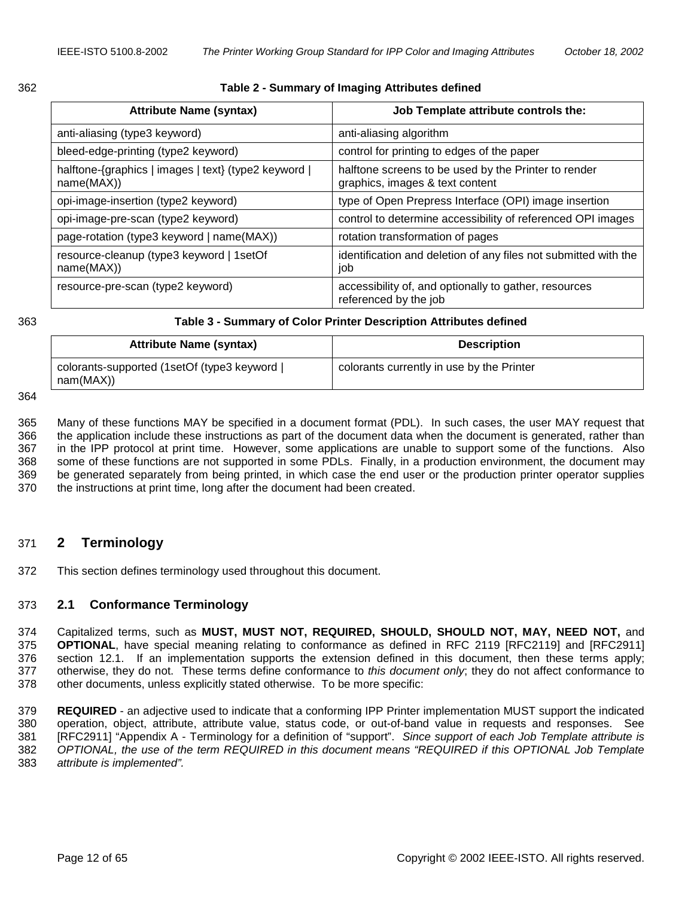**Table 2 - Summary of Imaging Attributes defined**

| Attribute Name (syntax) | Job Template attribute controls the: |
|---|---|
| anti-aliasing (type3 keyword) | anti-aliasing algorithm |
| bleed-edge-printing (type2 keyword) | control for printing to edges of the paper |
| halftone-{graphics \| images \| text} (type2 keyword \| name(MAX)) | halftone screens to be used by the Printer to render graphics, images & text content |
| opi-image-insertion (type2 keyword) | type of Open Prepress Interface (OPI) image insertion |
| opi-image-pre-scan (type2 keyword) | control to determine accessibility of referenced OPI images |
| page-rotation (type3 keyword \| name(MAX)) | rotation transformation of pages |
| resource-cleanup (type3 keyword \| 1setOf name(MAX)) | identification and deletion of any files not submitted with the job |
| resource-pre-scan (type2 keyword) | accessibility of, and optionally to gather, resources referenced by the job |

**Table 3 - Summary of Color Printer Description Attributes defined**

| Attribute Name (syntax) | Description |
|---|---|
| colorants-supported (1setOf (type3 keyword \| nam(MAX)) | colorants currently in use by the Printer |

Many of these functions MAY be specified in a document format (PDL). In such cases, the user MAY request that the application include these instructions as part of the document data when the document is generated, rather than in the IPP protocol at print time. However, some applications are unable to support some of the functions. Also some of these functions are not supported in some PDLs. Finally, in a production environment, the document may be generated separately from being printed, in which case the end user or the production printer operator supplies the instructions at print time, long after the document had been created.

# 2 Terminology

This section defines terminology used throughout this document.

## 2.1 Conformance Terminology

Capitalized terms, such as **MUST, MUST NOT, REQUIRED, SHOULD, SHOULD NOT, MAY, NEED NOT,** and **OPTIONAL**, have special meaning relating to conformance as defined in RFC 2119 [RFC2119] and [RFC2911] section 12.1. If an implementation supports the extension defined in this document, then these terms apply; otherwise, they do not. These terms define conformance to *this document only*; they do not affect conformance to other documents, unless explicitly stated otherwise. To be more specific:

**REQUIRED** - an adjective used to indicate that a conforming IPP Printer implementation MUST support the indicated operation, object, attribute, attribute value, status code, or out-of-band value in requests and responses. See [RFC2911] "Appendix A - Terminology for a definition of "support". *Since support of each Job Template attribute is OPTIONAL, the use of the term REQUIRED in this document means "REQUIRED if this OPTIONAL Job Template attribute is implemented".*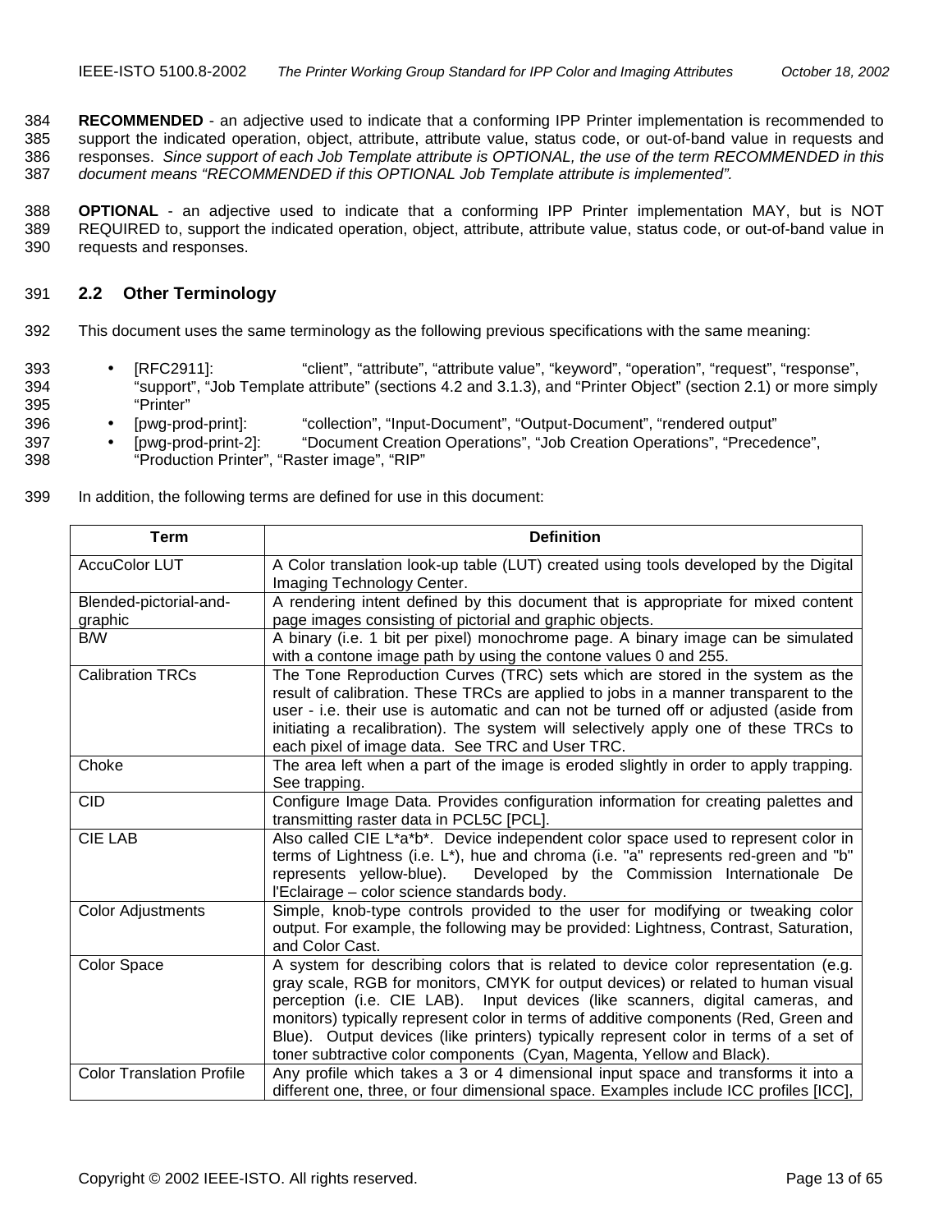**RECOMMENDED** - an adjective used to indicate that a conforming IPP Printer implementation is recommended to support the indicated operation, object, attribute, attribute value, status code, or out-of-band value in requests and responses. *Since support of each Job Template attribute is OPTIONAL, the use of the term RECOMMENDED in this document means "RECOMMENDED if this OPTIONAL Job Template attribute is implemented".*

**OPTIONAL** - an adjective used to indicate that a conforming IPP Printer implementation MAY, but is NOT REQUIRED to, support the indicated operation, object, attribute, attribute value, status code, or out-of-band value in requests and responses.

## 2.2 Other Terminology

This document uses the same terminology as the following previous specifications with the same meaning:

- [RFC2911]: "client", "attribute", "attribute value", "keyword", "operation", "request", "response", "support", "Job Template attribute" (sections 4.2 and 3.1.3), and "Printer Object" (section 2.1) or more simply "Printer"
- [pwg-prod-print]: "collection", "Input-Document", "Output-Document", "rendered output"
- [pwg-prod-print-2]: "Document Creation Operations", "Job Creation Operations", "Precedence", "Production Printer", "Raster image", "RIP"

In addition, the following terms are defined for use in this document:

| Term | Definition |
| --- | --- |
| AccuColor LUT | A Color translation look-up table (LUT) created using tools developed by the Digital Imaging Technology Center. |
| Blended-pictorial-and-graphic | A rendering intent defined by this document that is appropriate for mixed content page images consisting of pictorial and graphic objects. |
| B/W | A binary (i.e. 1 bit per pixel) monochrome page. A binary image can be simulated with a contone image path by using the contone values 0 and 255. |
| Calibration TRCs | The Tone Reproduction Curves (TRC) sets which are stored in the system as the result of calibration. These TRCs are applied to jobs in a manner transparent to the user - i.e. their use is automatic and can not be turned off or adjusted (aside from initiating a recalibration). The system will selectively apply one of these TRCs to each pixel of image data. See TRC and User TRC. |
| Choke | The area left when a part of the image is eroded slightly in order to apply trapping. See trapping. |
| CID | Configure Image Data. Provides configuration information for creating palettes and transmitting raster data in PCL5C [PCL]. |
| CIE LAB | Also called CIE L*a*b*. Device independent color space used to represent color in terms of Lightness (i.e. L*), hue and chroma (i.e. "a" represents red-green and "b" represents yellow-blue). Developed by the Commission Internationale De l'Eclairage – color science standards body. |
| Color Adjustments | Simple, knob-type controls provided to the user for modifying or tweaking color output. For example, the following may be provided: Lightness, Contrast, Saturation, and Color Cast. |
| Color Space | A system for describing colors that is related to device color representation (e.g. gray scale, RGB for monitors, CMYK for output devices) or related to human visual perception (i.e. CIE LAB). Input devices (like scanners, digital cameras, and monitors) typically represent color in terms of additive components (Red, Green and Blue). Output devices (like printers) typically represent color in terms of a set of toner subtractive color components (Cyan, Magenta, Yellow and Black). |
| Color Translation Profile | Any profile which takes a 3 or 4 dimensional input space and transforms it into a different one, three, or four dimensional space. Examples include ICC profiles [ICC], |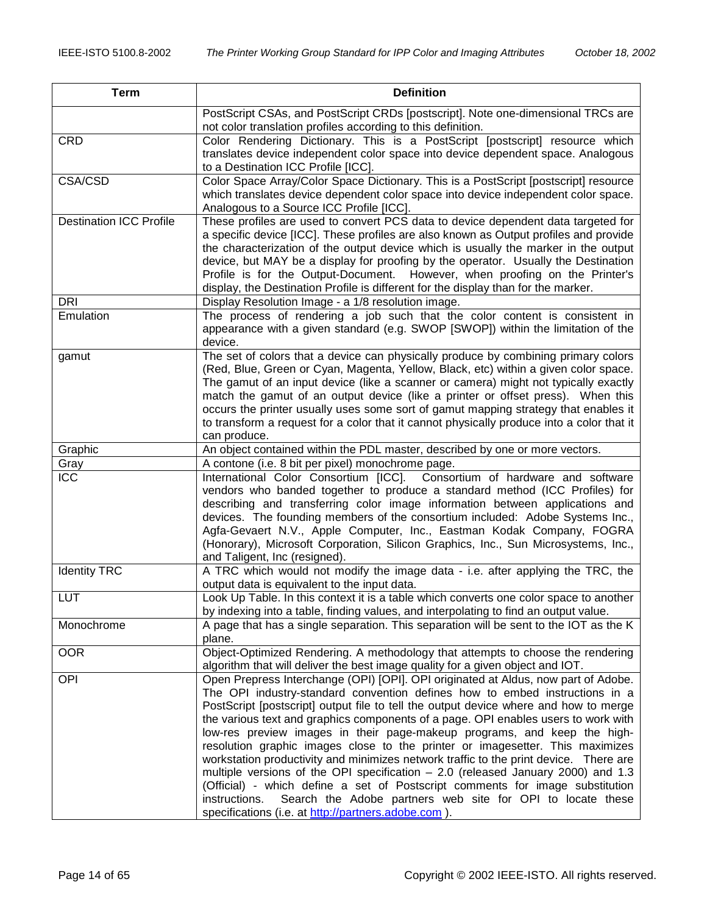| Term | Definition |
| --- | --- |
| | PostScript CSAs, and PostScript CRDs [postscript]. Note one-dimensional TRCs are not color translation profiles according to this definition. |
| CRD | Color Rendering Dictionary. This is a PostScript [postscript] resource which translates device independent color space into device dependent space. Analogous to a Destination ICC Profile [ICC]. |
| CSA/CSD | Color Space Array/Color Space Dictionary. This is a PostScript [postscript] resource which translates device dependent color space into device independent color space. Analogous to a Source ICC Profile [ICC]. |
| Destination ICC Profile | These profiles are used to convert PCS data to device dependent data targeted for a specific device [ICC]. These profiles are also known as Output profiles and provide the characterization of the output device which is usually the marker in the output device, but MAY be a display for proofing by the operator. Usually the Destination Profile is for the Output-Document. However, when proofing on the Printer's display, the Destination Profile is different for the display than for the marker. |
| DRI | Display Resolution Image - a 1/8 resolution image. |
| Emulation | The process of rendering a job such that the color content is consistent in appearance with a given standard (e.g. SWOP [SWOP]) within the limitation of the device. |
| gamut | The set of colors that a device can physically produce by combining primary colors (Red, Blue, Green or Cyan, Magenta, Yellow, Black, etc) within a given color space. The gamut of an input device (like a scanner or camera) might not typically exactly match the gamut of an output device (like a printer or offset press). When this occurs the printer usually uses some sort of gamut mapping strategy that enables it to transform a request for a color that it cannot physically produce into a color that it can produce. |
| Graphic | An object contained within the PDL master, described by one or more vectors. |
| Gray | A contone (i.e. 8 bit per pixel) monochrome page. |
| ICC | International Color Consortium [ICC]. Consortium of hardware and software vendors who banded together to produce a standard method (ICC Profiles) for describing and transferring color image information between applications and devices. The founding members of the consortium included: Adobe Systems Inc., Agfa-Gevaert N.V., Apple Computer, Inc., Eastman Kodak Company, FOGRA (Honorary), Microsoft Corporation, Silicon Graphics, Inc., Sun Microsystems, Inc., and Taligent, Inc (resigned). |
| Identity TRC | A TRC which would not modify the image data - i.e. after applying the TRC, the output data is equivalent to the input data. |
| LUT | Look Up Table. In this context it is a table which converts one color space to another by indexing into a table, finding values, and interpolating to find an output value. |
| Monochrome | A page that has a single separation. This separation will be sent to the IOT as the K plane. |
| OOR | Object-Optimized Rendering. A methodology that attempts to choose the rendering algorithm that will deliver the best image quality for a given object and IOT. |
| OPI | Open Prepress Interchange (OPI) [OPI]. OPI originated at Aldus, now part of Adobe. The OPI industry-standard convention defines how to embed instructions in a PostScript [postscript] output file to tell the output device where and how to merge the various text and graphics components of a page. OPI enables users to work with low-res preview images in their page-makeup programs, and keep the high-resolution graphic images close to the printer or imagesetter. This maximizes workstation productivity and minimizes network traffic to the print device. There are multiple versions of the OPI specification – 2.0 (released January 2000) and 1.3 (Official) - which define a set of Postscript comments for image substitution instructions. Search the Adobe partners web site for OPI to locate these specifications (i.e. at http://partners.adobe.com ). |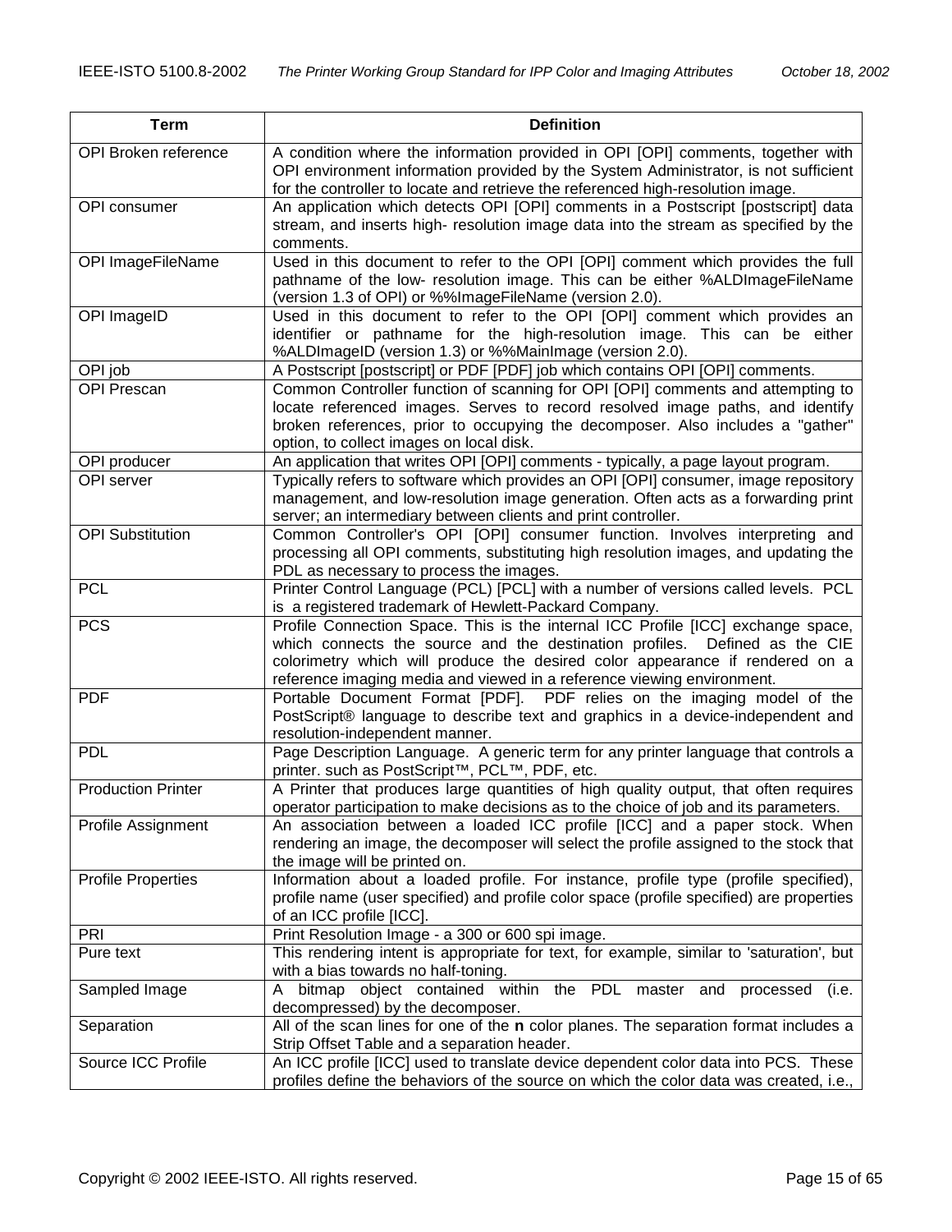| Term | Definition |
|---|---|
| OPI Broken reference | A condition where the information provided in OPI [OPI] comments, together with OPI environment information provided by the System Administrator, is not sufficient for the controller to locate and retrieve the referenced high-resolution image. |
| OPI consumer | An application which detects OPI [OPI] comments in a Postscript [postscript] data stream, and inserts high- resolution image data into the stream as specified by the comments. |
| OPI ImageFileName | Used in this document to refer to the OPI [OPI] comment which provides the full pathname of the low- resolution image. This can be either %ALDImageFileName (version 1.3 of OPI) or %%ImageFileName (version 2.0). |
| OPI ImageID | Used in this document to refer to the OPI [OPI] comment which provides an identifier or pathname for the high-resolution image. This can be either %ALDImageID (version 1.3) or %%MainImage (version 2.0). |
| OPI job | A Postscript [postscript] or PDF [PDF] job which contains OPI [OPI] comments. |
| OPI Prescan | Common Controller function of scanning for OPI [OPI] comments and attempting to locate referenced images. Serves to record resolved image paths, and identify broken references, prior to occupying the decomposer. Also includes a "gather" option, to collect images on local disk. |
| OPI producer | An application that writes OPI [OPI] comments - typically, a page layout program. |
| OPI server | Typically refers to software which provides an OPI [OPI] consumer, image repository management, and low-resolution image generation. Often acts as a forwarding print server; an intermediary between clients and print controller. |
| OPI Substitution | Common Controller's OPI [OPI] consumer function. Involves interpreting and processing all OPI comments, substituting high resolution images, and updating the PDL as necessary to process the images. |
| PCL | Printer Control Language (PCL) [PCL] with a number of versions called levels. PCL is a registered trademark of Hewlett-Packard Company. |
| PCS | Profile Connection Space. This is the internal ICC Profile [ICC] exchange space, which connects the source and the destination profiles. Defined as the CIE colorimetry which will produce the desired color appearance if rendered on a reference imaging media and viewed in a reference viewing environment. |
| PDF | Portable Document Format [PDF]. PDF relies on the imaging model of the PostScript® language to describe text and graphics in a device-independent and resolution-independent manner. |
| PDL | Page Description Language. A generic term for any printer language that controls a printer. such as PostScript™, PCL™, PDF, etc. |
| Production Printer | A Printer that produces large quantities of high quality output, that often requires operator participation to make decisions as to the choice of job and its parameters. |
| Profile Assignment | An association between a loaded ICC profile [ICC] and a paper stock. When rendering an image, the decomposer will select the profile assigned to the stock that the image will be printed on. |
| Profile Properties | Information about a loaded profile. For instance, profile type (profile specified), profile name (user specified) and profile color space (profile specified) are properties of an ICC profile [ICC]. |
| PRI | Print Resolution Image - a 300 or 600 spi image. |
| Pure text | This rendering intent is appropriate for text, for example, similar to 'saturation', but with a bias towards no half-toning. |
| Sampled Image | A bitmap object contained within the PDL master and processed (i.e. decompressed) by the decomposer. |
| Separation | All of the scan lines for one of the **n** color planes. The separation format includes a Strip Offset Table and a separation header. |
| Source ICC Profile | An ICC profile [ICC] used to translate device dependent color data into PCS. These profiles define the behaviors of the source on which the color data was created, i.e., |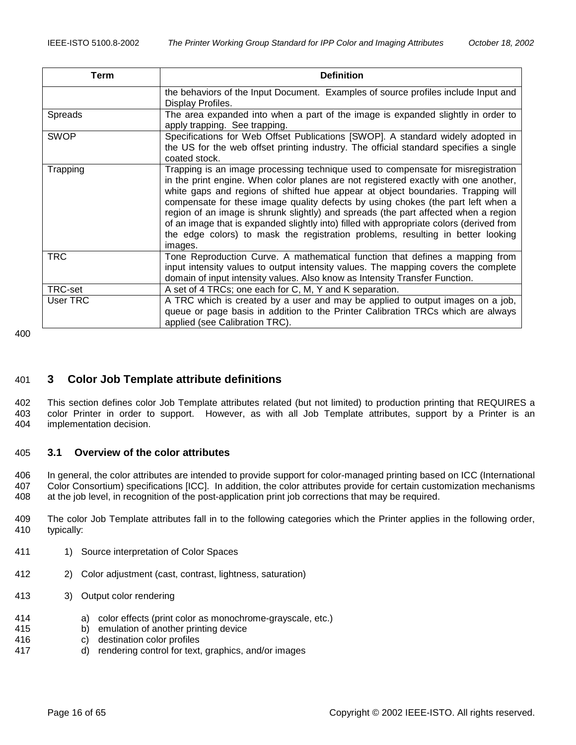| Term | Definition |
| --- | --- |
| | the behaviors of the Input Document. Examples of source profiles include Input and Display Profiles. |
| Spreads | The area expanded into when a part of the image is expanded slightly in order to apply trapping. See trapping. |
| SWOP | Specifications for Web Offset Publications [SWOP]. A standard widely adopted in the US for the web offset printing industry. The official standard specifies a single coated stock. |
| Trapping | Trapping is an image processing technique used to compensate for misregistration in the print engine. When color planes are not registered exactly with one another, white gaps and regions of shifted hue appear at object boundaries. Trapping will compensate for these image quality defects by using chokes (the part left when a region of an image is shrunk slightly) and spreads (the part affected when a region of an image that is expanded slightly into) filled with appropriate colors (derived from the edge colors) to mask the registration problems, resulting in better looking images. |
| TRC | Tone Reproduction Curve. A mathematical function that defines a mapping from input intensity values to output intensity values. The mapping covers the complete domain of input intensity values. Also know as Intensity Transfer Function. |
| TRC-set | A set of 4 TRCs; one each for C, M, Y and K separation. |
| User TRC | A TRC which is created by a user and may be applied to output images on a job, queue or page basis in addition to the Printer Calibration TRCs which are always applied (see Calibration TRC). |

# 3 Color Job Template attribute definitions

This section defines color Job Template attributes related (but not limited) to production printing that REQUIRES a color Printer in order to support. However, as with all Job Template attributes, support by a Printer is an implementation decision.

## 3.1 Overview of the color attributes

In general, the color attributes are intended to provide support for color-managed printing based on ICC (International Color Consortium) specifications [ICC]. In addition, the color attributes provide for certain customization mechanisms at the job level, in recognition of the post-application print job corrections that may be required.

The color Job Template attributes fall in to the following categories which the Printer applies in the following order, typically:

1) Source interpretation of Color Spaces

2) Color adjustment (cast, contrast, lightness, saturation)

3) Output color rendering

   a) color effects (print color as monochrome-grayscale, etc.)
   b) emulation of another printing device
   c) destination color profiles
   d) rendering control for text, graphics, and/or images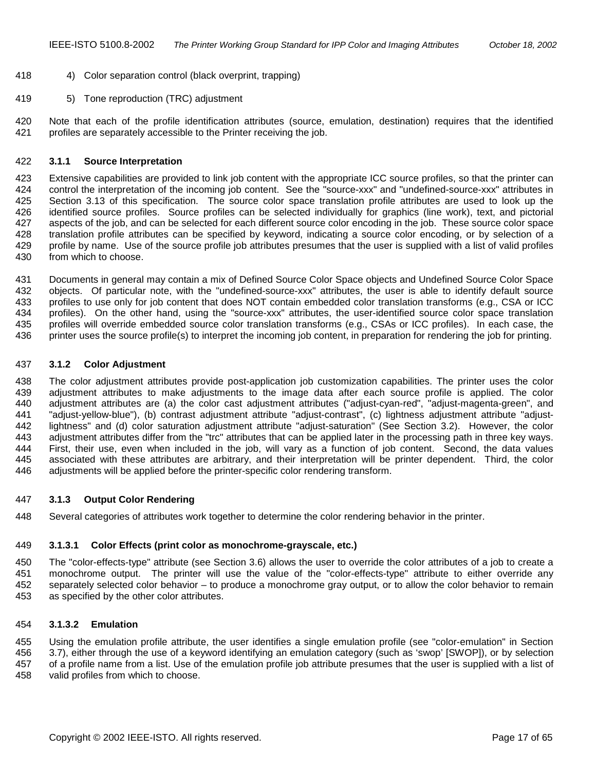4) Color separation control (black overprint, trapping)

5) Tone reproduction (TRC) adjustment

Note that each of the profile identification attributes (source, emulation, destination) requires that the identified profiles are separately accessible to the Printer receiving the job.

### 3.1.1 Source Interpretation

Extensive capabilities are provided to link job content with the appropriate ICC source profiles, so that the printer can control the interpretation of the incoming job content. See the "source-xxx" and "undefined-source-xxx" attributes in Section 3.13 of this specification. The source color space translation profile attributes are used to look up the identified source profiles. Source profiles can be selected individually for graphics (line work), text, and pictorial aspects of the job, and can be selected for each different source color encoding in the job. These source color space translation profile attributes can be specified by keyword, indicating a source color encoding, or by selection of a profile by name. Use of the source profile job attributes presumes that the user is supplied with a list of valid profiles from which to choose.

Documents in general may contain a mix of Defined Source Color Space objects and Undefined Source Color Space objects. Of particular note, with the "undefined-source-xxx" attributes, the user is able to identify default source profiles to use only for job content that does NOT contain embedded color translation transforms (e.g., CSA or ICC profiles). On the other hand, using the "source-xxx" attributes, the user-identified source color space translation profiles will override embedded source color translation transforms (e.g., CSAs or ICC profiles). In each case, the printer uses the source profile(s) to interpret the incoming job content, in preparation for rendering the job for printing.

### 3.1.2 Color Adjustment

The color adjustment attributes provide post-application job customization capabilities. The printer uses the color adjustment attributes to make adjustments to the image data after each source profile is applied. The color adjustment attributes are (a) the color cast adjustment attributes ("adjust-cyan-red", "adjust-magenta-green", and "adjust-yellow-blue"), (b) contrast adjustment attribute "adjust-contrast", (c) lightness adjustment attribute "adjust-lightness" and (d) color saturation adjustment attribute "adjust-saturation" (See Section 3.2). However, the color adjustment attributes differ from the "trc" attributes that can be applied later in the processing path in three key ways. First, their use, even when included in the job, will vary as a function of job content. Second, the data values associated with these attributes are arbitrary, and their interpretation will be printer dependent. Third, the color adjustments will be applied before the printer-specific color rendering transform.

### 3.1.3 Output Color Rendering

Several categories of attributes work together to determine the color rendering behavior in the printer.

#### 3.1.3.1 Color Effects (print color as monochrome-grayscale, etc.)

The "color-effects-type" attribute (see Section 3.6) allows the user to override the color attributes of a job to create a monochrome output. The printer will use the value of the "color-effects-type" attribute to either override any separately selected color behavior – to produce a monochrome gray output, or to allow the color behavior to remain as specified by the other color attributes.

#### 3.1.3.2 Emulation

Using the emulation profile attribute, the user identifies a single emulation profile (see "color-emulation" in Section 3.7), either through the use of a keyword identifying an emulation category (such as 'swop' [SWOP]), or by selection of a profile name from a list. Use of the emulation profile job attribute presumes that the user is supplied with a list of valid profiles from which to choose.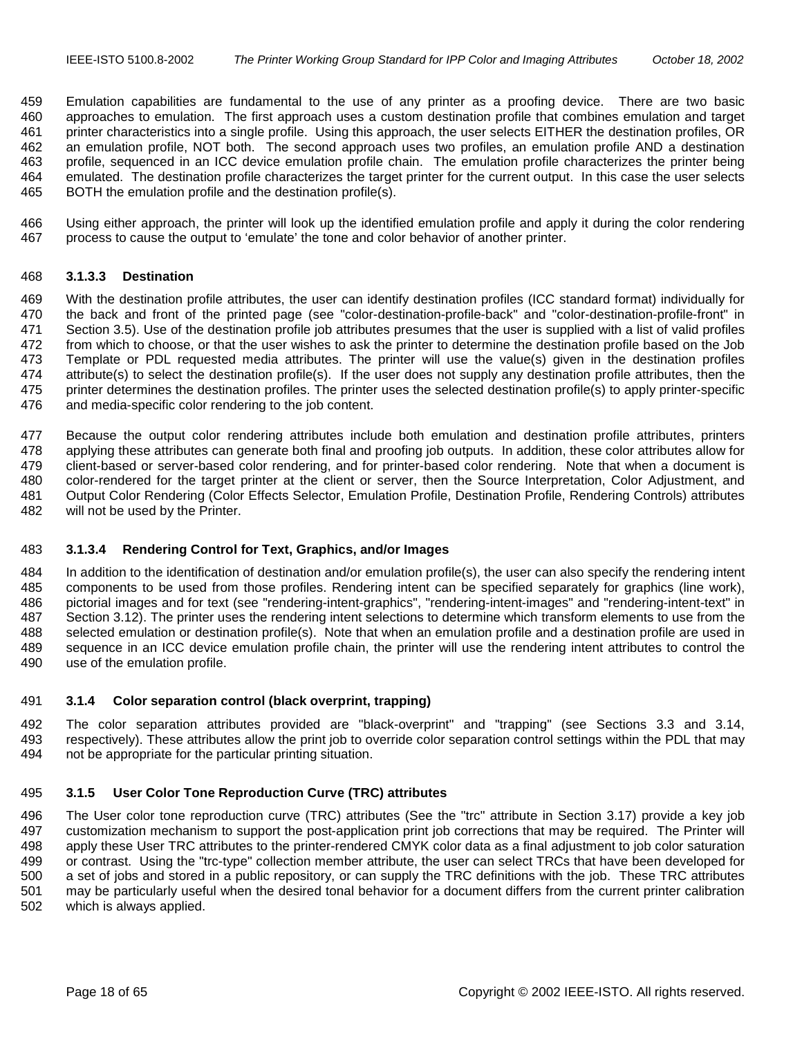Emulation capabilities are fundamental to the use of any printer as a proofing device. There are two basic approaches to emulation. The first approach uses a custom destination profile that combines emulation and target printer characteristics into a single profile. Using this approach, the user selects EITHER the destination profiles, OR an emulation profile, NOT both. The second approach uses two profiles, an emulation profile AND a destination profile, sequenced in an ICC device emulation profile chain. The emulation profile characterizes the printer being emulated. The destination profile characterizes the target printer for the current output. In this case the user selects BOTH the emulation profile and the destination profile(s).

Using either approach, the printer will look up the identified emulation profile and apply it during the color rendering process to cause the output to 'emulate' the tone and color behavior of another printer.

#### 3.1.3.3 Destination

With the destination profile attributes, the user can identify destination profiles (ICC standard format) individually for the back and front of the printed page (see "color-destination-profile-back" and "color-destination-profile-front" in Section 3.5). Use of the destination profile job attributes presumes that the user is supplied with a list of valid profiles from which to choose, or that the user wishes to ask the printer to determine the destination profile based on the Job Template or PDL requested media attributes. The printer will use the value(s) given in the destination profiles attribute(s) to select the destination profile(s). If the user does not supply any destination profile attributes, then the printer determines the destination profiles. The printer uses the selected destination profile(s) to apply printer-specific and media-specific color rendering to the job content.

Because the output color rendering attributes include both emulation and destination profile attributes, printers applying these attributes can generate both final and proofing job outputs. In addition, these color attributes allow for client-based or server-based color rendering, and for printer-based color rendering. Note that when a document is color-rendered for the target printer at the client or server, then the Source Interpretation, Color Adjustment, and Output Color Rendering (Color Effects Selector, Emulation Profile, Destination Profile, Rendering Controls) attributes will not be used by the Printer.

#### 3.1.3.4 Rendering Control for Text, Graphics, and/or Images

In addition to the identification of destination and/or emulation profile(s), the user can also specify the rendering intent components to be used from those profiles. Rendering intent can be specified separately for graphics (line work), pictorial images and for text (see "rendering-intent-graphics", "rendering-intent-images" and "rendering-intent-text" in Section 3.12). The printer uses the rendering intent selections to determine which transform elements to use from the selected emulation or destination profile(s). Note that when an emulation profile and a destination profile are used in sequence in an ICC device emulation profile chain, the printer will use the rendering intent attributes to control the use of the emulation profile.

### 3.1.4 Color separation control (black overprint, trapping)

The color separation attributes provided are "black-overprint" and "trapping" (see Sections 3.3 and 3.14, respectively). These attributes allow the print job to override color separation control settings within the PDL that may not be appropriate for the particular printing situation.

### 3.1.5 User Color Tone Reproduction Curve (TRC) attributes

The User color tone reproduction curve (TRC) attributes (See the "trc" attribute in Section 3.17) provide a key job customization mechanism to support the post-application print job corrections that may be required. The Printer will apply these User TRC attributes to the printer-rendered CMYK color data as a final adjustment to job color saturation or contrast. Using the "trc-type" collection member attribute, the user can select TRCs that have been developed for a set of jobs and stored in a public repository, or can supply the TRC definitions with the job. These TRC attributes may be particularly useful when the desired tonal behavior for a document differs from the current printer calibration which is always applied.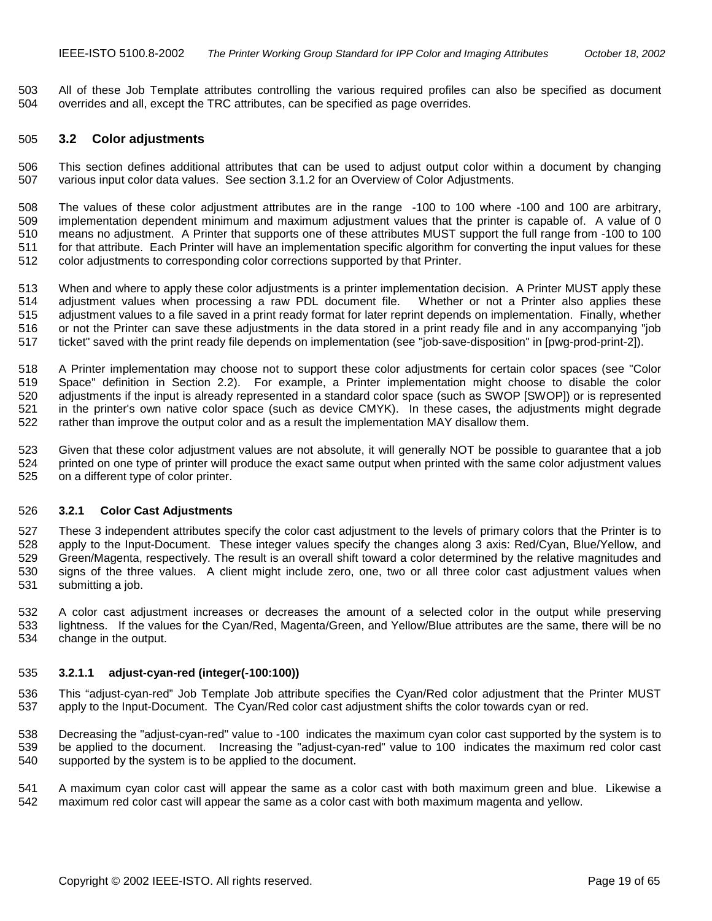All of these Job Template attributes controlling the various required profiles can also be specified as document overrides and all, except the TRC attributes, can be specified as page overrides.

## 3.2 Color adjustments

This section defines additional attributes that can be used to adjust output color within a document by changing various input color data values. See section 3.1.2 for an Overview of Color Adjustments.

The values of these color adjustment attributes are in the range -100 to 100 where -100 and 100 are arbitrary, implementation dependent minimum and maximum adjustment values that the printer is capable of. A value of 0 means no adjustment. A Printer that supports one of these attributes MUST support the full range from -100 to 100 for that attribute. Each Printer will have an implementation specific algorithm for converting the input values for these color adjustments to corresponding color corrections supported by that Printer.

When and where to apply these color adjustments is a printer implementation decision. A Printer MUST apply these adjustment values when processing a raw PDL document file. Whether or not a Printer also applies these adjustment values to a file saved in a print ready format for later reprint depends on implementation. Finally, whether or not the Printer can save these adjustments in the data stored in a print ready file and in any accompanying "job ticket" saved with the print ready file depends on implementation (see "job-save-disposition" in [pwg-prod-print-2]).

A Printer implementation may choose not to support these color adjustments for certain color spaces (see "Color Space" definition in Section 2.2). For example, a Printer implementation might choose to disable the color adjustments if the input is already represented in a standard color space (such as SWOP [SWOP]) or is represented in the printer's own native color space (such as device CMYK). In these cases, the adjustments might degrade rather than improve the output color and as a result the implementation MAY disallow them.

Given that these color adjustment values are not absolute, it will generally NOT be possible to guarantee that a job printed on one type of printer will produce the exact same output when printed with the same color adjustment values on a different type of color printer.

### 3.2.1 Color Cast Adjustments

These 3 independent attributes specify the color cast adjustment to the levels of primary colors that the Printer is to apply to the Input-Document. These integer values specify the changes along 3 axis: Red/Cyan, Blue/Yellow, and Green/Magenta, respectively. The result is an overall shift toward a color determined by the relative magnitudes and signs of the three values. A client might include zero, one, two or all three color cast adjustment values when submitting a job.

A color cast adjustment increases or decreases the amount of a selected color in the output while preserving lightness. If the values for the Cyan/Red, Magenta/Green, and Yellow/Blue attributes are the same, there will be no change in the output.

#### 3.2.1.1 adjust-cyan-red (integer(-100:100))

This “adjust-cyan-red” Job Template Job attribute specifies the Cyan/Red color adjustment that the Printer MUST apply to the Input-Document. The Cyan/Red color cast adjustment shifts the color towards cyan or red.

Decreasing the "adjust-cyan-red" value to -100 indicates the maximum cyan color cast supported by the system is to be applied to the document. Increasing the "adjust-cyan-red" value to 100 indicates the maximum red color cast supported by the system is to be applied to the document.

A maximum cyan color cast will appear the same as a color cast with both maximum green and blue. Likewise a maximum red color cast will appear the same as a color cast with both maximum magenta and yellow.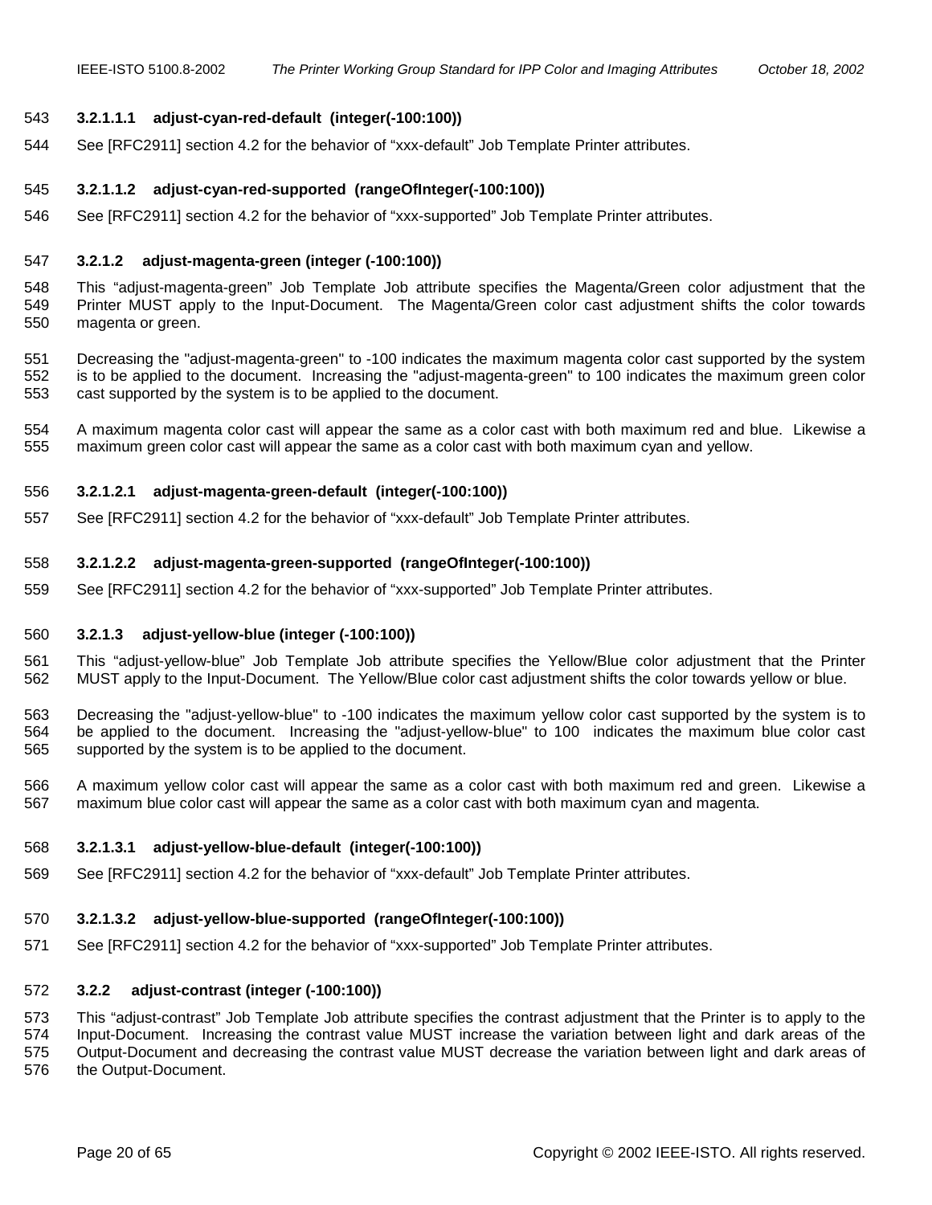##### 3.2.1.1.1 adjust-cyan-red-default (integer(-100:100))

See [RFC2911] section 4.2 for the behavior of “xxx-default” Job Template Printer attributes.

##### 3.2.1.1.2 adjust-cyan-red-supported (rangeOfInteger(-100:100))

See [RFC2911] section 4.2 for the behavior of “xxx-supported” Job Template Printer attributes.

#### 3.2.1.2 adjust-magenta-green (integer (-100:100))

This “adjust-magenta-green” Job Template Job attribute specifies the Magenta/Green color adjustment that the Printer MUST apply to the Input-Document. The Magenta/Green color cast adjustment shifts the color towards magenta or green.

Decreasing the "adjust-magenta-green" to -100 indicates the maximum magenta color cast supported by the system is to be applied to the document. Increasing the "adjust-magenta-green" to 100 indicates the maximum green color cast supported by the system is to be applied to the document.

A maximum magenta color cast will appear the same as a color cast with both maximum red and blue. Likewise a maximum green color cast will appear the same as a color cast with both maximum cyan and yellow.

##### 3.2.1.2.1 adjust-magenta-green-default (integer(-100:100))

See [RFC2911] section 4.2 for the behavior of “xxx-default” Job Template Printer attributes.

##### 3.2.1.2.2 adjust-magenta-green-supported (rangeOfInteger(-100:100))

See [RFC2911] section 4.2 for the behavior of “xxx-supported” Job Template Printer attributes.

#### 3.2.1.3 adjust-yellow-blue (integer (-100:100))

This “adjust-yellow-blue” Job Template Job attribute specifies the Yellow/Blue color adjustment that the Printer MUST apply to the Input-Document. The Yellow/Blue color cast adjustment shifts the color towards yellow or blue.

Decreasing the "adjust-yellow-blue" to -100 indicates the maximum yellow color cast supported by the system is to be applied to the document. Increasing the "adjust-yellow-blue" to 100 indicates the maximum blue color cast supported by the system is to be applied to the document.

A maximum yellow color cast will appear the same as a color cast with both maximum red and green. Likewise a maximum blue color cast will appear the same as a color cast with both maximum cyan and magenta.

##### 3.2.1.3.1 adjust-yellow-blue-default (integer(-100:100))

See [RFC2911] section 4.2 for the behavior of “xxx-default” Job Template Printer attributes.

##### 3.2.1.3.2 adjust-yellow-blue-supported (rangeOfInteger(-100:100))

See [RFC2911] section 4.2 for the behavior of “xxx-supported” Job Template Printer attributes.

### 3.2.2 adjust-contrast (integer (-100:100))

This “adjust-contrast” Job Template Job attribute specifies the contrast adjustment that the Printer is to apply to the Input-Document. Increasing the contrast value MUST increase the variation between light and dark areas of the Output-Document and decreasing the contrast value MUST decrease the variation between light and dark areas of the Output-Document.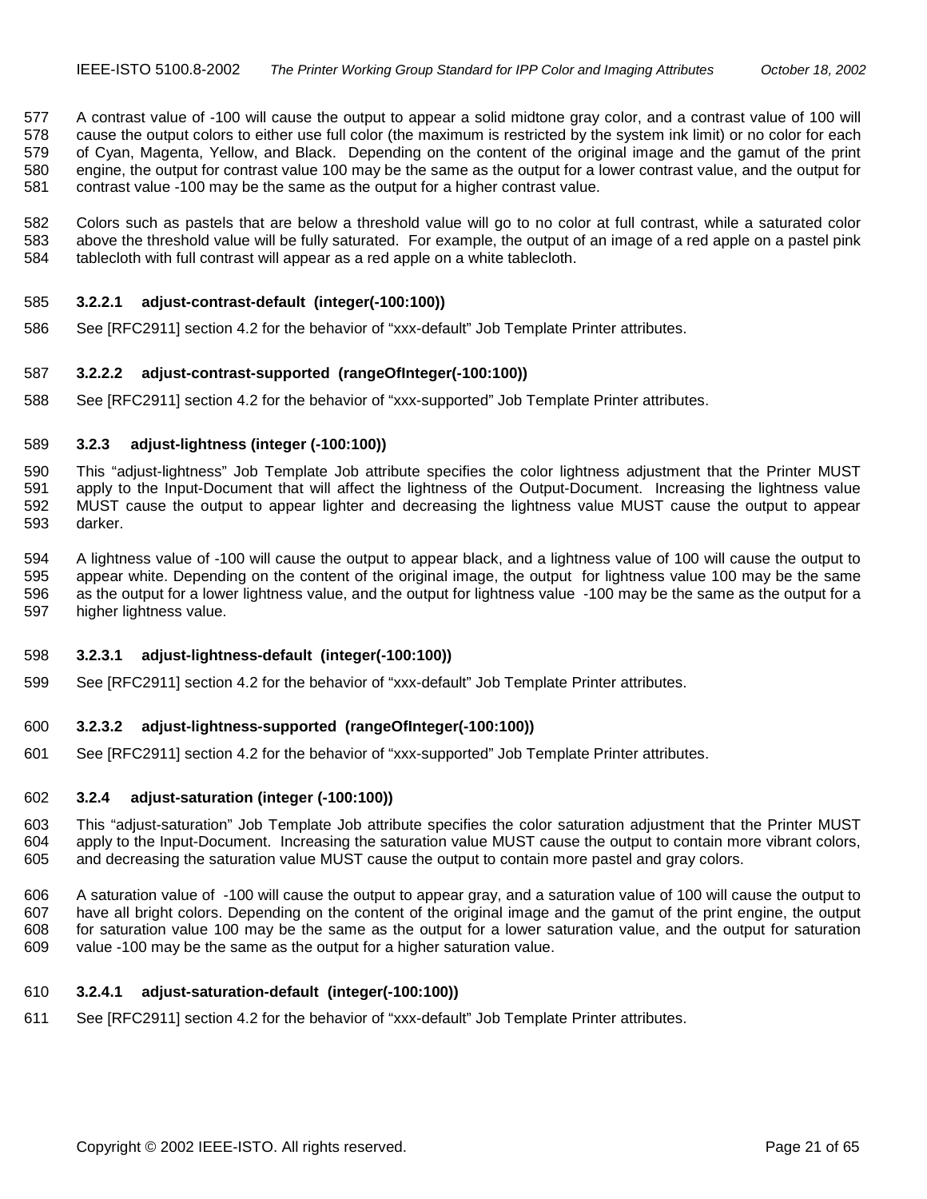A contrast value of -100 will cause the output to appear a solid midtone gray color, and a contrast value of 100 will cause the output colors to either use full color (the maximum is restricted by the system ink limit) or no color for each of Cyan, Magenta, Yellow, and Black. Depending on the content of the original image and the gamut of the print engine, the output for contrast value 100 may be the same as the output for a lower contrast value, and the output for contrast value -100 may be the same as the output for a higher contrast value.

Colors such as pastels that are below a threshold value will go to no color at full contrast, while a saturated color above the threshold value will be fully saturated. For example, the output of an image of a red apple on a pastel pink tablecloth with full contrast will appear as a red apple on a white tablecloth.

#### 3.2.2.1 adjust-contrast-default (integer(-100:100))

See [RFC2911] section 4.2 for the behavior of "xxx-default" Job Template Printer attributes.

#### 3.2.2.2 adjust-contrast-supported (rangeOfInteger(-100:100))

See [RFC2911] section 4.2 for the behavior of "xxx-supported" Job Template Printer attributes.

### 3.2.3 adjust-lightness (integer (-100:100))

This "adjust-lightness" Job Template Job attribute specifies the color lightness adjustment that the Printer MUST apply to the Input-Document that will affect the lightness of the Output-Document. Increasing the lightness value MUST cause the output to appear lighter and decreasing the lightness value MUST cause the output to appear darker.

A lightness value of -100 will cause the output to appear black, and a lightness value of 100 will cause the output to appear white. Depending on the content of the original image, the output for lightness value 100 may be the same as the output for a lower lightness value, and the output for lightness value -100 may be the same as the output for a higher lightness value.

#### 3.2.3.1 adjust-lightness-default (integer(-100:100))

See [RFC2911] section 4.2 for the behavior of "xxx-default" Job Template Printer attributes.

#### 3.2.3.2 adjust-lightness-supported (rangeOfInteger(-100:100))

See [RFC2911] section 4.2 for the behavior of "xxx-supported" Job Template Printer attributes.

### 3.2.4 adjust-saturation (integer (-100:100))

This "adjust-saturation" Job Template Job attribute specifies the color saturation adjustment that the Printer MUST apply to the Input-Document. Increasing the saturation value MUST cause the output to contain more vibrant colors, and decreasing the saturation value MUST cause the output to contain more pastel and gray colors.

A saturation value of -100 will cause the output to appear gray, and a saturation value of 100 will cause the output to have all bright colors. Depending on the content of the original image and the gamut of the print engine, the output for saturation value 100 may be the same as the output for a lower saturation value, and the output for saturation value -100 may be the same as the output for a higher saturation value.

#### 3.2.4.1 adjust-saturation-default (integer(-100:100))

See [RFC2911] section 4.2 for the behavior of "xxx-default" Job Template Printer attributes.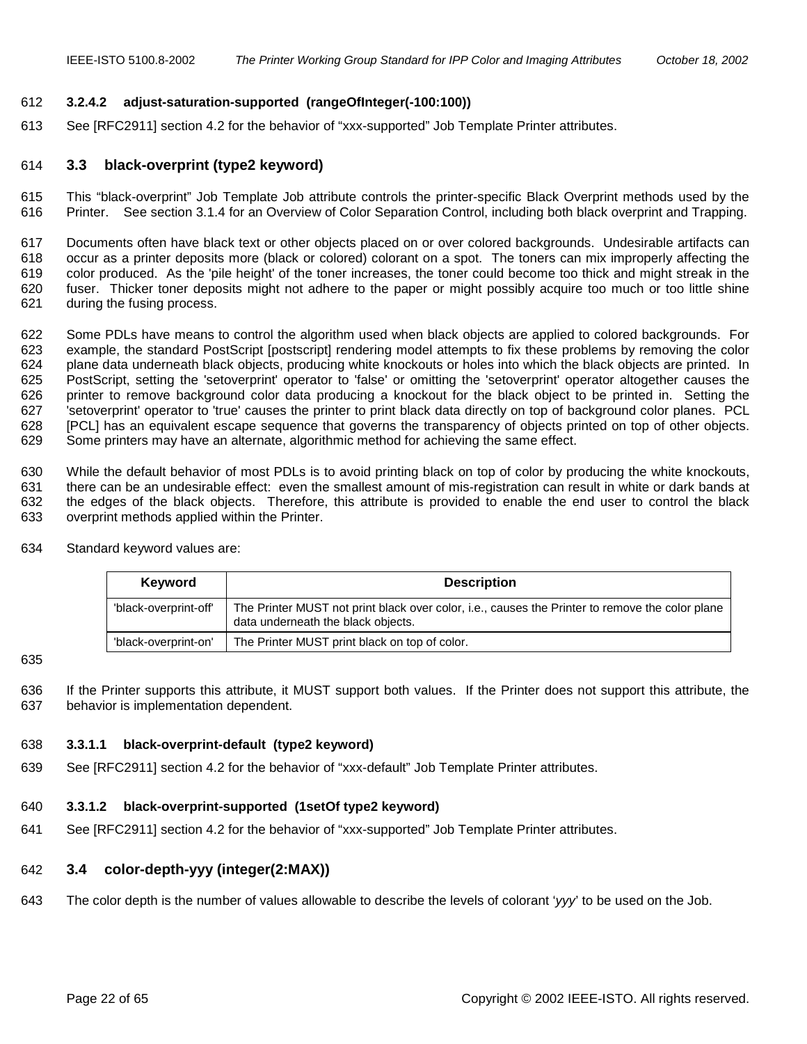#### 3.2.4.2 adjust-saturation-supported (rangeOfInteger(-100:100))

See [RFC2911] section 4.2 for the behavior of "xxx-supported" Job Template Printer attributes.

## 3.3 black-overprint (type2 keyword)

This "black-overprint" Job Template Job attribute controls the printer-specific Black Overprint methods used by the Printer. See section 3.1.4 for an Overview of Color Separation Control, including both black overprint and Trapping.

Documents often have black text or other objects placed on or over colored backgrounds. Undesirable artifacts can occur as a printer deposits more (black or colored) colorant on a spot. The toners can mix improperly affecting the color produced. As the 'pile height' of the toner increases, the toner could become too thick and might streak in the fuser. Thicker toner deposits might not adhere to the paper or might possibly acquire too much or too little shine during the fusing process.

Some PDLs have means to control the algorithm used when black objects are applied to colored backgrounds. For example, the standard PostScript [postscript] rendering model attempts to fix these problems by removing the color plane data underneath black objects, producing white knockouts or holes into which the black objects are printed. In PostScript, setting the 'setoverprint' operator to 'false' or omitting the 'setoverprint' operator altogether causes the printer to remove background color data producing a knockout for the black object to be printed in. Setting the 'setoverprint' operator to 'true' causes the printer to print black data directly on top of background color planes. PCL [PCL] has an equivalent escape sequence that governs the transparency of objects printed on top of other objects. Some printers may have an alternate, algorithmic method for achieving the same effect.

While the default behavior of most PDLs is to avoid printing black on top of color by producing the white knockouts, there can be an undesirable effect: even the smallest amount of mis-registration can result in white or dark bands at the edges of the black objects. Therefore, this attribute is provided to enable the end user to control the black overprint methods applied within the Printer.

Standard keyword values are:

| Keyword | Description |
|---|---|
| 'black-overprint-off' | The Printer MUST not print black over color, i.e., causes the Printer to remove the color plane data underneath the black objects. |
| 'black-overprint-on' | The Printer MUST print black on top of color. |

If the Printer supports this attribute, it MUST support both values. If the Printer does not support this attribute, the behavior is implementation dependent.

#### 3.3.1.1 black-overprint-default (type2 keyword)

See [RFC2911] section 4.2 for the behavior of "xxx-default" Job Template Printer attributes.

#### 3.3.1.2 black-overprint-supported (1setOf type2 keyword)

See [RFC2911] section 4.2 for the behavior of "xxx-supported" Job Template Printer attributes.

## 3.4 color-depth-yyy (integer(2:MAX))

The color depth is the number of values allowable to describe the levels of colorant '*yyy*' to be used on the Job.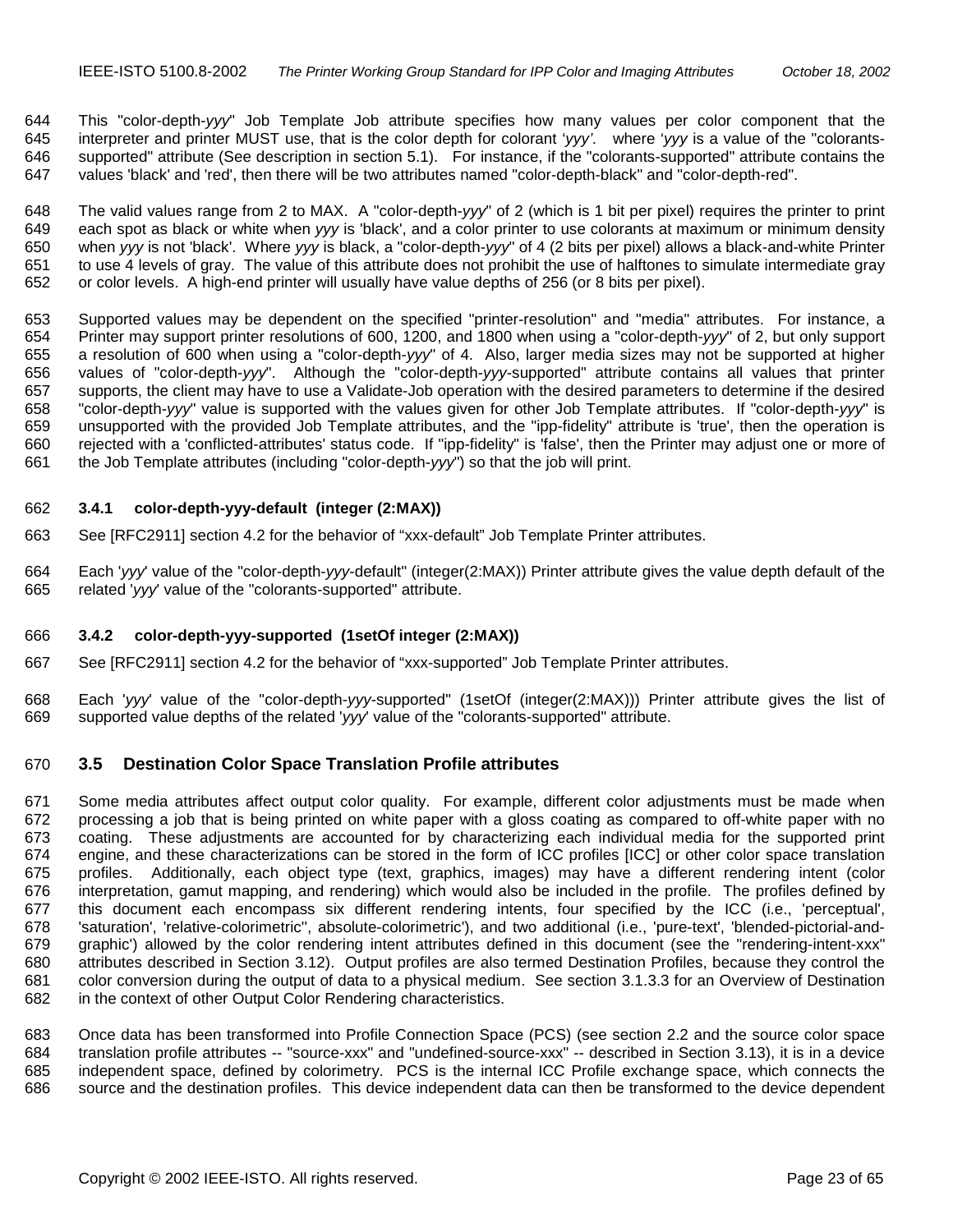This "color-depth-*yyy*" Job Template Job attribute specifies how many values per color component that the interpreter and printer MUST use, that is the color depth for colorant '*yyy'*. where '*yyy* is a value of the "colorants-supported" attribute (See description in section 5.1). For instance, if the "colorants-supported" attribute contains the values 'black' and 'red', then there will be two attributes named "color-depth-black" and "color-depth-red".

The valid values range from 2 to MAX. A "color-depth-*yyy*" of 2 (which is 1 bit per pixel) requires the printer to print each spot as black or white when *yyy* is 'black', and a color printer to use colorants at maximum or minimum density when *yyy* is not 'black'. Where *yyy* is black, a "color-depth-*yyy*" of 4 (2 bits per pixel) allows a black-and-white Printer to use 4 levels of gray. The value of this attribute does not prohibit the use of halftones to simulate intermediate gray or color levels. A high-end printer will usually have value depths of 256 (or 8 bits per pixel).

Supported values may be dependent on the specified "printer-resolution" and "media" attributes. For instance, a Printer may support printer resolutions of 600, 1200, and 1800 when using a "color-depth-*yyy*" of 2, but only support a resolution of 600 when using a "color-depth-*yyy*" of 4. Also, larger media sizes may not be supported at higher values of "color-depth-*yyy*". Although the "color-depth-*yyy*-supported" attribute contains all values that printer supports, the client may have to use a Validate-Job operation with the desired parameters to determine if the desired "color-depth-*yyy*" value is supported with the values given for other Job Template attributes. If "color-depth-*yyy*" is unsupported with the provided Job Template attributes, and the "ipp-fidelity" attribute is 'true', then the operation is rejected with a 'conflicted-attributes' status code. If "ipp-fidelity" is 'false', then the Printer may adjust one or more of the Job Template attributes (including "color-depth-*yyy*") so that the job will print.

### 3.4.1 color-depth-yyy-default (integer (2:MAX))

See [RFC2911] section 4.2 for the behavior of "xxx-default" Job Template Printer attributes.

Each '*yyy*' value of the "color-depth-*yyy*-default" (integer(2:MAX)) Printer attribute gives the value depth default of the related '*yyy*' value of the "colorants-supported" attribute.

### 3.4.2 color-depth-yyy-supported (1setOf integer (2:MAX))

See [RFC2911] section 4.2 for the behavior of "xxx-supported" Job Template Printer attributes.

Each '*yyy*' value of the "color-depth-*yyy*-supported" (1setOf (integer(2:MAX))) Printer attribute gives the list of supported value depths of the related '*yyy*' value of the "colorants-supported" attribute.

## 3.5 Destination Color Space Translation Profile attributes

Some media attributes affect output color quality. For example, different color adjustments must be made when processing a job that is being printed on white paper with a gloss coating as compared to off-white paper with no coating. These adjustments are accounted for by characterizing each individual media for the supported print engine, and these characterizations can be stored in the form of ICC profiles [ICC] or other color space translation profiles. Additionally, each object type (text, graphics, images) may have a different rendering intent (color interpretation, gamut mapping, and rendering) which would also be included in the profile. The profiles defined by this document each encompass six different rendering intents, four specified by the ICC (i.e., 'perceptual', 'saturation', 'relative-colorimetric'', absolute-colorimetric'), and two additional (i.e., 'pure-text', 'blended-pictorial-and-graphic') allowed by the color rendering intent attributes defined in this document (see the "rendering-intent-xxx" attributes described in Section 3.12). Output profiles are also termed Destination Profiles, because they control the color conversion during the output of data to a physical medium. See section 3.1.3.3 for an Overview of Destination in the context of other Output Color Rendering characteristics.

Once data has been transformed into Profile Connection Space (PCS) (see section 2.2 and the source color space translation profile attributes -- "source-xxx" and "undefined-source-xxx" -- described in Section 3.13), it is in a device independent space, defined by colorimetry. PCS is the internal ICC Profile exchange space, which connects the source and the destination profiles. This device independent data can then be transformed to the device dependent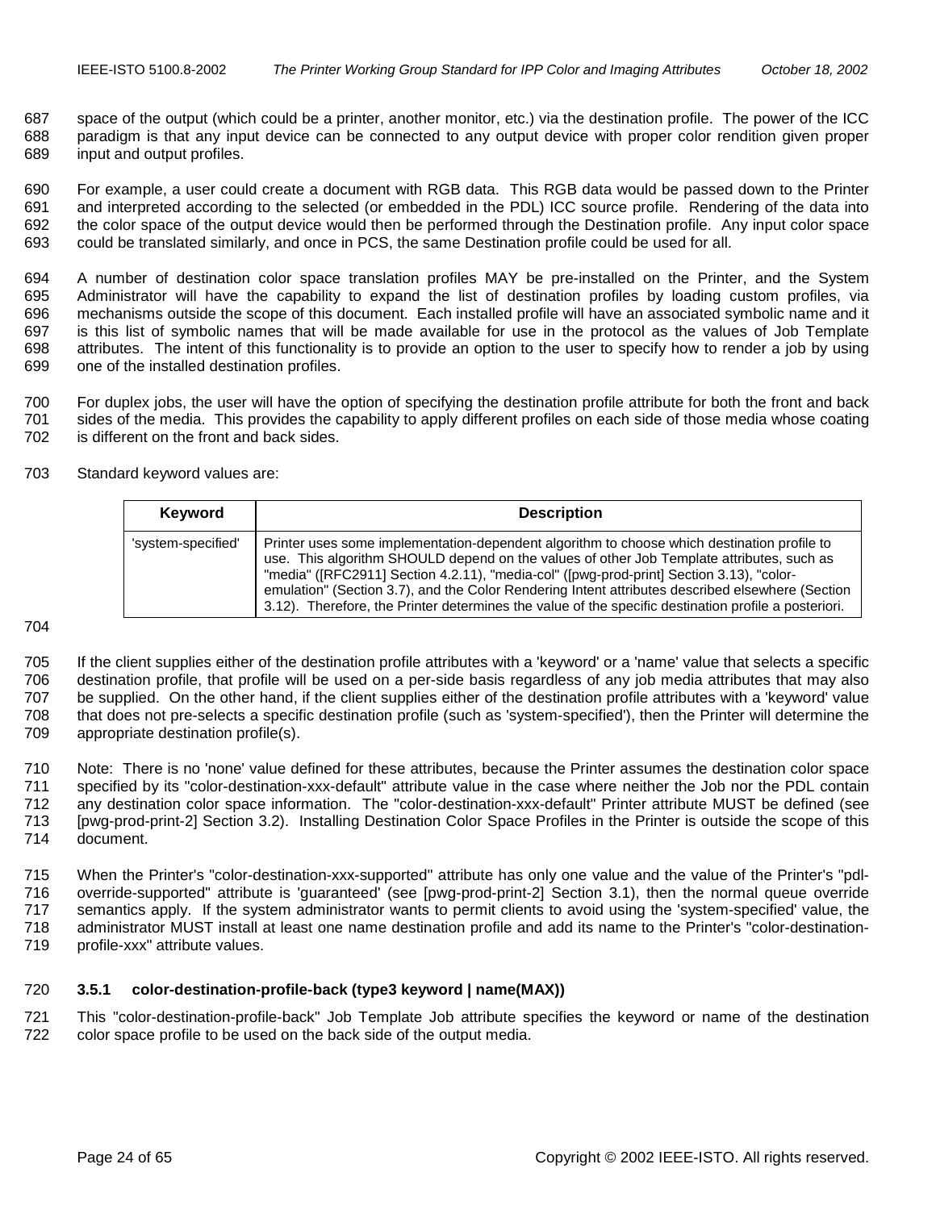space of the output (which could be a printer, another monitor, etc.) via the destination profile. The power of the ICC paradigm is that any input device can be connected to any output device with proper color rendition given proper input and output profiles.

For example, a user could create a document with RGB data. This RGB data would be passed down to the Printer and interpreted according to the selected (or embedded in the PDL) ICC source profile. Rendering of the data into the color space of the output device would then be performed through the Destination profile. Any input color space could be translated similarly, and once in PCS, the same Destination profile could be used for all.

A number of destination color space translation profiles MAY be pre-installed on the Printer, and the System Administrator will have the capability to expand the list of destination profiles by loading custom profiles, via mechanisms outside the scope of this document. Each installed profile will have an associated symbolic name and it is this list of symbolic names that will be made available for use in the protocol as the values of Job Template attributes. The intent of this functionality is to provide an option to the user to specify how to render a job by using one of the installed destination profiles.

For duplex jobs, the user will have the option of specifying the destination profile attribute for both the front and back sides of the media. This provides the capability to apply different profiles on each side of those media whose coating is different on the front and back sides.

Standard keyword values are:

| Keyword | Description |
| --- | --- |
| 'system-specified' | Printer uses some implementation-dependent algorithm to choose which destination profile to use. This algorithm SHOULD depend on the values of other Job Template attributes, such as "media" ([RFC2911] Section 4.2.11), "media-col" ([pwg-prod-print] Section 3.13), "color-emulation" (Section 3.7), and the Color Rendering Intent attributes described elsewhere (Section 3.12). Therefore, the Printer determines the value of the specific destination profile a posteriori. |

If the client supplies either of the destination profile attributes with a 'keyword' or a 'name' value that selects a specific destination profile, that profile will be used on a per-side basis regardless of any job media attributes that may also be supplied. On the other hand, if the client supplies either of the destination profile attributes with a 'keyword' value that does not pre-selects a specific destination profile (such as 'system-specified'), then the Printer will determine the appropriate destination profile(s).

Note: There is no 'none' value defined for these attributes, because the Printer assumes the destination color space specified by its "color-destination-xxx-default" attribute value in the case where neither the Job nor the PDL contain any destination color space information. The "color-destination-xxx-default" Printer attribute MUST be defined (see [pwg-prod-print-2] Section 3.2). Installing Destination Color Space Profiles in the Printer is outside the scope of this document.

When the Printer's "color-destination-xxx-supported" attribute has only one value and the value of the Printer's "pdl-override-supported" attribute is 'guaranteed' (see [pwg-prod-print-2] Section 3.1), then the normal queue override semantics apply. If the system administrator wants to permit clients to avoid using the 'system-specified' value, the administrator MUST install at least one name destination profile and add its name to the Printer's "color-destination-profile-xxx" attribute values.

### 3.5.1 color-destination-profile-back (type3 keyword | name(MAX))

This "color-destination-profile-back" Job Template Job attribute specifies the keyword or name of the destination color space profile to be used on the back side of the output media.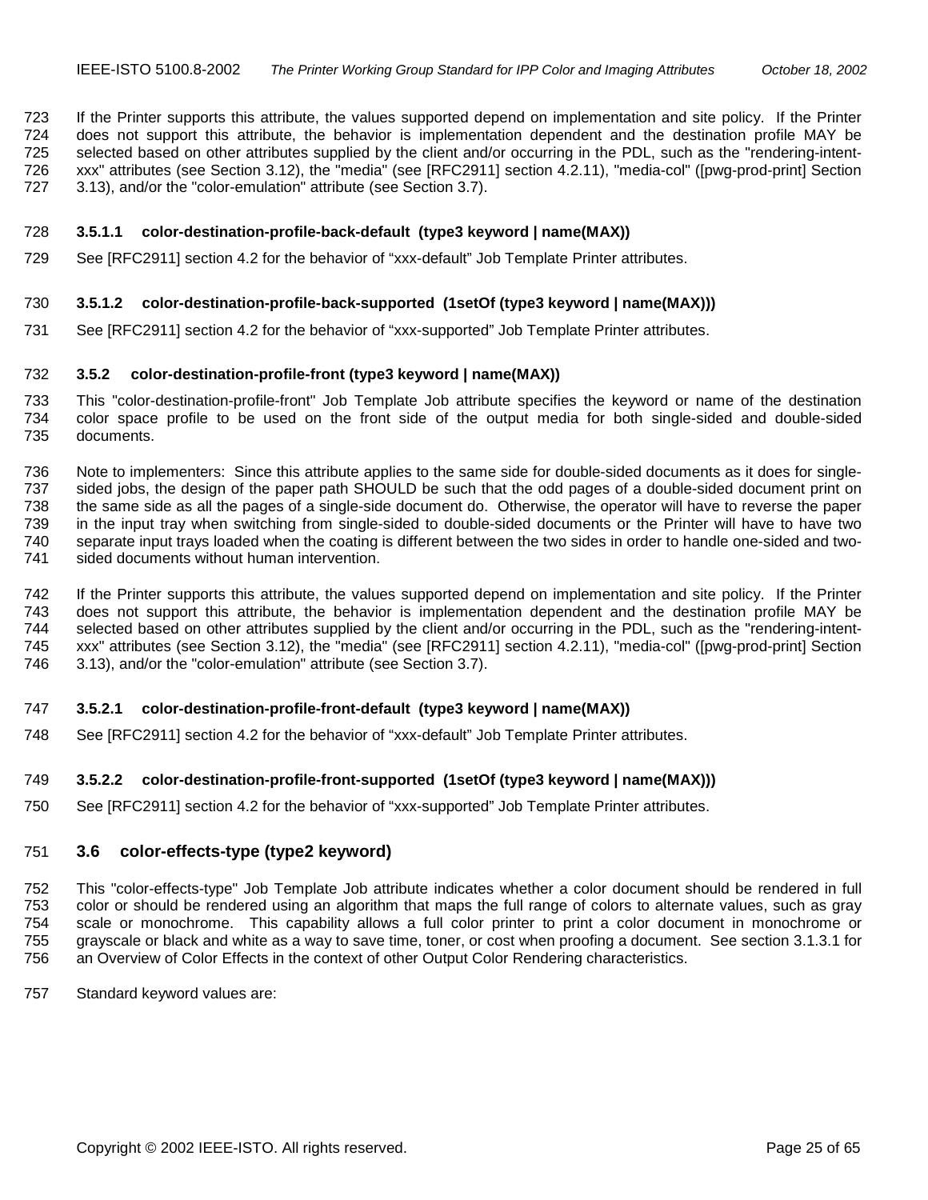If the Printer supports this attribute, the values supported depend on implementation and site policy. If the Printer does not support this attribute, the behavior is implementation dependent and the destination profile MAY be selected based on other attributes supplied by the client and/or occurring in the PDL, such as the "rendering-intent-xxx" attributes (see Section 3.12), the "media" (see [RFC2911] section 4.2.11), "media-col" ([pwg-prod-print] Section 3.13), and/or the "color-emulation" attribute (see Section 3.7).

#### 3.5.1.1 color-destination-profile-back-default (type3 keyword | name(MAX))

See [RFC2911] section 4.2 for the behavior of "xxx-default" Job Template Printer attributes.

#### 3.5.1.2 color-destination-profile-back-supported (1setOf (type3 keyword | name(MAX)))

See [RFC2911] section 4.2 for the behavior of "xxx-supported" Job Template Printer attributes.

### 3.5.2 color-destination-profile-front (type3 keyword | name(MAX))

This "color-destination-profile-front" Job Template Job attribute specifies the keyword or name of the destination color space profile to be used on the front side of the output media for both single-sided and double-sided documents.

Note to implementers: Since this attribute applies to the same side for double-sided documents as it does for single-sided jobs, the design of the paper path SHOULD be such that the odd pages of a double-sided document print on the same side as all the pages of a single-side document do. Otherwise, the operator will have to reverse the paper in the input tray when switching from single-sided to double-sided documents or the Printer will have to have two separate input trays loaded when the coating is different between the two sides in order to handle one-sided and two-sided documents without human intervention.

If the Printer supports this attribute, the values supported depend on implementation and site policy. If the Printer does not support this attribute, the behavior is implementation dependent and the destination profile MAY be selected based on other attributes supplied by the client and/or occurring in the PDL, such as the "rendering-intent-xxx" attributes (see Section 3.12), the "media" (see [RFC2911] section 4.2.11), "media-col" ([pwg-prod-print] Section 3.13), and/or the "color-emulation" attribute (see Section 3.7).

#### 3.5.2.1 color-destination-profile-front-default (type3 keyword | name(MAX))

See [RFC2911] section 4.2 for the behavior of "xxx-default" Job Template Printer attributes.

#### 3.5.2.2 color-destination-profile-front-supported (1setOf (type3 keyword | name(MAX)))

See [RFC2911] section 4.2 for the behavior of "xxx-supported" Job Template Printer attributes.

## 3.6 color-effects-type (type2 keyword)

This "color-effects-type" Job Template Job attribute indicates whether a color document should be rendered in full color or should be rendered using an algorithm that maps the full range of colors to alternate values, such as gray scale or monochrome. This capability allows a full color printer to print a color document in monochrome or grayscale or black and white as a way to save time, toner, or cost when proofing a document. See section 3.1.3.1 for an Overview of Color Effects in the context of other Output Color Rendering characteristics.

Standard keyword values are: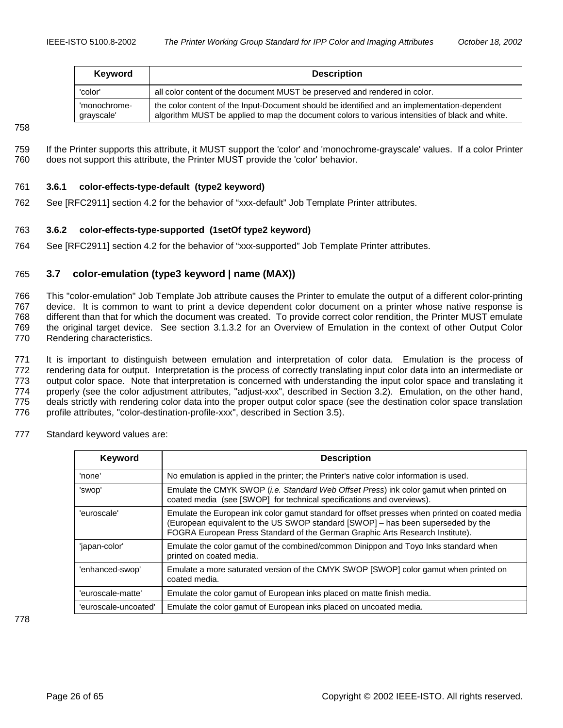| Keyword | Description |
|---|---|
| 'color' | all color content of the document MUST be preserved and rendered in color. |
| 'monochrome-grayscale' | the color content of the Input-Document should be identified and an implementation-dependent algorithm MUST be applied to map the document colors to various intensities of black and white. |

If the Printer supports this attribute, it MUST support the 'color' and 'monochrome-grayscale' values. If a color Printer does not support this attribute, the Printer MUST provide the 'color' behavior.

#### 3.6.1 color-effects-type-default (type2 keyword)

See [RFC2911] section 4.2 for the behavior of "xxx-default" Job Template Printer attributes.

#### 3.6.2 color-effects-type-supported (1setOf type2 keyword)

See [RFC2911] section 4.2 for the behavior of "xxx-supported" Job Template Printer attributes.

### 3.7 color-emulation (type3 keyword | name (MAX))

This "color-emulation" Job Template Job attribute causes the Printer to emulate the output of a different color-printing device. It is common to want to print a device dependent color document on a printer whose native response is different than that for which the document was created. To provide correct color rendition, the Printer MUST emulate the original target device. See section 3.1.3.2 for an Overview of Emulation in the context of other Output Color Rendering characteristics.

It is important to distinguish between emulation and interpretation of color data. Emulation is the process of rendering data for output. Interpretation is the process of correctly translating input color data into an intermediate or output color space. Note that interpretation is concerned with understanding the input color space and translating it properly (see the color adjustment attributes, "adjust-xxx", described in Section 3.2). Emulation, on the other hand, deals strictly with rendering color data into the proper output color space (see the destination color space translation profile attributes, "color-destination-profile-xxx", described in Section 3.5).

Standard keyword values are:

| Keyword | Description |
|---|---|
| 'none' | No emulation is applied in the printer; the Printer's native color information is used. |
| 'swop' | Emulate the CMYK SWOP (*i.e. Standard Web Offset Press*) ink color gamut when printed on coated media (see [SWOP] for technical specifications and overviews). |
| 'euroscale' | Emulate the European ink color gamut standard for offset presses when printed on coated media (European equivalent to the US SWOP standard [SWOP] – has been superseded by the FOGRA European Press Standard of the German Graphic Arts Research Institute). |
| 'japan-color' | Emulate the color gamut of the combined/common Dinippon and Toyo Inks standard when printed on coated media. |
| 'enhanced-swop' | Emulate a more saturated version of the CMYK SWOP [SWOP] color gamut when printed on coated media. |
| 'euroscale-matte' | Emulate the color gamut of European inks placed on matte finish media. |
| 'euroscale-uncoated' | Emulate the color gamut of European inks placed on uncoated media. |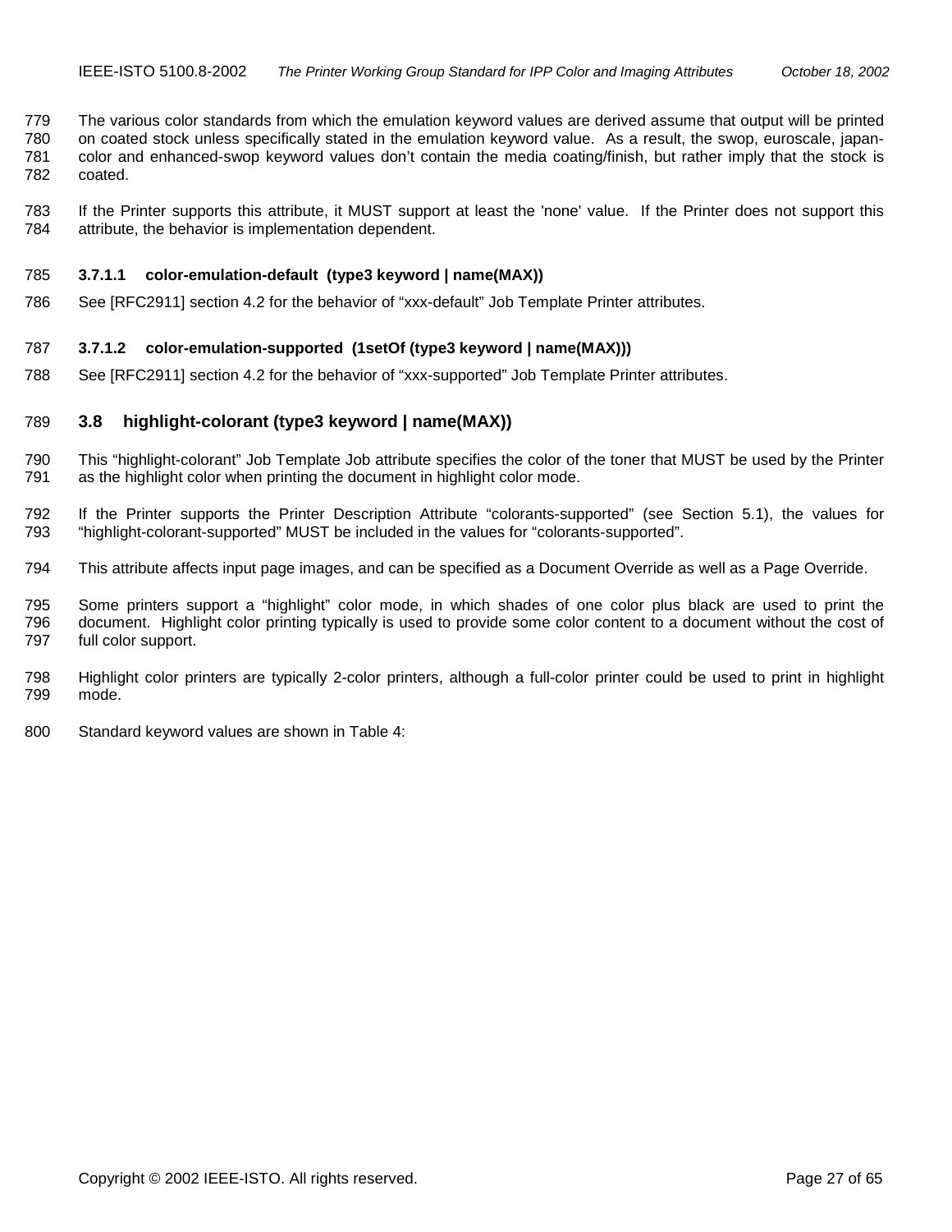The various color standards from which the emulation keyword values are derived assume that output will be printed on coated stock unless specifically stated in the emulation keyword value. As a result, the swop, euroscale, japan-color and enhanced-swop keyword values don't contain the media coating/finish, but rather imply that the stock is coated.

If the Printer supports this attribute, it MUST support at least the 'none' value. If the Printer does not support this attribute, the behavior is implementation dependent.

#### 3.7.1.1 color-emulation-default (type3 keyword | name(MAX))

See [RFC2911] section 4.2 for the behavior of "xxx-default" Job Template Printer attributes.

#### 3.7.1.2 color-emulation-supported (1setOf (type3 keyword | name(MAX)))

See [RFC2911] section 4.2 for the behavior of "xxx-supported" Job Template Printer attributes.

### 3.8 highlight-colorant (type3 keyword | name(MAX))

This "highlight-colorant" Job Template Job attribute specifies the color of the toner that MUST be used by the Printer as the highlight color when printing the document in highlight color mode.

If the Printer supports the Printer Description Attribute "colorants-supported" (see Section 5.1), the values for "highlight-colorant-supported" MUST be included in the values for "colorants-supported".

This attribute affects input page images, and can be specified as a Document Override as well as a Page Override.

Some printers support a "highlight" color mode, in which shades of one color plus black are used to print the document. Highlight color printing typically is used to provide some color content to a document without the cost of full color support.

Highlight color printers are typically 2-color printers, although a full-color printer could be used to print in highlight mode.

Standard keyword values are shown in Table 4: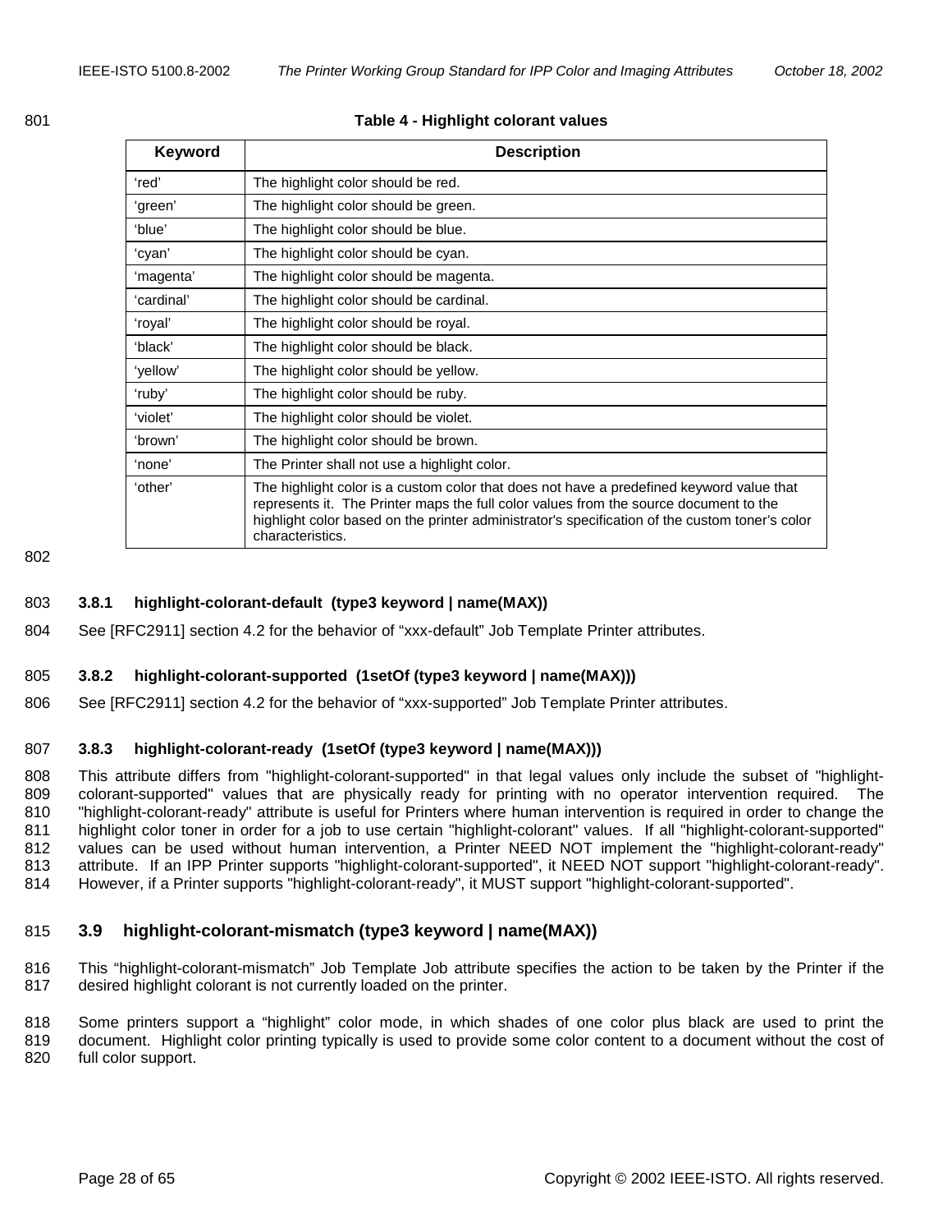**Table 4 - Highlight colorant values**

| Keyword | Description |
|---|---|
| ‘red’ | The highlight color should be red. |
| ‘green’ | The highlight color should be green. |
| ‘blue’ | The highlight color should be blue. |
| ‘cyan’ | The highlight color should be cyan. |
| ‘magenta’ | The highlight color should be magenta. |
| ‘cardinal’ | The highlight color should be cardinal. |
| ‘royal’ | The highlight color should be royal. |
| ‘black’ | The highlight color should be black. |
| ‘yellow’ | The highlight color should be yellow. |
| ‘ruby’ | The highlight color should be ruby. |
| ‘violet’ | The highlight color should be violet. |
| ‘brown’ | The highlight color should be brown. |
| ‘none’ | The Printer shall not use a highlight color. |
| ‘other’ | The highlight color is a custom color that does not have a predefined keyword value that represents it. The Printer maps the full color values from the source document to the highlight color based on the printer administrator's specification of the custom toner's color characteristics. |

### 3.8.1 highlight-colorant-default (type3 keyword | name(MAX))

See [RFC2911] section 4.2 for the behavior of “xxx-default” Job Template Printer attributes.

### 3.8.2 highlight-colorant-supported (1setOf (type3 keyword | name(MAX)))

See [RFC2911] section 4.2 for the behavior of “xxx-supported” Job Template Printer attributes.

### 3.8.3 highlight-colorant-ready (1setOf (type3 keyword | name(MAX)))

This attribute differs from "highlight-colorant-supported" in that legal values only include the subset of "highlight-colorant-supported" values that are physically ready for printing with no operator intervention required. The "highlight-colorant-ready" attribute is useful for Printers where human intervention is required in order to change the highlight color toner in order for a job to use certain "highlight-colorant" values. If all "highlight-colorant-supported" values can be used without human intervention, a Printer NEED NOT implement the "highlight-colorant-ready" attribute. If an IPP Printer supports "highlight-colorant-supported", it NEED NOT support "highlight-colorant-ready". However, if a Printer supports "highlight-colorant-ready", it MUST support "highlight-colorant-supported".

## 3.9 highlight-colorant-mismatch (type3 keyword | name(MAX))

This “highlight-colorant-mismatch” Job Template Job attribute specifies the action to be taken by the Printer if the desired highlight colorant is not currently loaded on the printer.

Some printers support a “highlight” color mode, in which shades of one color plus black are used to print the document. Highlight color printing typically is used to provide some color content to a document without the cost of full color support.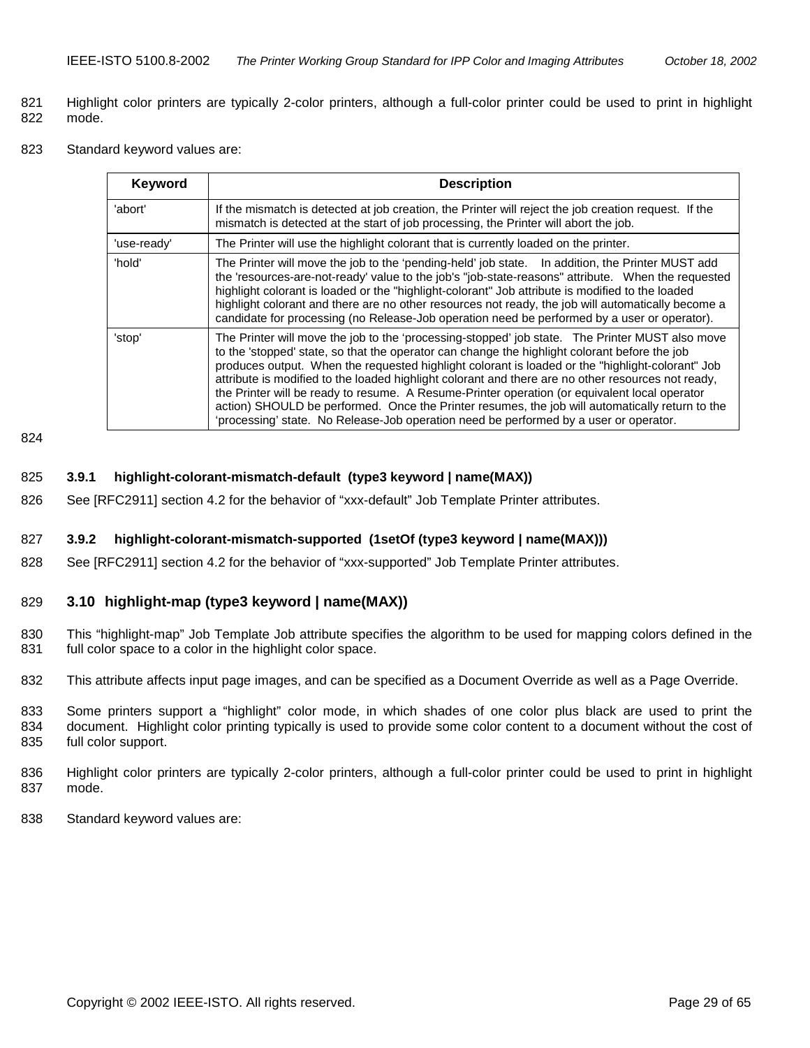Highlight color printers are typically 2-color printers, although a full-color printer could be used to print in highlight mode.

Standard keyword values are:

| Keyword | Description |
|---|---|
| 'abort' | If the mismatch is detected at job creation, the Printer will reject the job creation request. If the mismatch is detected at the start of job processing, the Printer will abort the job. |
| 'use-ready' | The Printer will use the highlight colorant that is currently loaded on the printer. |
| 'hold' | The Printer will move the job to the 'pending-held' job state. In addition, the Printer MUST add the 'resources-are-not-ready' value to the job's "job-state-reasons" attribute. When the requested highlight colorant is loaded or the "highlight-colorant" Job attribute is modified to the loaded highlight colorant and there are no other resources not ready, the job will automatically become a candidate for processing (no Release-Job operation need be performed by a user or operator). |
| 'stop' | The Printer will move the job to the 'processing-stopped' job state. The Printer MUST also move to the 'stopped' state, so that the operator can change the highlight colorant before the job produces output. When the requested highlight colorant is loaded or the "highlight-colorant" Job attribute is modified to the loaded highlight colorant and there are no other resources not ready, the Printer will be ready to resume. A Resume-Printer operation (or equivalent local operator action) SHOULD be performed. Once the Printer resumes, the job will automatically return to the 'processing' state. No Release-Job operation need be performed by a user or operator. |

### 3.9.1 highlight-colorant-mismatch-default (type3 keyword | name(MAX))

See [RFC2911] section 4.2 for the behavior of "xxx-default" Job Template Printer attributes.

### 3.9.2 highlight-colorant-mismatch-supported (1setOf (type3 keyword | name(MAX)))

See [RFC2911] section 4.2 for the behavior of "xxx-supported" Job Template Printer attributes.

## 3.10 highlight-map (type3 keyword | name(MAX))

This "highlight-map" Job Template Job attribute specifies the algorithm to be used for mapping colors defined in the full color space to a color in the highlight color space.

This attribute affects input page images, and can be specified as a Document Override as well as a Page Override.

Some printers support a "highlight" color mode, in which shades of one color plus black are used to print the document. Highlight color printing typically is used to provide some color content to a document without the cost of full color support.

Highlight color printers are typically 2-color printers, although a full-color printer could be used to print in highlight mode.

Standard keyword values are: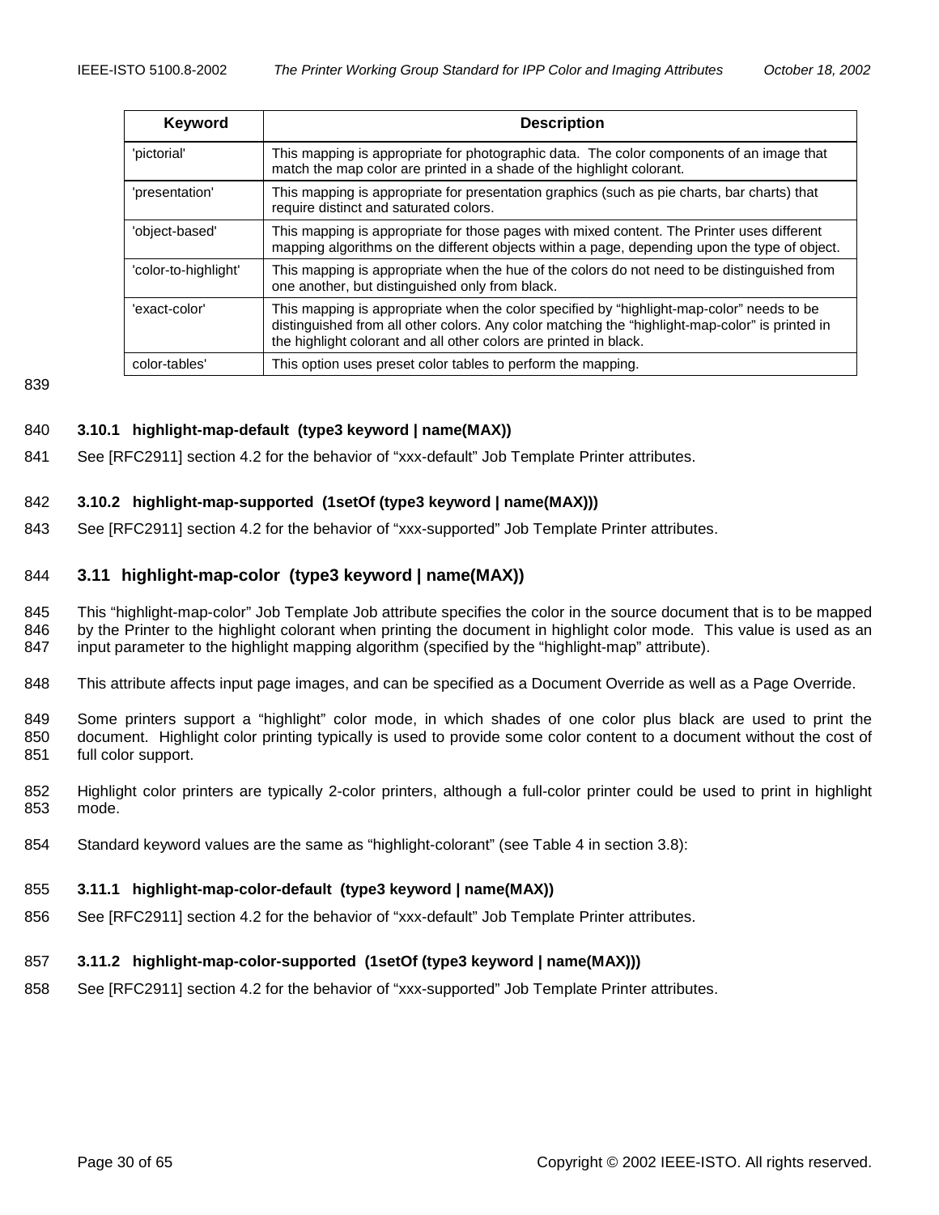| Keyword | Description |
| --- | --- |
| 'pictorial' | This mapping is appropriate for photographic data. The color components of an image that match the map color are printed in a shade of the highlight colorant. |
| 'presentation' | This mapping is appropriate for presentation graphics (such as pie charts, bar charts) that require distinct and saturated colors. |
| 'object-based' | This mapping is appropriate for those pages with mixed content. The Printer uses different mapping algorithms on the different objects within a page, depending upon the type of object. |
| 'color-to-highlight' | This mapping is appropriate when the hue of the colors do not need to be distinguished from one another, but distinguished only from black. |
| 'exact-color' | This mapping is appropriate when the color specified by "highlight-map-color" needs to be distinguished from all other colors. Any color matching the "highlight-map-color" is printed in the highlight colorant and all other colors are printed in black. |
| color-tables' | This option uses preset color tables to perform the mapping. |

### 3.10.1 highlight-map-default (type3 keyword | name(MAX))

See [RFC2911] section 4.2 for the behavior of "xxx-default" Job Template Printer attributes.

### 3.10.2 highlight-map-supported (1setOf (type3 keyword | name(MAX)))

See [RFC2911] section 4.2 for the behavior of "xxx-supported" Job Template Printer attributes.

## 3.11 highlight-map-color (type3 keyword | name(MAX))

This "highlight-map-color" Job Template Job attribute specifies the color in the source document that is to be mapped by the Printer to the highlight colorant when printing the document in highlight color mode. This value is used as an input parameter to the highlight mapping algorithm (specified by the "highlight-map" attribute).

This attribute affects input page images, and can be specified as a Document Override as well as a Page Override.

Some printers support a "highlight" color mode, in which shades of one color plus black are used to print the document. Highlight color printing typically is used to provide some color content to a document without the cost of full color support.

Highlight color printers are typically 2-color printers, although a full-color printer could be used to print in highlight mode.

Standard keyword values are the same as "highlight-colorant" (see Table 4 in section 3.8):

### 3.11.1 highlight-map-color-default (type3 keyword | name(MAX))

See [RFC2911] section 4.2 for the behavior of "xxx-default" Job Template Printer attributes.

### 3.11.2 highlight-map-color-supported (1setOf (type3 keyword | name(MAX)))

See [RFC2911] section 4.2 for the behavior of "xxx-supported" Job Template Printer attributes.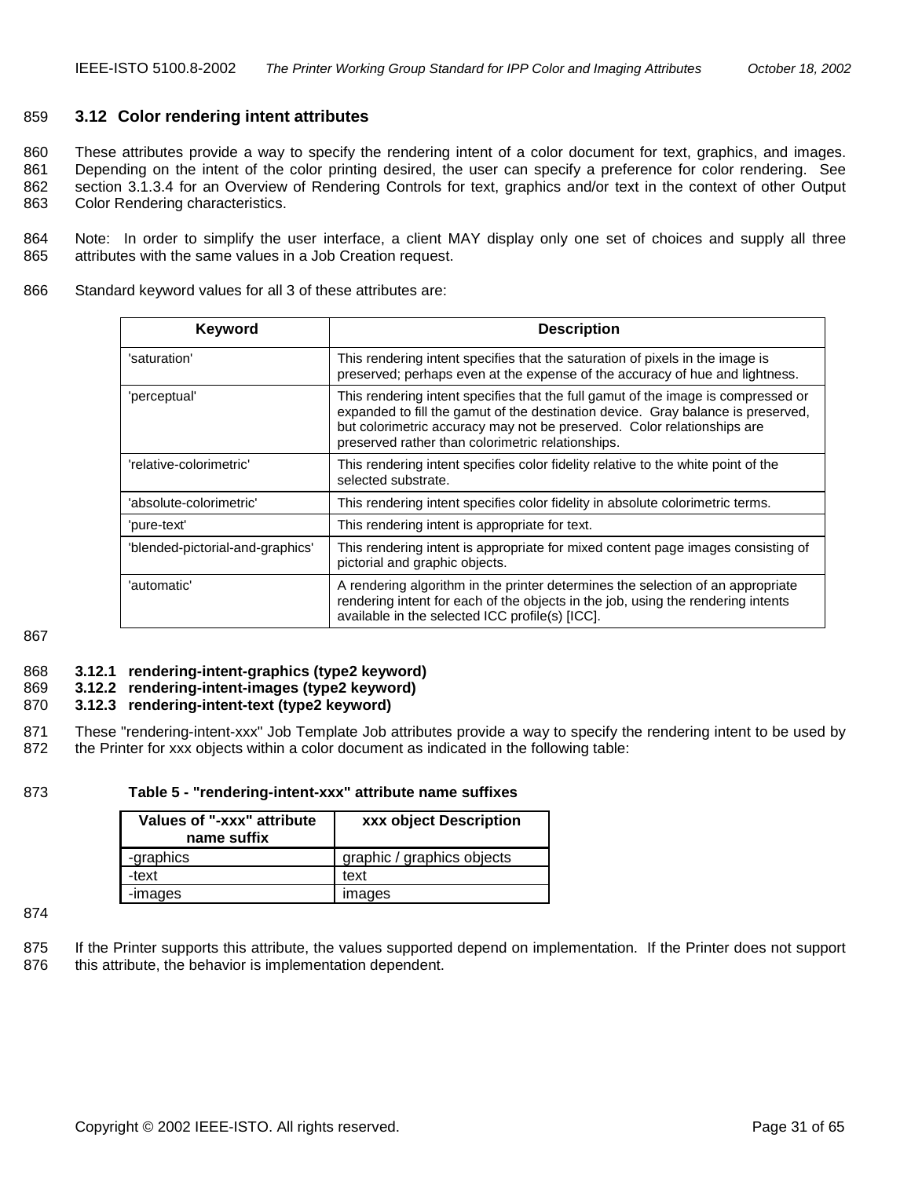### 3.12 Color rendering intent attributes

These attributes provide a way to specify the rendering intent of a color document for text, graphics, and images. Depending on the intent of the color printing desired, the user can specify a preference for color rendering. See section 3.1.3.4 for an Overview of Rendering Controls for text, graphics and/or text in the context of other Output Color Rendering characteristics.

Note: In order to simplify the user interface, a client MAY display only one set of choices and supply all three attributes with the same values in a Job Creation request.

Standard keyword values for all 3 of these attributes are:

| Keyword | Description |
|---|---|
| 'saturation' | This rendering intent specifies that the saturation of pixels in the image is preserved; perhaps even at the expense of the accuracy of hue and lightness. |
| 'perceptual' | This rendering intent specifies that the full gamut of the image is compressed or expanded to fill the gamut of the destination device. Gray balance is preserved, but colorimetric accuracy may not be preserved. Color relationships are preserved rather than colorimetric relationships. |
| 'relative-colorimetric' | This rendering intent specifies color fidelity relative to the white point of the selected substrate. |
| 'absolute-colorimetric' | This rendering intent specifies color fidelity in absolute colorimetric terms. |
| 'pure-text' | This rendering intent is appropriate for text. |
| 'blended-pictorial-and-graphics' | This rendering intent is appropriate for mixed content page images consisting of pictorial and graphic objects. |
| 'automatic' | A rendering algorithm in the printer determines the selection of an appropriate rendering intent for each of the objects in the job, using the rendering intents available in the selected ICC profile(s) [ICC]. |

#### 3.12.1 rendering-intent-graphics (type2 keyword)
#### 3.12.2 rendering-intent-images (type2 keyword)
#### 3.12.3 rendering-intent-text (type2 keyword)

These "rendering-intent-xxx" Job Template Job attributes provide a way to specify the rendering intent to be used by the Printer for xxx objects within a color document as indicated in the following table:

**Table 5 - "rendering-intent-xxx" attribute name suffixes**

| Values of "-xxx" attribute name suffix | xxx object Description |
|---|---|
| -graphics | graphic / graphics objects |
| -text | text |
| -images | images |

If the Printer supports this attribute, the values supported depend on implementation. If the Printer does not support this attribute, the behavior is implementation dependent.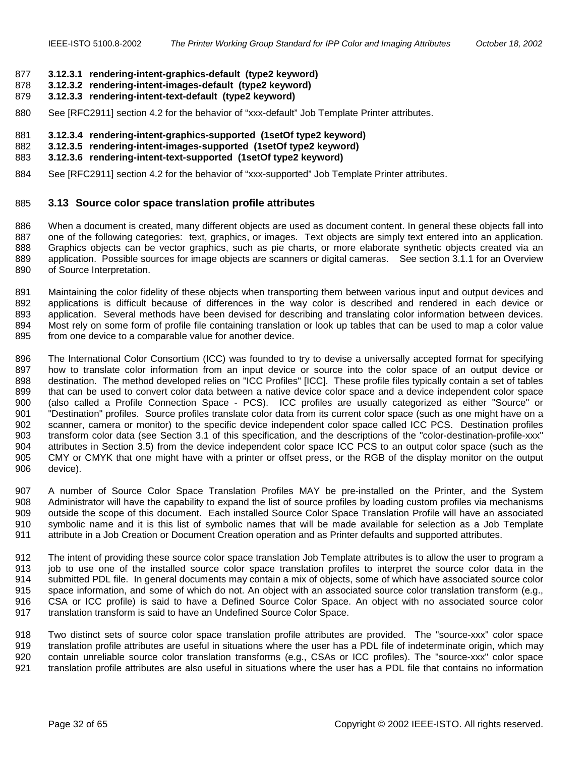#### 3.12.3.1 rendering-intent-graphics-default (type2 keyword)

#### 3.12.3.2 rendering-intent-images-default (type2 keyword)

#### 3.12.3.3 rendering-intent-text-default (type2 keyword)

See [RFC2911] section 4.2 for the behavior of “xxx-default” Job Template Printer attributes.

#### 3.12.3.4 rendering-intent-graphics-supported (1setOf type2 keyword)

#### 3.12.3.5 rendering-intent-images-supported (1setOf type2 keyword)

#### 3.12.3.6 rendering-intent-text-supported (1setOf type2 keyword)

See [RFC2911] section 4.2 for the behavior of “xxx-supported” Job Template Printer attributes.

## 3.13 Source color space translation profile attributes

When a document is created, many different objects are used as document content. In general these objects fall into one of the following categories: text, graphics, or images. Text objects are simply text entered into an application. Graphics objects can be vector graphics, such as pie charts, or more elaborate synthetic objects created via an application. Possible sources for image objects are scanners or digital cameras. See section 3.1.1 for an Overview of Source Interpretation.

Maintaining the color fidelity of these objects when transporting them between various input and output devices and applications is difficult because of differences in the way color is described and rendered in each device or application. Several methods have been devised for describing and translating color information between devices. Most rely on some form of profile file containing translation or look up tables that can be used to map a color value from one device to a comparable value for another device.

The International Color Consortium (ICC) was founded to try to devise a universally accepted format for specifying how to translate color information from an input device or source into the color space of an output device or destination. The method developed relies on "ICC Profiles" [ICC]. These profile files typically contain a set of tables that can be used to convert color data between a native device color space and a device independent color space (also called a Profile Connection Space - PCS). ICC profiles are usually categorized as either "Source" or "Destination" profiles. Source profiles translate color data from its current color space (such as one might have on a scanner, camera or monitor) to the specific device independent color space called ICC PCS. Destination profiles transform color data (see Section 3.1 of this specification, and the descriptions of the "color-destination-profile-xxx" attributes in Section 3.5) from the device independent color space ICC PCS to an output color space (such as the CMY or CMYK that one might have with a printer or offset press, or the RGB of the display monitor on the output device).

A number of Source Color Space Translation Profiles MAY be pre-installed on the Printer, and the System Administrator will have the capability to expand the list of source profiles by loading custom profiles via mechanisms outside the scope of this document. Each installed Source Color Space Translation Profile will have an associated symbolic name and it is this list of symbolic names that will be made available for selection as a Job Template attribute in a Job Creation or Document Creation operation and as Printer defaults and supported attributes.

The intent of providing these source color space translation Job Template attributes is to allow the user to program a job to use one of the installed source color space translation profiles to interpret the source color data in the submitted PDL file. In general documents may contain a mix of objects, some of which have associated source color space information, and some of which do not. An object with an associated source color translation transform (e.g., CSA or ICC profile) is said to have a Defined Source Color Space. An object with no associated source color translation transform is said to have an Undefined Source Color Space.

Two distinct sets of source color space translation profile attributes are provided. The "source-xxx" color space translation profile attributes are useful in situations where the user has a PDL file of indeterminate origin, which may contain unreliable source color translation transforms (e.g., CSAs or ICC profiles). The "source-xxx" color space translation profile attributes are also useful in situations where the user has a PDL file that contains no information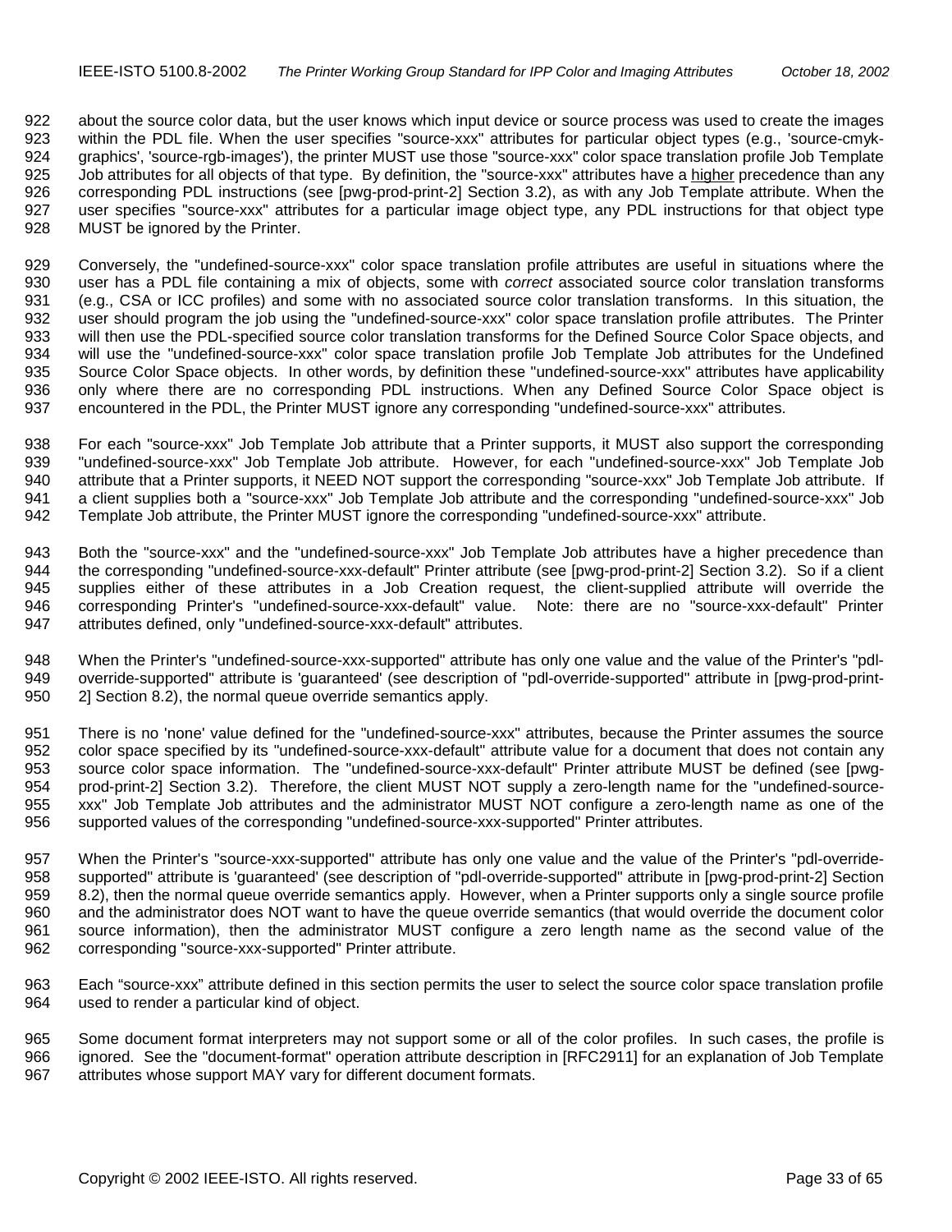about the source color data, but the user knows which input device or source process was used to create the images within the PDL file. When the user specifies "source-xxx" attributes for particular object types (e.g., 'source-cmyk-graphics', 'source-rgb-images'), the printer MUST use those "source-xxx" color space translation profile Job Template Job attributes for all objects of that type. By definition, the "source-xxx" attributes have a higher precedence than any corresponding PDL instructions (see [pwg-prod-print-2] Section 3.2), as with any Job Template attribute. When the user specifies "source-xxx" attributes for a particular image object type, any PDL instructions for that object type MUST be ignored by the Printer.

Conversely, the "undefined-source-xxx" color space translation profile attributes are useful in situations where the user has a PDL file containing a mix of objects, some with *correct* associated source color translation transforms (e.g., CSA or ICC profiles) and some with no associated source color translation transforms. In this situation, the user should program the job using the "undefined-source-xxx" color space translation profile attributes. The Printer will then use the PDL-specified source color translation transforms for the Defined Source Color Space objects, and will use the "undefined-source-xxx" color space translation profile Job Template Job attributes for the Undefined Source Color Space objects. In other words, by definition these "undefined-source-xxx" attributes have applicability only where there are no corresponding PDL instructions. When any Defined Source Color Space object is encountered in the PDL, the Printer MUST ignore any corresponding "undefined-source-xxx" attributes.

For each "source-xxx" Job Template Job attribute that a Printer supports, it MUST also support the corresponding "undefined-source-xxx" Job Template Job attribute. However, for each "undefined-source-xxx" Job Template Job attribute that a Printer supports, it NEED NOT support the corresponding "source-xxx" Job Template Job attribute. If a client supplies both a "source-xxx" Job Template Job attribute and the corresponding "undefined-source-xxx" Job Template Job attribute, the Printer MUST ignore the corresponding "undefined-source-xxx" attribute.

Both the "source-xxx" and the "undefined-source-xxx" Job Template Job attributes have a higher precedence than the corresponding "undefined-source-xxx-default" Printer attribute (see [pwg-prod-print-2] Section 3.2). So if a client supplies either of these attributes in a Job Creation request, the client-supplied attribute will override the corresponding Printer's "undefined-source-xxx-default" value. Note: there are no "source-xxx-default" Printer attributes defined, only "undefined-source-xxx-default" attributes.

When the Printer's "undefined-source-xxx-supported" attribute has only one value and the value of the Printer's "pdl-override-supported" attribute is 'guaranteed' (see description of "pdl-override-supported" attribute in [pwg-prod-print-2] Section 8.2), the normal queue override semantics apply.

There is no 'none' value defined for the "undefined-source-xxx" attributes, because the Printer assumes the source color space specified by its "undefined-source-xxx-default" attribute value for a document that does not contain any source color space information. The "undefined-source-xxx-default" Printer attribute MUST be defined (see [pwg-prod-print-2] Section 3.2). Therefore, the client MUST NOT supply a zero-length name for the "undefined-source-xxx" Job Template Job attributes and the administrator MUST NOT configure a zero-length name as one of the supported values of the corresponding "undefined-source-xxx-supported" Printer attributes.

When the Printer's "source-xxx-supported" attribute has only one value and the value of the Printer's "pdl-override-supported" attribute is 'guaranteed' (see description of "pdl-override-supported" attribute in [pwg-prod-print-2] Section 8.2), then the normal queue override semantics apply. However, when a Printer supports only a single source profile and the administrator does NOT want to have the queue override semantics (that would override the document color source information), then the administrator MUST configure a zero length name as the second value of the corresponding "source-xxx-supported" Printer attribute.

Each “source-xxx” attribute defined in this section permits the user to select the source color space translation profile used to render a particular kind of object.

Some document format interpreters may not support some or all of the color profiles. In such cases, the profile is ignored. See the "document-format" operation attribute description in [RFC2911] for an explanation of Job Template attributes whose support MAY vary for different document formats.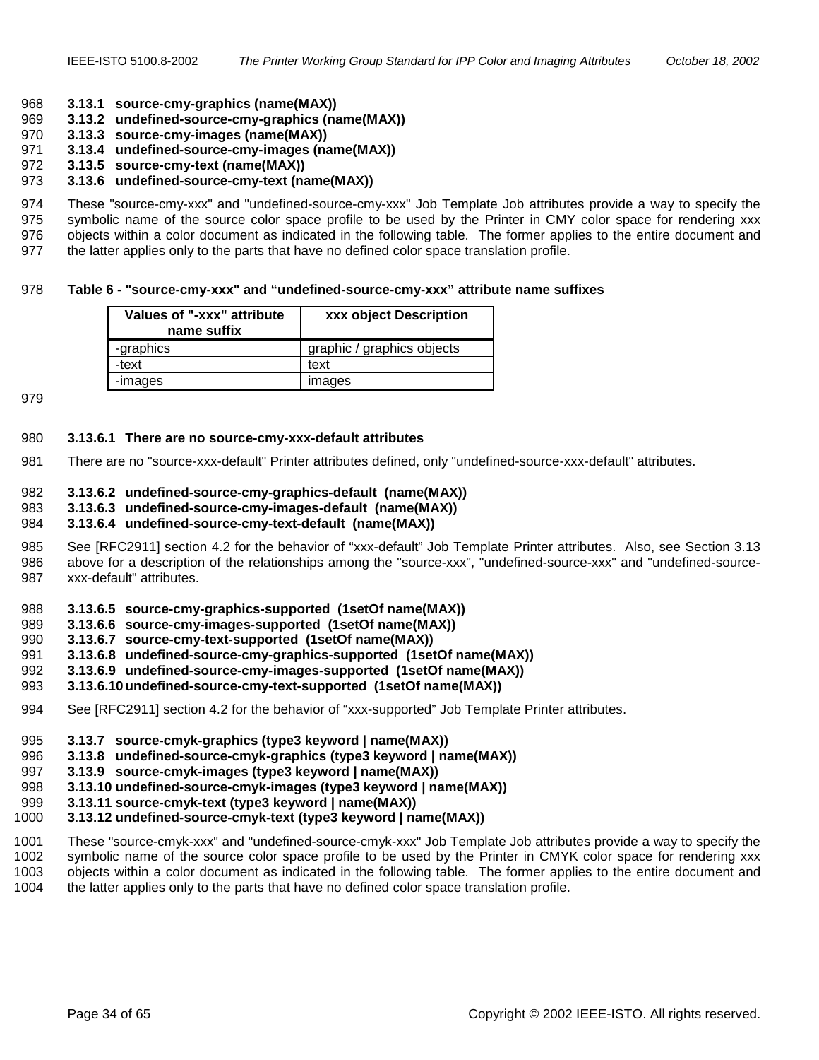#### 3.13.1 source-cmy-graphics (name(MAX))
#### 3.13.2 undefined-source-cmy-graphics (name(MAX))
#### 3.13.3 source-cmy-images (name(MAX))
#### 3.13.4 undefined-source-cmy-images (name(MAX))
#### 3.13.5 source-cmy-text (name(MAX))
#### 3.13.6 undefined-source-cmy-text (name(MAX))

These "source-cmy-xxx" and "undefined-source-cmy-xxx" Job Template Job attributes provide a way to specify the symbolic name of the source color space profile to be used by the Printer in CMY color space for rendering xxx objects within a color document as indicated in the following table. The former applies to the entire document and the latter applies only to the parts that have no defined color space translation profile.

**Table 6 - "source-cmy-xxx" and "undefined-source-cmy-xxx" attribute name suffixes**

| Values of "-xxx" attribute name suffix | xxx object Description |
|---|---|
| -graphics | graphic / graphics objects |
| -text | text |
| -images | images |

##### 3.13.6.1 There are no source-cmy-xxx-default attributes

There are no "source-xxx-default" Printer attributes defined, only "undefined-source-xxx-default" attributes.

##### 3.13.6.2 undefined-source-cmy-graphics-default (name(MAX))
##### 3.13.6.3 undefined-source-cmy-images-default (name(MAX))
##### 3.13.6.4 undefined-source-cmy-text-default (name(MAX))

See [RFC2911] section 4.2 for the behavior of "xxx-default" Job Template Printer attributes. Also, see Section 3.13 above for a description of the relationships among the "source-xxx", "undefined-source-xxx" and "undefined-source-xxx-default" attributes.

##### 3.13.6.5 source-cmy-graphics-supported (1setOf name(MAX))
##### 3.13.6.6 source-cmy-images-supported (1setOf name(MAX))
##### 3.13.6.7 source-cmy-text-supported (1setOf name(MAX))
##### 3.13.6.8 undefined-source-cmy-graphics-supported (1setOf name(MAX))
##### 3.13.6.9 undefined-source-cmy-images-supported (1setOf name(MAX))
##### 3.13.6.10 undefined-source-cmy-text-supported (1setOf name(MAX))

See [RFC2911] section 4.2 for the behavior of "xxx-supported" Job Template Printer attributes.

#### 3.13.7 source-cmyk-graphics (type3 keyword | name(MAX))
#### 3.13.8 undefined-source-cmyk-graphics (type3 keyword | name(MAX))
#### 3.13.9 source-cmyk-images (type3 keyword | name(MAX))
#### 3.13.10 undefined-source-cmyk-images (type3 keyword | name(MAX))
#### 3.13.11 source-cmyk-text (type3 keyword | name(MAX))
#### 3.13.12 undefined-source-cmyk-text (type3 keyword | name(MAX))

These "source-cmyk-xxx" and "undefined-source-cmyk-xxx" Job Template Job attributes provide a way to specify the symbolic name of the source color space profile to be used by the Printer in CMYK color space for rendering xxx objects within a color document as indicated in the following table. The former applies to the entire document and the latter applies only to the parts that have no defined color space translation profile.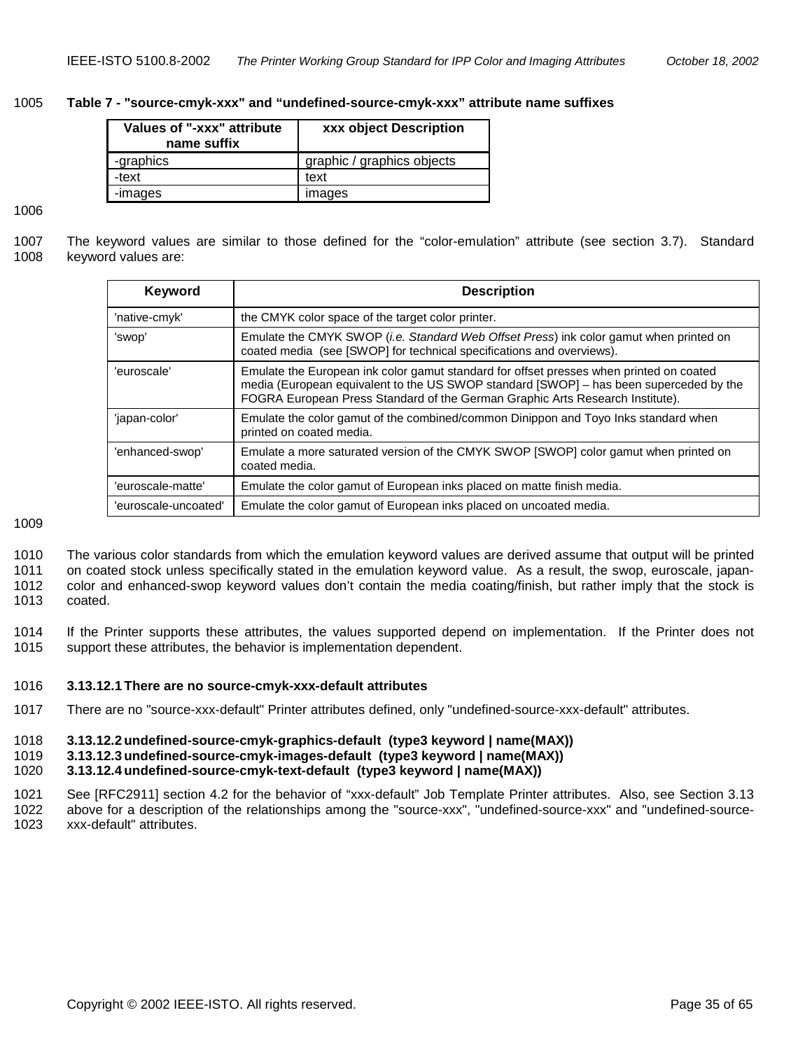**Table 7 - "source-cmyk-xxx" and “undefined-source-cmyk-xxx” attribute name suffixes**

| Values of "-xxx" attribute name suffix | xxx object Description |
|---|---|
| -graphics | graphic / graphics objects |
| -text | text |
| -images | images |

The keyword values are similar to those defined for the “color-emulation” attribute (see section 3.7). Standard keyword values are:

| Keyword | Description |
|---|---|
| 'native-cmyk' | the CMYK color space of the target color printer. |
| 'swop' | Emulate the CMYK SWOP (*i.e. Standard Web Offset Press*) ink color gamut when printed on coated media (see [SWOP] for technical specifications and overviews). |
| 'euroscale' | Emulate the European ink color gamut standard for offset presses when printed on coated media (European equivalent to the US SWOP standard [SWOP] – has been superceded by the FOGRA European Press Standard of the German Graphic Arts Research Institute). |
| 'japan-color' | Emulate the color gamut of the combined/common Dinippon and Toyo Inks standard when printed on coated media. |
| 'enhanced-swop' | Emulate a more saturated version of the CMYK SWOP [SWOP] color gamut when printed on coated media. |
| 'euroscale-matte' | Emulate the color gamut of European inks placed on matte finish media. |
| 'euroscale-uncoated' | Emulate the color gamut of European inks placed on uncoated media. |

The various color standards from which the emulation keyword values are derived assume that output will be printed on coated stock unless specifically stated in the emulation keyword value. As a result, the swop, euroscale, japan-color and enhanced-swop keyword values don’t contain the media coating/finish, but rather imply that the stock is coated.

If the Printer supports these attributes, the values supported depend on implementation. If the Printer does not support these attributes, the behavior is implementation dependent.

#### 3.13.12.1 There are no source-cmyk-xxx-default attributes

There are no "source-xxx-default" Printer attributes defined, only "undefined-source-xxx-default" attributes.

#### 3.13.12.2 undefined-source-cmyk-graphics-default (type3 keyword | name(MAX))
#### 3.13.12.3 undefined-source-cmyk-images-default (type3 keyword | name(MAX))
#### 3.13.12.4 undefined-source-cmyk-text-default (type3 keyword | name(MAX))

See [RFC2911] section 4.2 for the behavior of “xxx-default” Job Template Printer attributes. Also, see Section 3.13 above for a description of the relationships among the "source-xxx", "undefined-source-xxx" and "undefined-source-xxx-default" attributes.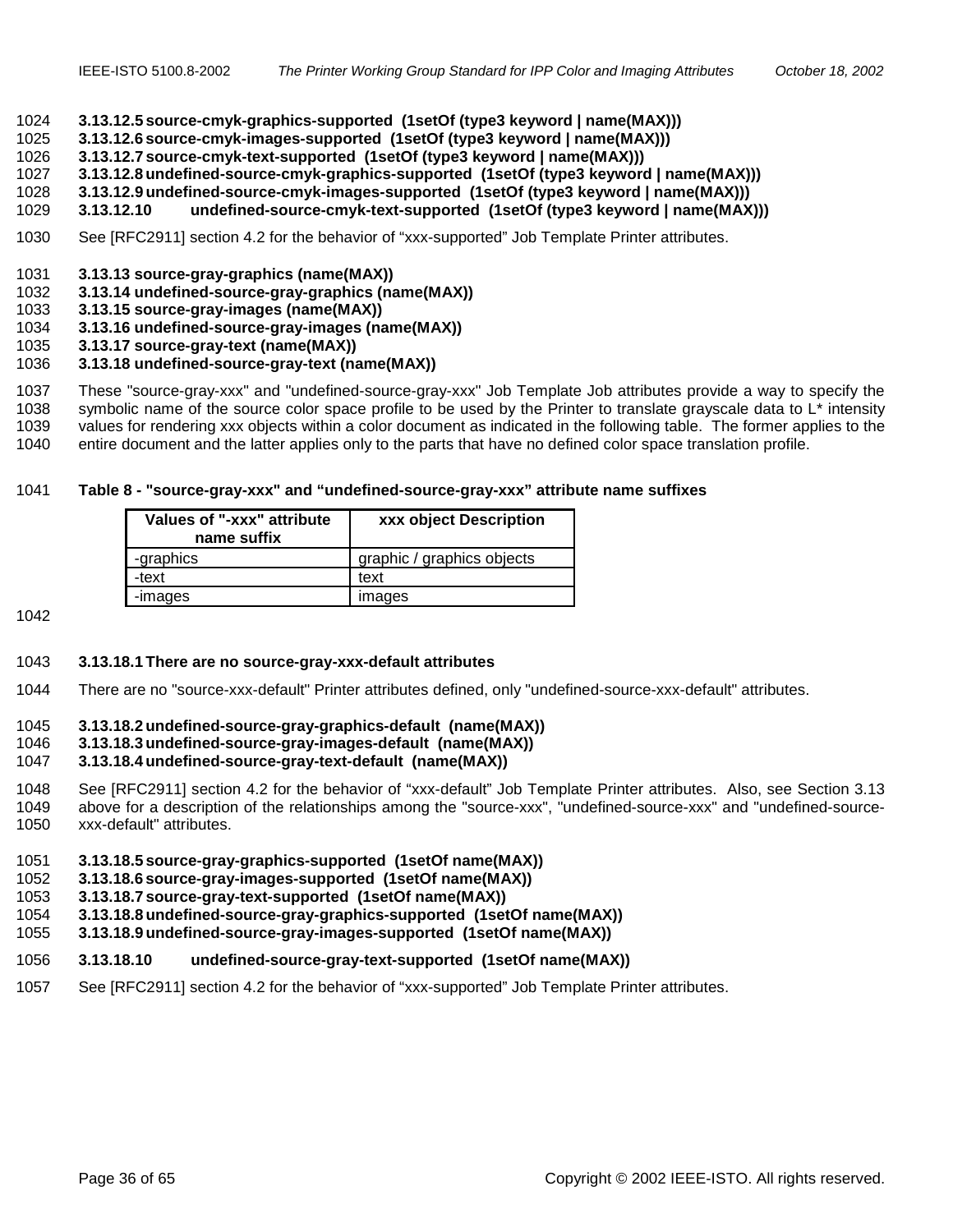##### 3.13.12.5 source-cmyk-graphics-supported (1setOf (type3 keyword | name(MAX)))
##### 3.13.12.6 source-cmyk-images-supported (1setOf (type3 keyword | name(MAX)))
##### 3.13.12.7 source-cmyk-text-supported (1setOf (type3 keyword | name(MAX)))
##### 3.13.12.8 undefined-source-cmyk-graphics-supported (1setOf (type3 keyword | name(MAX)))
##### 3.13.12.9 undefined-source-cmyk-images-supported (1setOf (type3 keyword | name(MAX)))
##### 3.13.12.10 undefined-source-cmyk-text-supported (1setOf (type3 keyword | name(MAX)))

See [RFC2911] section 4.2 for the behavior of “xxx-supported” Job Template Printer attributes.

### 3.13.13 source-gray-graphics (name(MAX))
### 3.13.14 undefined-source-gray-graphics (name(MAX))
### 3.13.15 source-gray-images (name(MAX))
### 3.13.16 undefined-source-gray-images (name(MAX))
### 3.13.17 source-gray-text (name(MAX))
### 3.13.18 undefined-source-gray-text (name(MAX))

These "source-gray-xxx" and "undefined-source-gray-xxx" Job Template Job attributes provide a way to specify the symbolic name of the source color space profile to be used by the Printer to translate grayscale data to L* intensity values for rendering xxx objects within a color document as indicated in the following table. The former applies to the entire document and the latter applies only to the parts that have no defined color space translation profile.

**Table 8 - "source-gray-xxx" and “undefined-source-gray-xxx” attribute name suffixes**

| Values of "-xxx" attribute name suffix | xxx object Description |
|---|---|
| -graphics | graphic / graphics objects |
| -text | text |
| -images | images |

##### 3.13.18.1 There are no source-gray-xxx-default attributes

There are no "source-xxx-default" Printer attributes defined, only "undefined-source-xxx-default" attributes.

##### 3.13.18.2 undefined-source-gray-graphics-default (name(MAX))
##### 3.13.18.3 undefined-source-gray-images-default (name(MAX))
##### 3.13.18.4 undefined-source-gray-text-default (name(MAX))

See [RFC2911] section 4.2 for the behavior of “xxx-default” Job Template Printer attributes. Also, see Section 3.13 above for a description of the relationships among the "source-xxx", "undefined-source-xxx" and "undefined-source-xxx-default" attributes.

##### 3.13.18.5 source-gray-graphics-supported (1setOf name(MAX))
##### 3.13.18.6 source-gray-images-supported (1setOf name(MAX))
##### 3.13.18.7 source-gray-text-supported (1setOf name(MAX))
##### 3.13.18.8 undefined-source-gray-graphics-supported (1setOf name(MAX))
##### 3.13.18.9 undefined-source-gray-images-supported (1setOf name(MAX))
##### 3.13.18.10 undefined-source-gray-text-supported (1setOf name(MAX))

See [RFC2911] section 4.2 for the behavior of “xxx-supported” Job Template Printer attributes.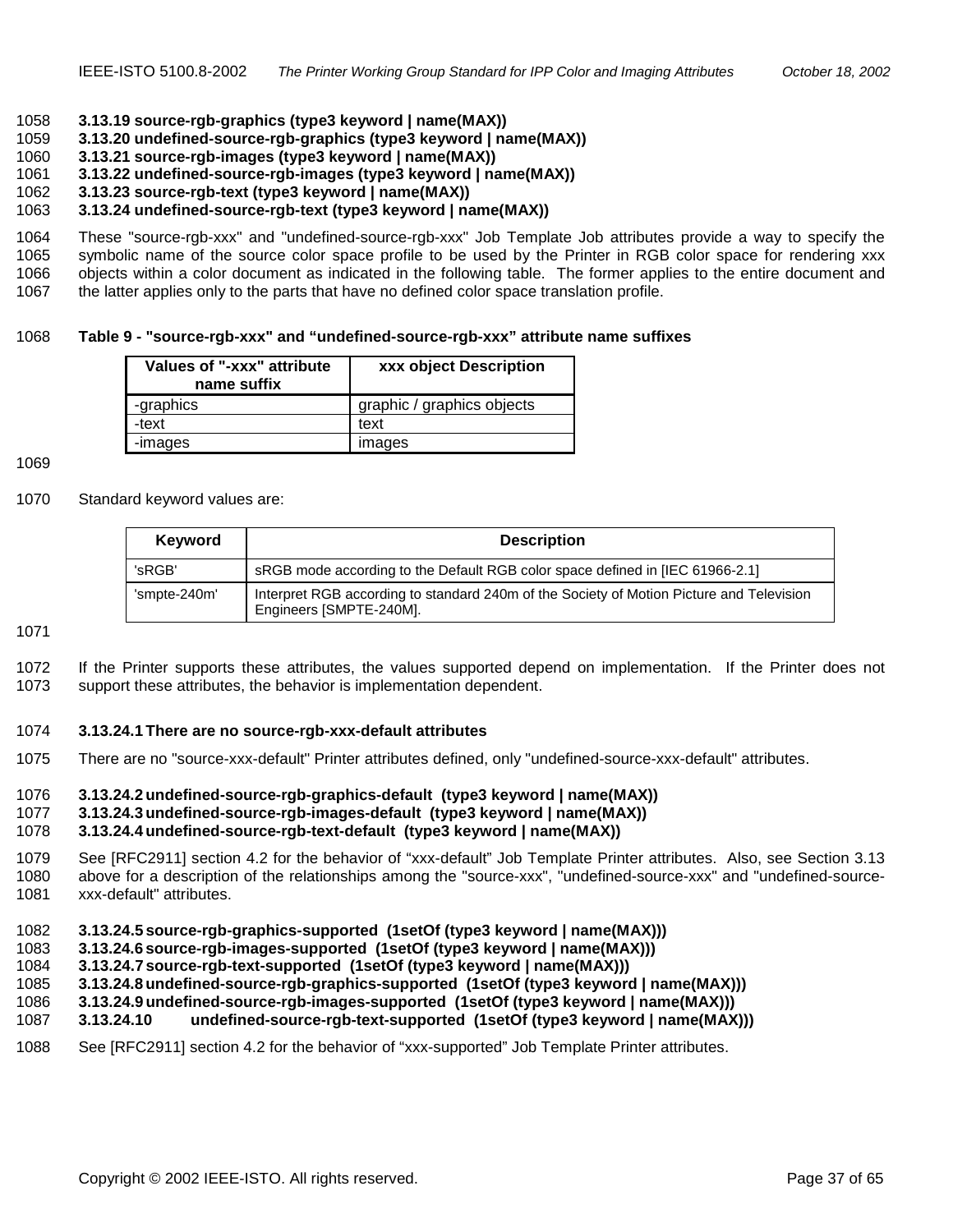### 3.13.19 source-rgb-graphics (type3 keyword | name(MAX))
### 3.13.20 undefined-source-rgb-graphics (type3 keyword | name(MAX))
### 3.13.21 source-rgb-images (type3 keyword | name(MAX))
### 3.13.22 undefined-source-rgb-images (type3 keyword | name(MAX))
### 3.13.23 source-rgb-text (type3 keyword | name(MAX))
### 3.13.24 undefined-source-rgb-text (type3 keyword | name(MAX))

These "source-rgb-xxx" and "undefined-source-rgb-xxx" Job Template Job attributes provide a way to specify the symbolic name of the source color space profile to be used by the Printer in RGB color space for rendering xxx objects within a color document as indicated in the following table. The former applies to the entire document and the latter applies only to the parts that have no defined color space translation profile.

**Table 9 - "source-rgb-xxx" and “undefined-source-rgb-xxx” attribute name suffixes**

| Values of "-xxx" attribute name suffix | xxx object Description |
| --- | --- |
| -graphics | graphic / graphics objects |
| -text | text |
| -images | images |

Standard keyword values are:

| Keyword | Description |
| --- | --- |
| 'sRGB' | sRGB mode according to the Default RGB color space defined in [IEC 61966-2.1] |
| 'smpte-240m' | Interpret RGB according to standard 240m of the Society of Motion Picture and Television Engineers [SMPTE-240M]. |

If the Printer supports these attributes, the values supported depend on implementation. If the Printer does not support these attributes, the behavior is implementation dependent.

#### 3.13.24.1 There are no source-rgb-xxx-default attributes

There are no "source-xxx-default" Printer attributes defined, only "undefined-source-xxx-default" attributes.

#### 3.13.24.2 undefined-source-rgb-graphics-default (type3 keyword | name(MAX))
#### 3.13.24.3 undefined-source-rgb-images-default (type3 keyword | name(MAX))
#### 3.13.24.4 undefined-source-rgb-text-default (type3 keyword | name(MAX))

See [RFC2911] section 4.2 for the behavior of “xxx-default” Job Template Printer attributes. Also, see Section 3.13 above for a description of the relationships among the "source-xxx", "undefined-source-xxx" and "undefined-source-xxx-default" attributes.

#### 3.13.24.5 source-rgb-graphics-supported (1setOf (type3 keyword | name(MAX)))
#### 3.13.24.6 source-rgb-images-supported (1setOf (type3 keyword | name(MAX)))
#### 3.13.24.7 source-rgb-text-supported (1setOf (type3 keyword | name(MAX)))
#### 3.13.24.8 undefined-source-rgb-graphics-supported (1setOf (type3 keyword | name(MAX)))
#### 3.13.24.9 undefined-source-rgb-images-supported (1setOf (type3 keyword | name(MAX)))
#### 3.13.24.10 undefined-source-rgb-text-supported (1setOf (type3 keyword | name(MAX)))

See [RFC2911] section 4.2 for the behavior of “xxx-supported” Job Template Printer attributes.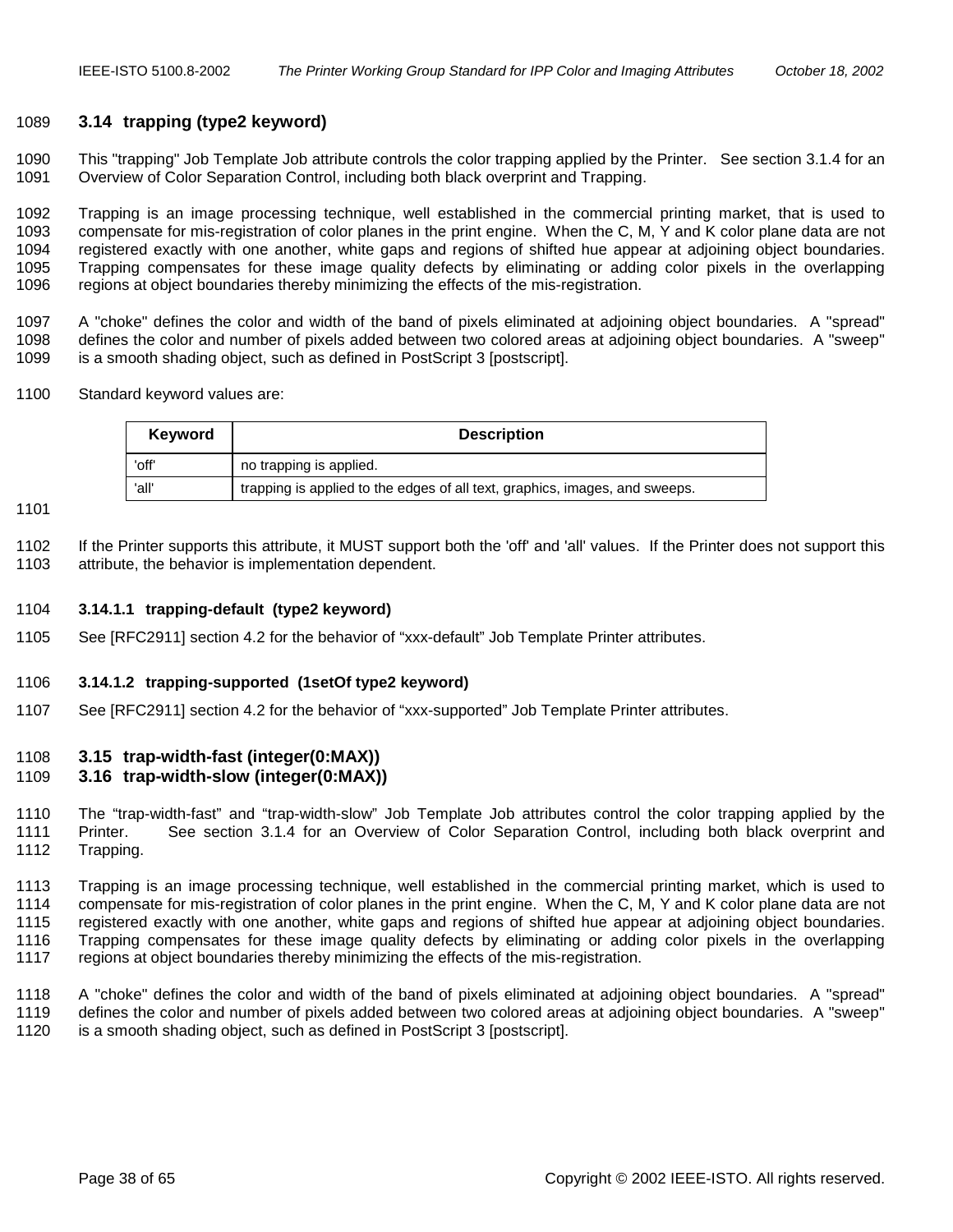## 3.14 trapping (type2 keyword)

This "trapping" Job Template Job attribute controls the color trapping applied by the Printer. See section 3.1.4 for an Overview of Color Separation Control, including both black overprint and Trapping.

Trapping is an image processing technique, well established in the commercial printing market, that is used to compensate for mis-registration of color planes in the print engine. When the C, M, Y and K color plane data are not registered exactly with one another, white gaps and regions of shifted hue appear at adjoining object boundaries. Trapping compensates for these image quality defects by eliminating or adding color pixels in the overlapping regions at object boundaries thereby minimizing the effects of the mis-registration.

A "choke" defines the color and width of the band of pixels eliminated at adjoining object boundaries. A "spread" defines the color and number of pixels added between two colored areas at adjoining object boundaries. A "sweep" is a smooth shading object, such as defined in PostScript 3 [postscript].

Standard keyword values are:

| Keyword | Description |
|---|---|
| 'off' | no trapping is applied. |
| 'all' | trapping is applied to the edges of all text, graphics, images, and sweeps. |

If the Printer supports this attribute, it MUST support both the 'off' and 'all' values. If the Printer does not support this attribute, the behavior is implementation dependent.

#### 3.14.1.1 trapping-default (type2 keyword)

See [RFC2911] section 4.2 for the behavior of “xxx-default” Job Template Printer attributes.

#### 3.14.1.2 trapping-supported (1setOf type2 keyword)

See [RFC2911] section 4.2 for the behavior of “xxx-supported” Job Template Printer attributes.

## 3.15 trap-width-fast (integer(0:MAX))

## 3.16 trap-width-slow (integer(0:MAX))

The “trap-width-fast” and “trap-width-slow” Job Template Job attributes control the color trapping applied by the Printer. See section 3.1.4 for an Overview of Color Separation Control, including both black overprint and Trapping.

Trapping is an image processing technique, well established in the commercial printing market, which is used to compensate for mis-registration of color planes in the print engine. When the C, M, Y and K color plane data are not registered exactly with one another, white gaps and regions of shifted hue appear at adjoining object boundaries. Trapping compensates for these image quality defects by eliminating or adding color pixels in the overlapping regions at object boundaries thereby minimizing the effects of the mis-registration.

A "choke" defines the color and width of the band of pixels eliminated at adjoining object boundaries. A "spread" defines the color and number of pixels added between two colored areas at adjoining object boundaries. A "sweep" is a smooth shading object, such as defined in PostScript 3 [postscript].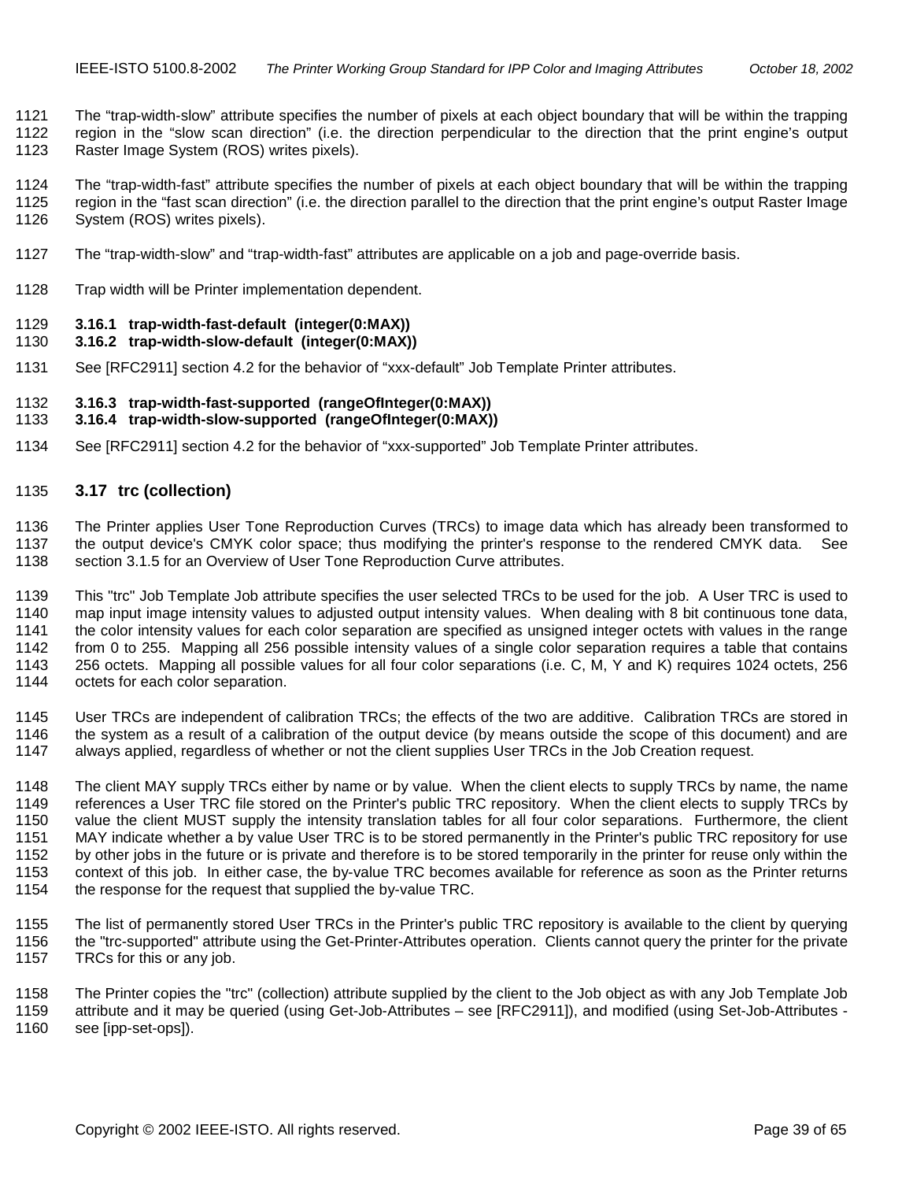The “trap-width-slow” attribute specifies the number of pixels at each object boundary that will be within the trapping region in the “slow scan direction” (i.e. the direction perpendicular to the direction that the print engine’s output Raster Image System (ROS) writes pixels).

The “trap-width-fast” attribute specifies the number of pixels at each object boundary that will be within the trapping region in the “fast scan direction” (i.e. the direction parallel to the direction that the print engine’s output Raster Image System (ROS) writes pixels).

The “trap-width-slow” and “trap-width-fast” attributes are applicable on a job and page-override basis.

Trap width will be Printer implementation dependent.

#### 3.16.1 trap-width-fast-default (integer(0:MAX))
#### 3.16.2 trap-width-slow-default (integer(0:MAX))

See [RFC2911] section 4.2 for the behavior of “xxx-default” Job Template Printer attributes.

#### 3.16.3 trap-width-fast-supported (rangeOfInteger(0:MAX))
#### 3.16.4 trap-width-slow-supported (rangeOfInteger(0:MAX))

See [RFC2911] section 4.2 for the behavior of “xxx-supported” Job Template Printer attributes.

### 3.17 trc (collection)

The Printer applies User Tone Reproduction Curves (TRCs) to image data which has already been transformed to the output device's CMYK color space; thus modifying the printer's response to the rendered CMYK data. See section 3.1.5 for an Overview of User Tone Reproduction Curve attributes.

This "trc" Job Template Job attribute specifies the user selected TRCs to be used for the job. A User TRC is used to map input image intensity values to adjusted output intensity values. When dealing with 8 bit continuous tone data, the color intensity values for each color separation are specified as unsigned integer octets with values in the range from 0 to 255. Mapping all 256 possible intensity values of a single color separation requires a table that contains 256 octets. Mapping all possible values for all four color separations (i.e. C, M, Y and K) requires 1024 octets, 256 octets for each color separation.

User TRCs are independent of calibration TRCs; the effects of the two are additive. Calibration TRCs are stored in the system as a result of a calibration of the output device (by means outside the scope of this document) and are always applied, regardless of whether or not the client supplies User TRCs in the Job Creation request.

The client MAY supply TRCs either by name or by value. When the client elects to supply TRCs by name, the name references a User TRC file stored on the Printer's public TRC repository. When the client elects to supply TRCs by value the client MUST supply the intensity translation tables for all four color separations. Furthermore, the client MAY indicate whether a by value User TRC is to be stored permanently in the Printer's public TRC repository for use by other jobs in the future or is private and therefore is to be stored temporarily in the printer for reuse only within the context of this job. In either case, the by-value TRC becomes available for reference as soon as the Printer returns the response for the request that supplied the by-value TRC.

The list of permanently stored User TRCs in the Printer's public TRC repository is available to the client by querying the "trc-supported" attribute using the Get-Printer-Attributes operation. Clients cannot query the printer for the private TRCs for this or any job.

The Printer copies the "trc" (collection) attribute supplied by the client to the Job object as with any Job Template Job attribute and it may be queried (using Get-Job-Attributes – see [RFC2911]), and modified (using Set-Job-Attributes - see [ipp-set-ops]).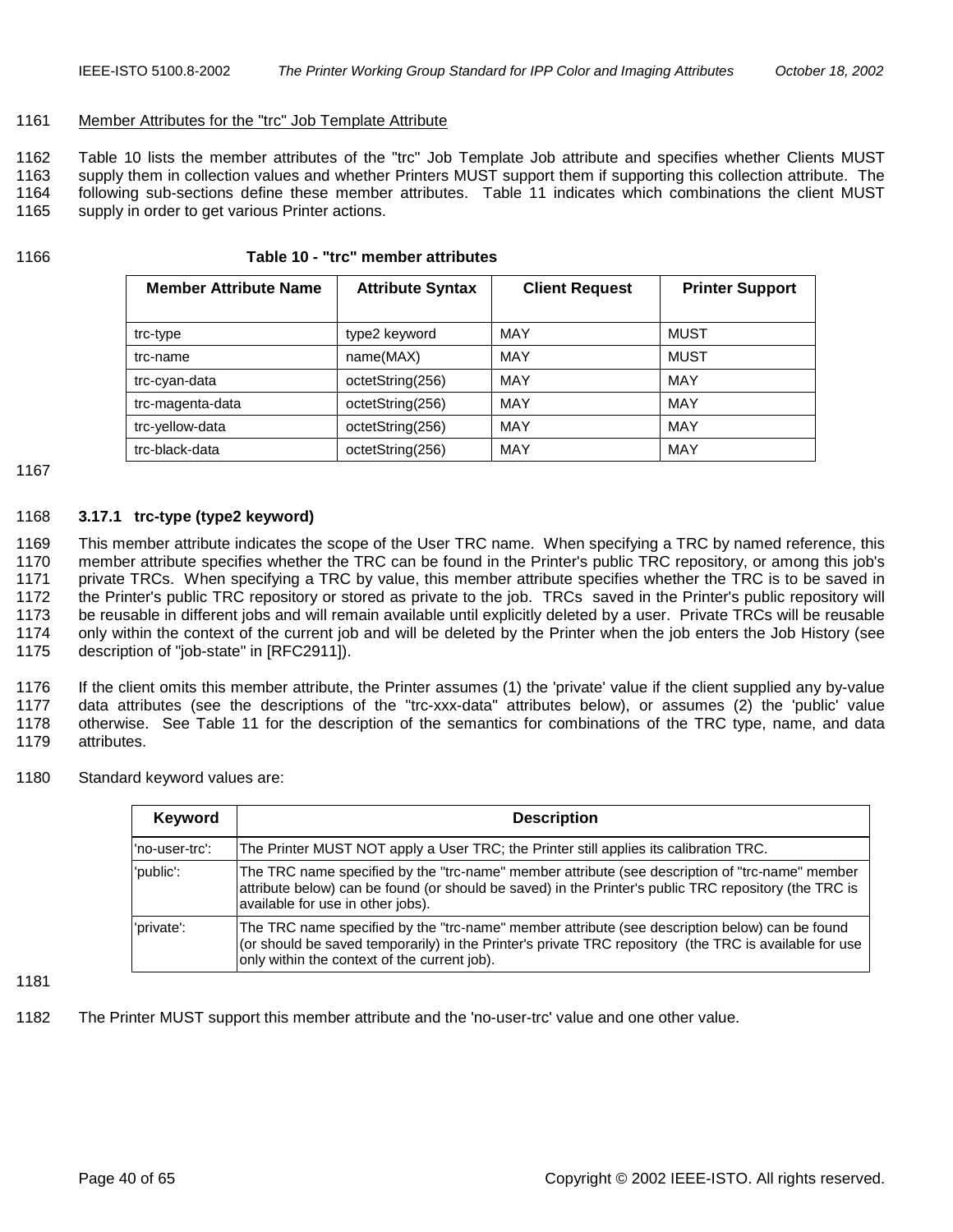Member Attributes for the "trc" Job Template Attribute

Table 10 lists the member attributes of the "trc" Job Template Job attribute and specifies whether Clients MUST supply them in collection values and whether Printers MUST support them if supporting this collection attribute. The following sub-sections define these member attributes. Table 11 indicates which combinations the client MUST supply in order to get various Printer actions.

**Table 10 - "trc" member attributes**

| Member Attribute Name | Attribute Syntax | Client Request | Printer Support |
|---|---|---|---|
| trc-type | type2 keyword | MAY | MUST |
| trc-name | name(MAX) | MAY | MUST |
| trc-cyan-data | octetString(256) | MAY | MAY |
| trc-magenta-data | octetString(256) | MAY | MAY |
| trc-yellow-data | octetString(256) | MAY | MAY |
| trc-black-data | octetString(256) | MAY | MAY |

### 3.17.1 trc-type (type2 keyword)

This member attribute indicates the scope of the User TRC name. When specifying a TRC by named reference, this member attribute specifies whether the TRC can be found in the Printer's public TRC repository, or among this job's private TRCs. When specifying a TRC by value, this member attribute specifies whether the TRC is to be saved in the Printer's public TRC repository or stored as private to the job. TRCs saved in the Printer's public repository will be reusable in different jobs and will remain available until explicitly deleted by a user. Private TRCs will be reusable only within the context of the current job and will be deleted by the Printer when the job enters the Job History (see description of "job-state" in [RFC2911]).

If the client omits this member attribute, the Printer assumes (1) the 'private' value if the client supplied any by-value data attributes (see the descriptions of the "trc-xxx-data" attributes below), or assumes (2) the 'public' value otherwise. See Table 11 for the description of the semantics for combinations of the TRC type, name, and data attributes.

Standard keyword values are:

| Keyword | Description |
|---|---|
| 'no-user-trc': | The Printer MUST NOT apply a User TRC; the Printer still applies its calibration TRC. |
| 'public': | The TRC name specified by the "trc-name" member attribute (see description of "trc-name" member attribute below) can be found (or should be saved) in the Printer's public TRC repository (the TRC is available for use in other jobs). |
| 'private': | The TRC name specified by the "trc-name" member attribute (see description below) can be found (or should be saved temporarily) in the Printer's private TRC repository (the TRC is available for use only within the context of the current job). |

The Printer MUST support this member attribute and the 'no-user-trc' value and one other value.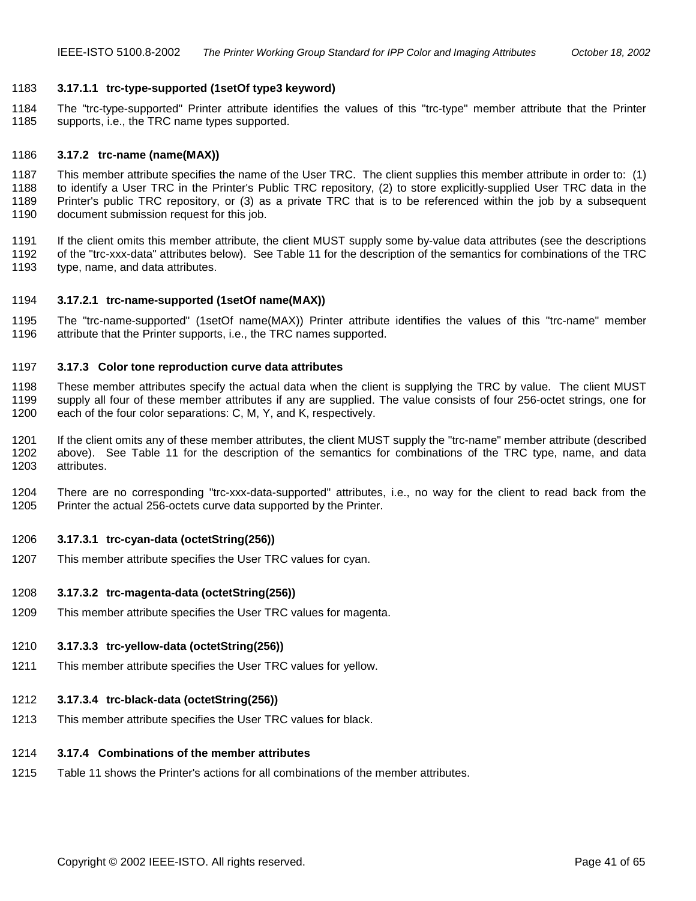#### 3.17.1.1 trc-type-supported (1setOf type3 keyword)

The "trc-type-supported" Printer attribute identifies the values of this "trc-type" member attribute that the Printer supports, i.e., the TRC name types supported.

### 3.17.2 trc-name (name(MAX))

This member attribute specifies the name of the User TRC. The client supplies this member attribute in order to: (1) to identify a User TRC in the Printer's Public TRC repository, (2) to store explicitly-supplied User TRC data in the Printer's public TRC repository, or (3) as a private TRC that is to be referenced within the job by a subsequent document submission request for this job.

If the client omits this member attribute, the client MUST supply some by-value data attributes (see the descriptions of the "trc-xxx-data" attributes below). See Table 11 for the description of the semantics for combinations of the TRC type, name, and data attributes.

#### 3.17.2.1 trc-name-supported (1setOf name(MAX))

The "trc-name-supported" (1setOf name(MAX)) Printer attribute identifies the values of this "trc-name" member attribute that the Printer supports, i.e., the TRC names supported.

### 3.17.3 Color tone reproduction curve data attributes

These member attributes specify the actual data when the client is supplying the TRC by value. The client MUST supply all four of these member attributes if any are supplied. The value consists of four 256-octet strings, one for each of the four color separations: C, M, Y, and K, respectively.

If the client omits any of these member attributes, the client MUST supply the "trc-name" member attribute (described above). See Table 11 for the description of the semantics for combinations of the TRC type, name, and data attributes.

There are no corresponding "trc-xxx-data-supported" attributes, i.e., no way for the client to read back from the Printer the actual 256-octets curve data supported by the Printer.

#### 3.17.3.1 trc-cyan-data (octetString(256))

This member attribute specifies the User TRC values for cyan.

#### 3.17.3.2 trc-magenta-data (octetString(256))

This member attribute specifies the User TRC values for magenta.

#### 3.17.3.3 trc-yellow-data (octetString(256))

This member attribute specifies the User TRC values for yellow.

#### 3.17.3.4 trc-black-data (octetString(256))

This member attribute specifies the User TRC values for black.

### 3.17.4 Combinations of the member attributes

Table 11 shows the Printer's actions for all combinations of the member attributes.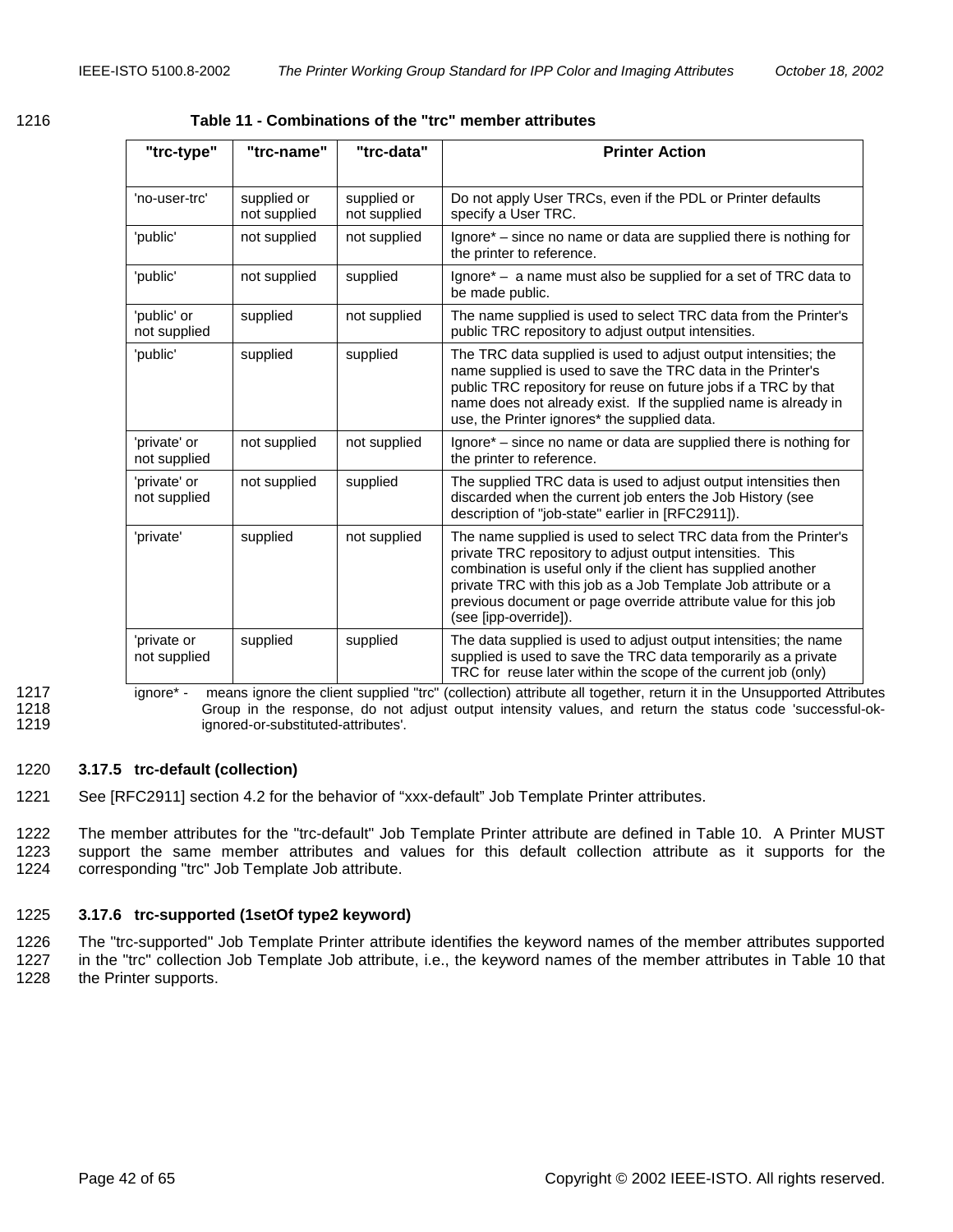**Table 11 - Combinations of the "trc" member attributes**

| "trc-type" | "trc-name" | "trc-data" | Printer Action |
|---|---|---|---|
| 'no-user-trc' | supplied or not supplied | supplied or not supplied | Do not apply User TRCs, even if the PDL or Printer defaults specify a User TRC. |
| 'public' | not supplied | not supplied | Ignore* – since no name or data are supplied there is nothing for the printer to reference. |
| 'public' | not supplied | supplied | Ignore* – a name must also be supplied for a set of TRC data to be made public. |
| 'public' or not supplied | supplied | not supplied | The name supplied is used to select TRC data from the Printer's public TRC repository to adjust output intensities. |
| 'public' | supplied | supplied | The TRC data supplied is used to adjust output intensities; the name supplied is used to save the TRC data in the Printer's public TRC repository for reuse on future jobs if a TRC by that name does not already exist. If the supplied name is already in use, the Printer ignores* the supplied data. |
| 'private' or not supplied | not supplied | not supplied | Ignore* – since no name or data are supplied there is nothing for the printer to reference. |
| 'private' or not supplied | not supplied | supplied | The supplied TRC data is used to adjust output intensities then discarded when the current job enters the Job History (see description of "job-state" earlier in [RFC2911]). |
| 'private' | supplied | not supplied | The name supplied is used to select TRC data from the Printer's private TRC repository to adjust output intensities. This combination is useful only if the client has supplied another private TRC with this job as a Job Template Job attribute or a previous document or page override attribute value for this job (see [ipp-override]). |
| 'private or not supplied | supplied | supplied | The data supplied is used to adjust output intensities; the name supplied is used to save the TRC data temporarily as a private TRC for reuse later within the scope of the current job (only) |

ignore* - means ignore the client supplied "trc" (collection) attribute all together, return it in the Unsupported Attributes Group in the response, do not adjust output intensity values, and return the status code 'successful-ok-ignored-or-substituted-attributes'.

### 3.17.5 trc-default (collection)

See [RFC2911] section 4.2 for the behavior of "xxx-default" Job Template Printer attributes.

The member attributes for the "trc-default" Job Template Printer attribute are defined in Table 10. A Printer MUST support the same member attributes and values for this default collection attribute as it supports for the corresponding "trc" Job Template Job attribute.

### 3.17.6 trc-supported (1setOf type2 keyword)

The "trc-supported" Job Template Printer attribute identifies the keyword names of the member attributes supported in the "trc" collection Job Template Job attribute, i.e., the keyword names of the member attributes in Table 10 that the Printer supports.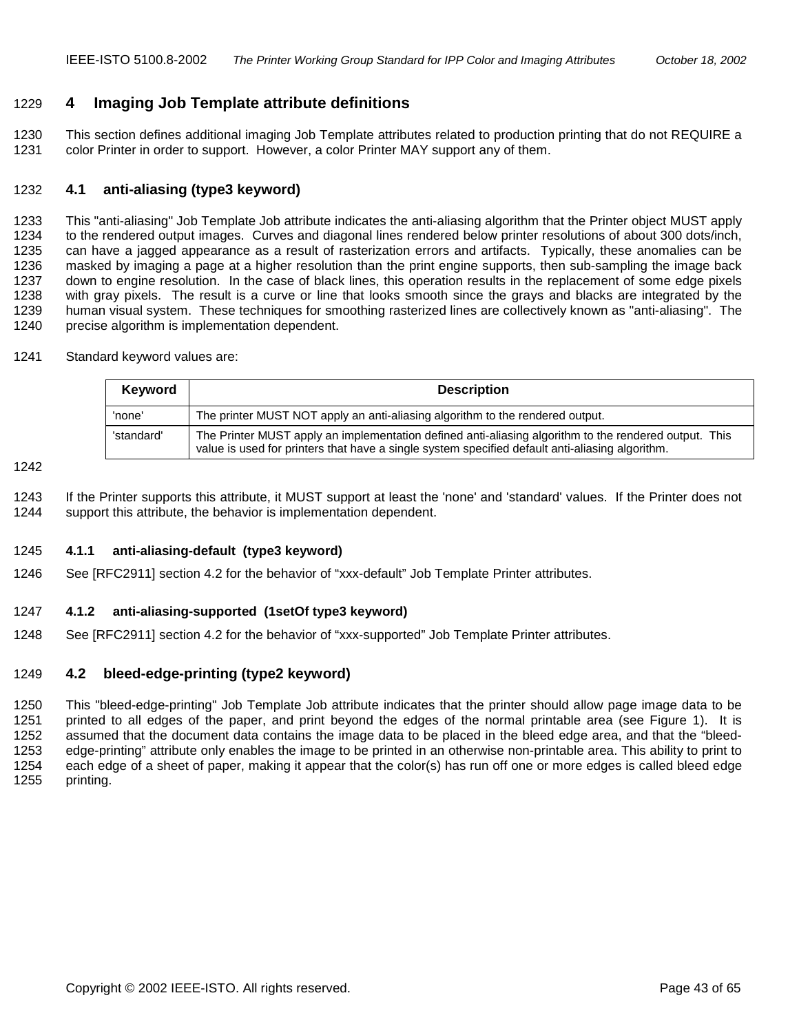# 4 Imaging Job Template attribute definitions

This section defines additional imaging Job Template attributes related to production printing that do not REQUIRE a color Printer in order to support. However, a color Printer MAY support any of them.

## 4.1 anti-aliasing (type3 keyword)

This "anti-aliasing" Job Template Job attribute indicates the anti-aliasing algorithm that the Printer object MUST apply to the rendered output images. Curves and diagonal lines rendered below printer resolutions of about 300 dots/inch, can have a jagged appearance as a result of rasterization errors and artifacts. Typically, these anomalies can be masked by imaging a page at a higher resolution than the print engine supports, then sub-sampling the image back down to engine resolution. In the case of black lines, this operation results in the replacement of some edge pixels with gray pixels. The result is a curve or line that looks smooth since the grays and blacks are integrated by the human visual system. These techniques for smoothing rasterized lines are collectively known as "anti-aliasing". The precise algorithm is implementation dependent.

Standard keyword values are:

| Keyword | Description |
|---|---|
| 'none' | The printer MUST NOT apply an anti-aliasing algorithm to the rendered output. |
| 'standard' | The Printer MUST apply an implementation defined anti-aliasing algorithm to the rendered output. This value is used for printers that have a single system specified default anti-aliasing algorithm. |

If the Printer supports this attribute, it MUST support at least the 'none' and 'standard' values. If the Printer does not support this attribute, the behavior is implementation dependent.

### 4.1.1 anti-aliasing-default (type3 keyword)

See [RFC2911] section 4.2 for the behavior of “xxx-default” Job Template Printer attributes.

### 4.1.2 anti-aliasing-supported (1setOf type3 keyword)

See [RFC2911] section 4.2 for the behavior of “xxx-supported” Job Template Printer attributes.

## 4.2 bleed-edge-printing (type2 keyword)

This "bleed-edge-printing" Job Template Job attribute indicates that the printer should allow page image data to be printed to all edges of the paper, and print beyond the edges of the normal printable area (see Figure 1). It is assumed that the document data contains the image data to be placed in the bleed edge area, and that the “bleed-edge-printing” attribute only enables the image to be printed in an otherwise non-printable area. This ability to print to each edge of a sheet of paper, making it appear that the color(s) has run off one or more edges is called bleed edge printing.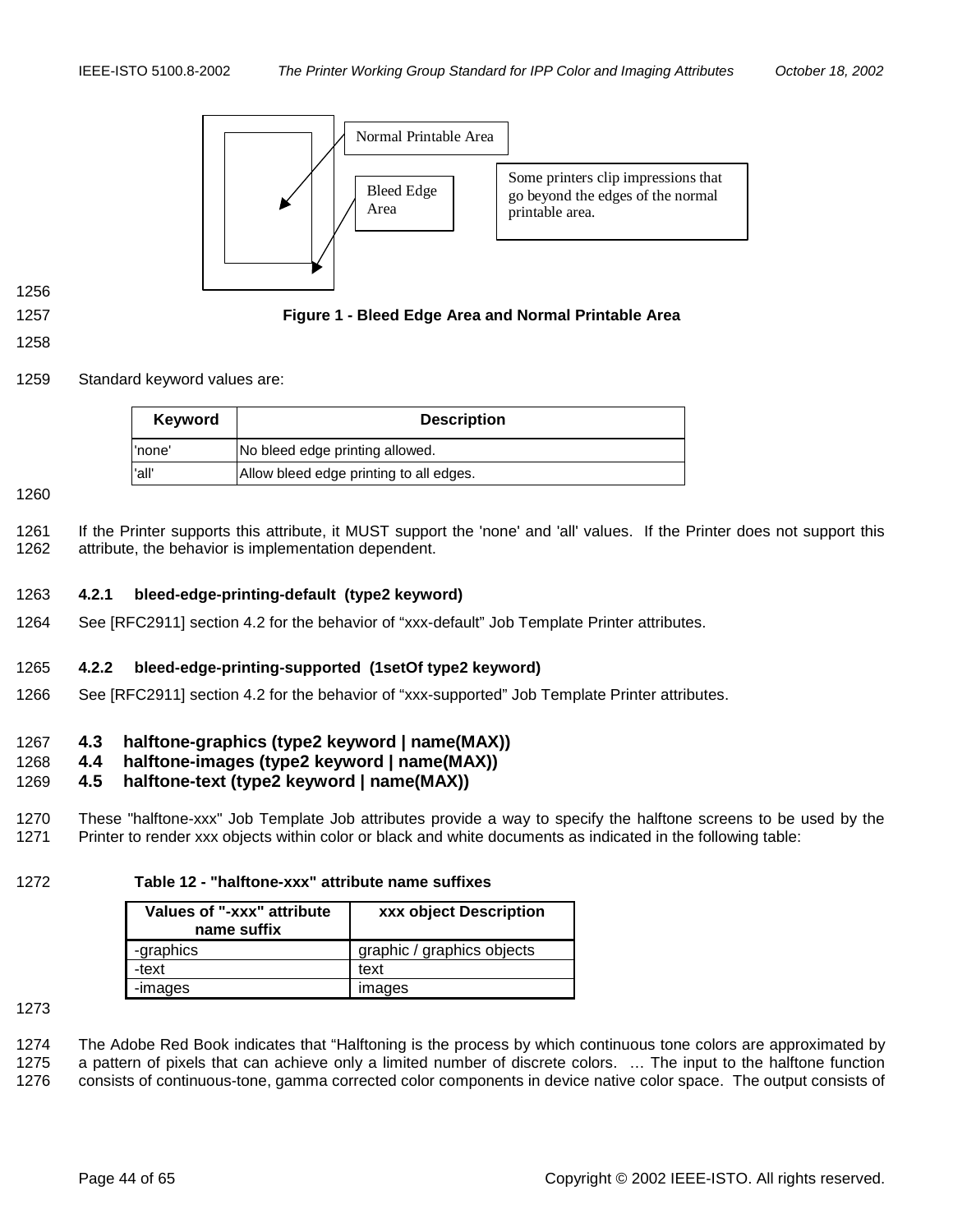Normal Printable Area

Bleed Edge Area

Some printers clip impressions that go beyond the edges of the normal printable area.

**Figure 1 - Bleed Edge Area and Normal Printable Area**

Standard keyword values are:

| Keyword | Description |
|---|---|
| 'none' | No bleed edge printing allowed. |
| 'all' | Allow bleed edge printing to all edges. |

If the Printer supports this attribute, it MUST support the 'none' and 'all' values. If the Printer does not support this attribute, the behavior is implementation dependent.

#### 4.2.1 bleed-edge-printing-default (type2 keyword)

See [RFC2911] section 4.2 for the behavior of "xxx-default" Job Template Printer attributes.

#### 4.2.2 bleed-edge-printing-supported (1setOf type2 keyword)

See [RFC2911] section 4.2 for the behavior of "xxx-supported" Job Template Printer attributes.

### 4.3 halftone-graphics (type2 keyword | name(MAX))
### 4.4 halftone-images (type2 keyword | name(MAX))
### 4.5 halftone-text (type2 keyword | name(MAX))

These "halftone-xxx" Job Template Job attributes provide a way to specify the halftone screens to be used by the Printer to render xxx objects within color or black and white documents as indicated in the following table:

**Table 12 - "halftone-xxx" attribute name suffixes**

| Values of "-xxx" attribute name suffix | xxx object Description |
|---|---|
| -graphics | graphic / graphics objects |
| -text | text |
| -images | images |

The Adobe Red Book indicates that "Halftoning is the process by which continuous tone colors are approximated by a pattern of pixels that can achieve only a limited number of discrete colors. … The input to the halftone function consists of continuous-tone, gamma corrected color components in device native color space. The output consists of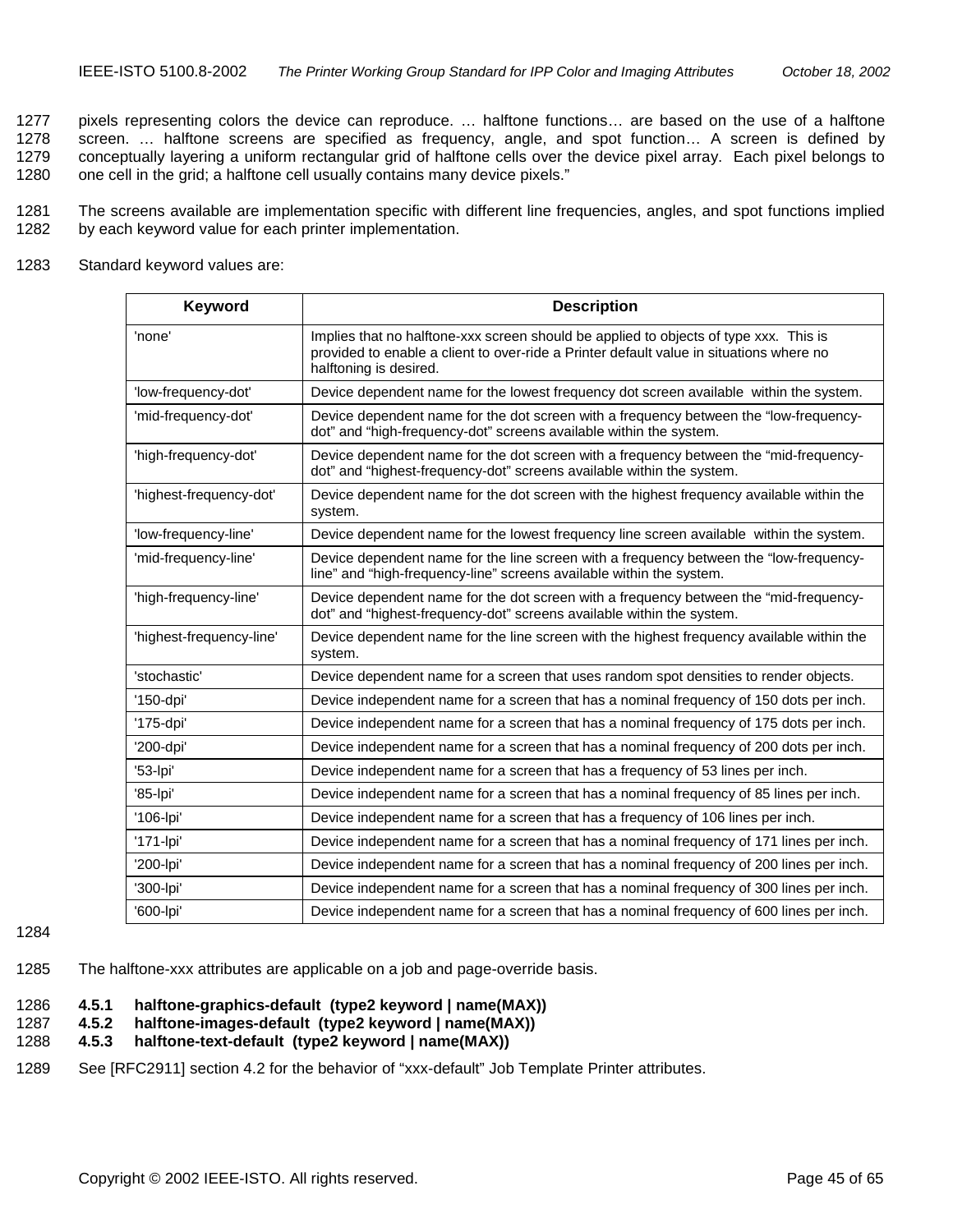pixels representing colors the device can reproduce. … halftone functions… are based on the use of a halftone screen. … halftone screens are specified as frequency, angle, and spot function… A screen is defined by conceptually layering a uniform rectangular grid of halftone cells over the device pixel array. Each pixel belongs to one cell in the grid; a halftone cell usually contains many device pixels."

The screens available are implementation specific with different line frequencies, angles, and spot functions implied by each keyword value for each printer implementation.

Standard keyword values are:

| Keyword | Description |
|---|---|
| 'none' | Implies that no halftone-xxx screen should be applied to objects of type xxx. This is provided to enable a client to over-ride a Printer default value in situations where no halftoning is desired. |
| 'low-frequency-dot' | Device dependent name for the lowest frequency dot screen available within the system. |
| 'mid-frequency-dot' | Device dependent name for the dot screen with a frequency between the "low-frequency-dot" and "high-frequency-dot" screens available within the system. |
| 'high-frequency-dot' | Device dependent name for the dot screen with a frequency between the "mid-frequency-dot" and "highest-frequency-dot" screens available within the system. |
| 'highest-frequency-dot' | Device dependent name for the dot screen with the highest frequency available within the system. |
| 'low-frequency-line' | Device dependent name for the lowest frequency line screen available within the system. |
| 'mid-frequency-line' | Device dependent name for the line screen with a frequency between the "low-frequency-line" and "high-frequency-line" screens available within the system. |
| 'high-frequency-line' | Device dependent name for the dot screen with a frequency between the "mid-frequency-dot" and "highest-frequency-dot" screens available within the system. |
| 'highest-frequency-line' | Device dependent name for the line screen with the highest frequency available within the system. |
| 'stochastic' | Device dependent name for a screen that uses random spot densities to render objects. |
| '150-dpi' | Device independent name for a screen that has a nominal frequency of 150 dots per inch. |
| '175-dpi' | Device independent name for a screen that has a nominal frequency of 175 dots per inch. |
| '200-dpi' | Device independent name for a screen that has a nominal frequency of 200 dots per inch. |
| '53-lpi' | Device independent name for a screen that has a frequency of 53 lines per inch. |
| '85-lpi' | Device independent name for a screen that has a nominal frequency of 85 lines per inch. |
| '106-lpi' | Device independent name for a screen that has a frequency of 106 lines per inch. |
| '171-lpi' | Device independent name for a screen that has a nominal frequency of 171 lines per inch. |
| '200-lpi' | Device independent name for a screen that has a nominal frequency of 200 lines per inch. |
| '300-lpi' | Device independent name for a screen that has a nominal frequency of 300 lines per inch. |
| '600-lpi' | Device independent name for a screen that has a nominal frequency of 600 lines per inch. |

The halftone-xxx attributes are applicable on a job and page-override basis.

### 4.5.1 halftone-graphics-default (type2 keyword | name(MAX))
### 4.5.2 halftone-images-default (type2 keyword | name(MAX))
### 4.5.3 halftone-text-default (type2 keyword | name(MAX))

See [RFC2911] section 4.2 for the behavior of "xxx-default" Job Template Printer attributes.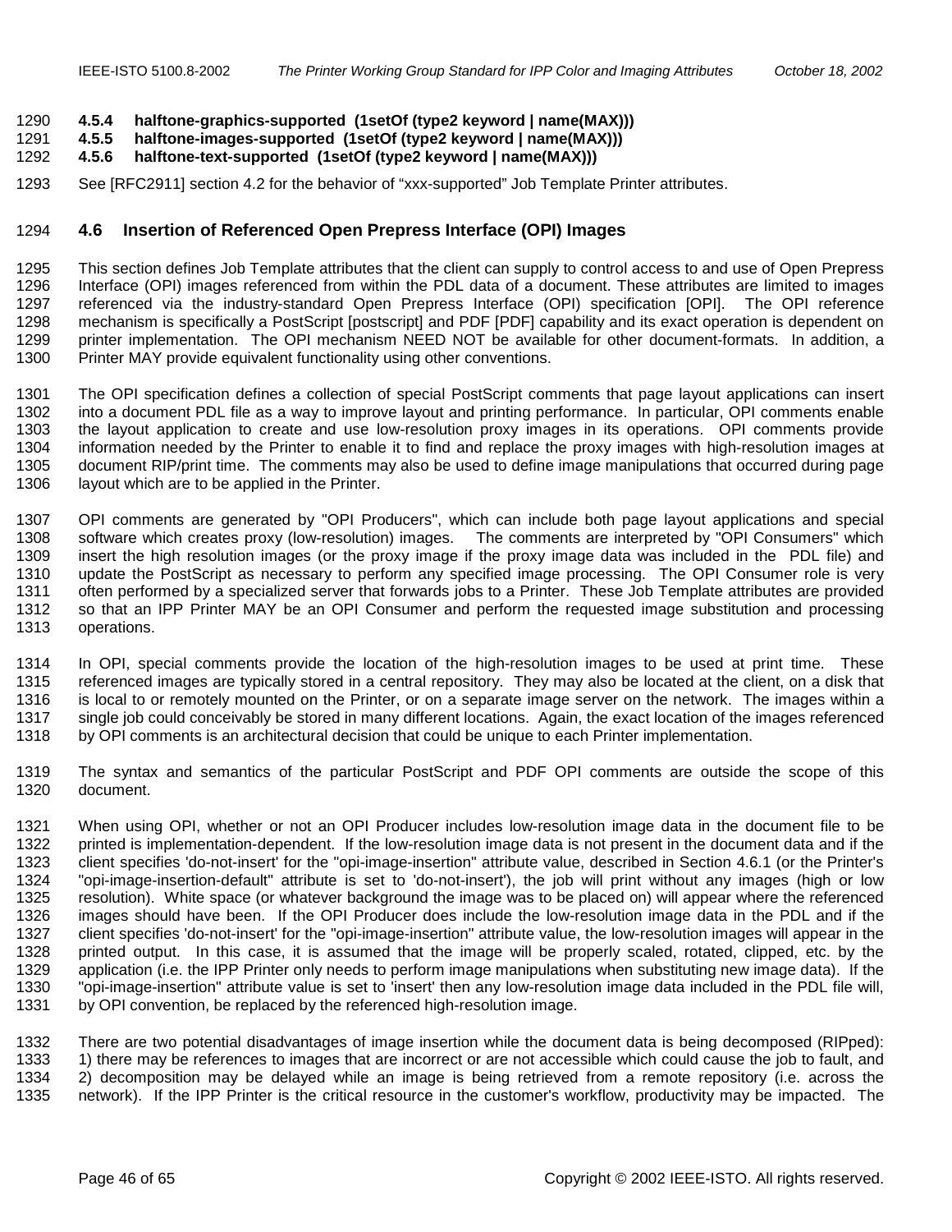#### 4.5.4 halftone-graphics-supported (1setOf (type2 keyword | name(MAX)))

#### 4.5.5 halftone-images-supported (1setOf (type2 keyword | name(MAX)))

#### 4.5.6 halftone-text-supported (1setOf (type2 keyword | name(MAX)))

See [RFC2911] section 4.2 for the behavior of “xxx-supported” Job Template Printer attributes.

### 4.6 Insertion of Referenced Open Prepress Interface (OPI) Images

This section defines Job Template attributes that the client can supply to control access to and use of Open Prepress Interface (OPI) images referenced from within the PDL data of a document. These attributes are limited to images referenced via the industry-standard Open Prepress Interface (OPI) specification [OPI]. The OPI reference mechanism is specifically a PostScript [postscript] and PDF [PDF] capability and its exact operation is dependent on printer implementation. The OPI mechanism NEED NOT be available for other document-formats. In addition, a Printer MAY provide equivalent functionality using other conventions.

The OPI specification defines a collection of special PostScript comments that page layout applications can insert into a document PDL file as a way to improve layout and printing performance. In particular, OPI comments enable the layout application to create and use low-resolution proxy images in its operations. OPI comments provide information needed by the Printer to enable it to find and replace the proxy images with high-resolution images at document RIP/print time. The comments may also be used to define image manipulations that occurred during page layout which are to be applied in the Printer.

OPI comments are generated by "OPI Producers", which can include both page layout applications and special software which creates proxy (low-resolution) images. The comments are interpreted by "OPI Consumers" which insert the high resolution images (or the proxy image if the proxy image data was included in the PDL file) and update the PostScript as necessary to perform any specified image processing. The OPI Consumer role is very often performed by a specialized server that forwards jobs to a Printer. These Job Template attributes are provided so that an IPP Printer MAY be an OPI Consumer and perform the requested image substitution and processing operations.

In OPI, special comments provide the location of the high-resolution images to be used at print time. These referenced images are typically stored in a central repository. They may also be located at the client, on a disk that is local to or remotely mounted on the Printer, or on a separate image server on the network. The images within a single job could conceivably be stored in many different locations. Again, the exact location of the images referenced by OPI comments is an architectural decision that could be unique to each Printer implementation.

The syntax and semantics of the particular PostScript and PDF OPI comments are outside the scope of this document.

When using OPI, whether or not an OPI Producer includes low-resolution image data in the document file to be printed is implementation-dependent. If the low-resolution image data is not present in the document data and if the client specifies 'do-not-insert' for the "opi-image-insertion" attribute value, described in Section 4.6.1 (or the Printer's "opi-image-insertion-default" attribute is set to 'do-not-insert'), the job will print without any images (high or low resolution). White space (or whatever background the image was to be placed on) will appear where the referenced images should have been. If the OPI Producer does include the low-resolution image data in the PDL and if the client specifies 'do-not-insert' for the "opi-image-insertion" attribute value, the low-resolution images will appear in the printed output. In this case, it is assumed that the image will be properly scaled, rotated, clipped, etc. by the application (i.e. the IPP Printer only needs to perform image manipulations when substituting new image data). If the "opi-image-insertion" attribute value is set to 'insert' then any low-resolution image data included in the PDL file will, by OPI convention, be replaced by the referenced high-resolution image.

There are two potential disadvantages of image insertion while the document data is being decomposed (RIPped): 1) there may be references to images that are incorrect or are not accessible which could cause the job to fault, and 2) decomposition may be delayed while an image is being retrieved from a remote repository (i.e. across the network). If the IPP Printer is the critical resource in the customer's workflow, productivity may be impacted. The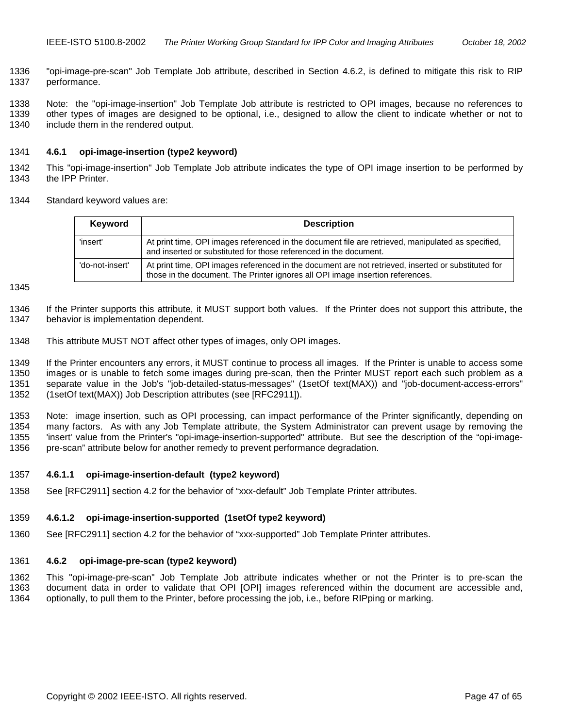"opi-image-pre-scan" Job Template Job attribute, described in Section 4.6.2, is defined to mitigate this risk to RIP performance.

Note: the "opi-image-insertion" Job Template Job attribute is restricted to OPI images, because no references to other types of images are designed to be optional, i.e., designed to allow the client to indicate whether or not to include them in the rendered output.

### 4.6.1 opi-image-insertion (type2 keyword)

This "opi-image-insertion" Job Template Job attribute indicates the type of OPI image insertion to be performed by the IPP Printer.

Standard keyword values are:

| Keyword | Description |
| --- | --- |
| 'insert' | At print time, OPI images referenced in the document file are retrieved, manipulated as specified, and inserted or substituted for those referenced in the document. |
| 'do-not-insert' | At print time, OPI images referenced in the document are not retrieved, inserted or substituted for those in the document. The Printer ignores all OPI image insertion references. |

If the Printer supports this attribute, it MUST support both values. If the Printer does not support this attribute, the behavior is implementation dependent.

This attribute MUST NOT affect other types of images, only OPI images.

If the Printer encounters any errors, it MUST continue to process all images. If the Printer is unable to access some images or is unable to fetch some images during pre-scan, then the Printer MUST report each such problem as a separate value in the Job's "job-detailed-status-messages" (1setOf text(MAX)) and "job-document-access-errors" (1setOf text(MAX)) Job Description attributes (see [RFC2911]).

Note: image insertion, such as OPI processing, can impact performance of the Printer significantly, depending on many factors. As with any Job Template attribute, the System Administrator can prevent usage by removing the 'insert' value from the Printer's "opi-image-insertion-supported" attribute. But see the description of the "opi-image-pre-scan" attribute below for another remedy to prevent performance degradation.

#### 4.6.1.1 opi-image-insertion-default (type2 keyword)

See [RFC2911] section 4.2 for the behavior of "xxx-default" Job Template Printer attributes.

#### 4.6.1.2 opi-image-insertion-supported (1setOf type2 keyword)

See [RFC2911] section 4.2 for the behavior of "xxx-supported" Job Template Printer attributes.

### 4.6.2 opi-image-pre-scan (type2 keyword)

This "opi-image-pre-scan" Job Template Job attribute indicates whether or not the Printer is to pre-scan the document data in order to validate that OPI [OPI] images referenced within the document are accessible and, optionally, to pull them to the Printer, before processing the job, i.e., before RIPping or marking.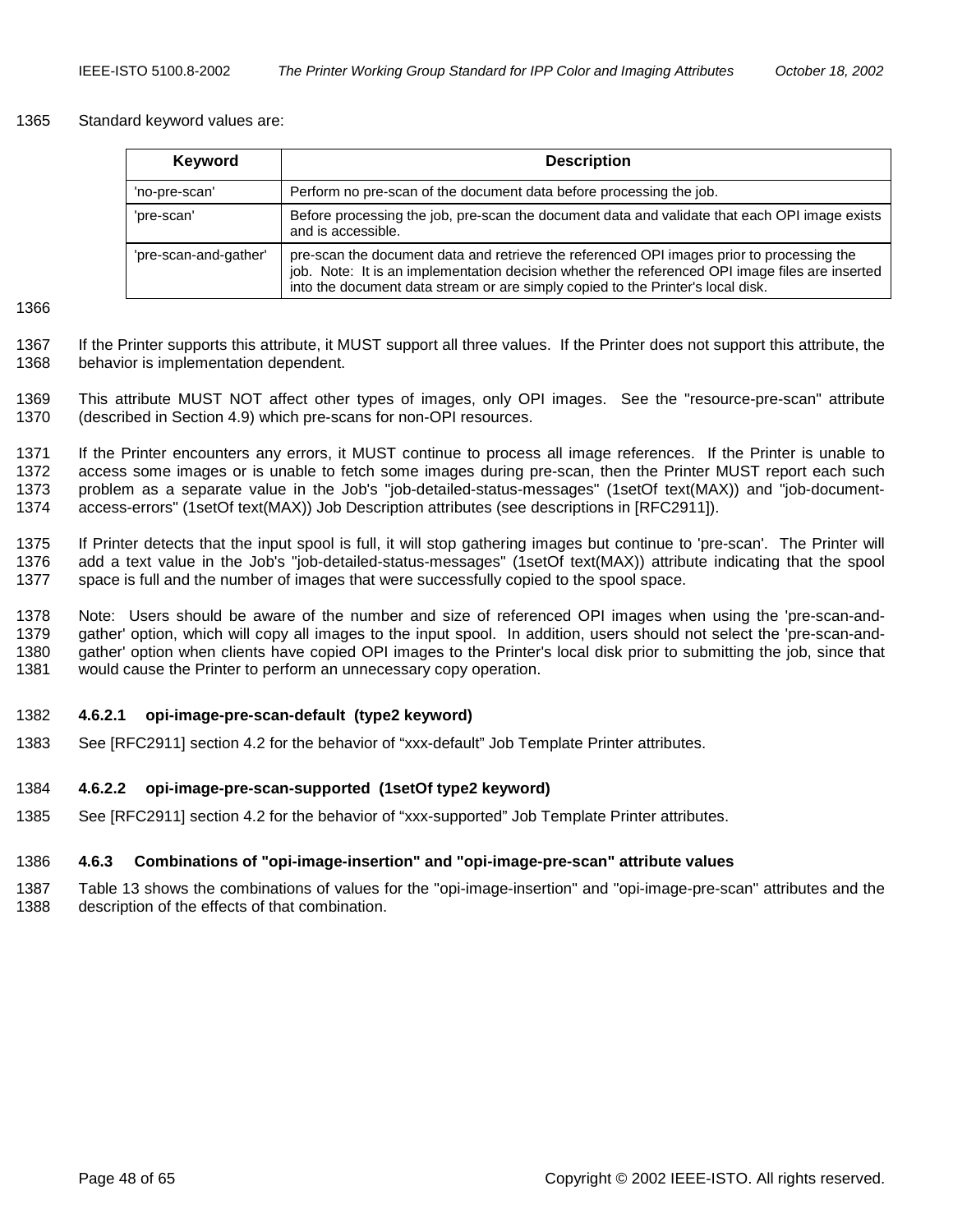Standard keyword values are:

| Keyword | Description |
|---|---|
| 'no-pre-scan' | Perform no pre-scan of the document data before processing the job. |
| 'pre-scan' | Before processing the job, pre-scan the document data and validate that each OPI image exists and is accessible. |
| 'pre-scan-and-gather' | pre-scan the document data and retrieve the referenced OPI images prior to processing the job. Note: It is an implementation decision whether the referenced OPI image files are inserted into the document data stream or are simply copied to the Printer's local disk. |

If the Printer supports this attribute, it MUST support all three values. If the Printer does not support this attribute, the behavior is implementation dependent.

This attribute MUST NOT affect other types of images, only OPI images. See the "resource-pre-scan" attribute (described in Section 4.9) which pre-scans for non-OPI resources.

If the Printer encounters any errors, it MUST continue to process all image references. If the Printer is unable to access some images or is unable to fetch some images during pre-scan, then the Printer MUST report each such problem as a separate value in the Job's "job-detailed-status-messages" (1setOf text(MAX)) and "job-document-access-errors" (1setOf text(MAX)) Job Description attributes (see descriptions in [RFC2911]).

If Printer detects that the input spool is full, it will stop gathering images but continue to 'pre-scan'. The Printer will add a text value in the Job's "job-detailed-status-messages" (1setOf text(MAX)) attribute indicating that the spool space is full and the number of images that were successfully copied to the spool space.

Note: Users should be aware of the number and size of referenced OPI images when using the 'pre-scan-and-gather' option, which will copy all images to the input spool. In addition, users should not select the 'pre-scan-and-gather' option when clients have copied OPI images to the Printer's local disk prior to submitting the job, since that would cause the Printer to perform an unnecessary copy operation.

#### 4.6.2.1 opi-image-pre-scan-default (type2 keyword)

See [RFC2911] section 4.2 for the behavior of “xxx-default” Job Template Printer attributes.

#### 4.6.2.2 opi-image-pre-scan-supported (1setOf type2 keyword)

See [RFC2911] section 4.2 for the behavior of “xxx-supported” Job Template Printer attributes.

### 4.6.3 Combinations of "opi-image-insertion" and "opi-image-pre-scan" attribute values

Table 13 shows the combinations of values for the "opi-image-insertion" and "opi-image-pre-scan" attributes and the description of the effects of that combination.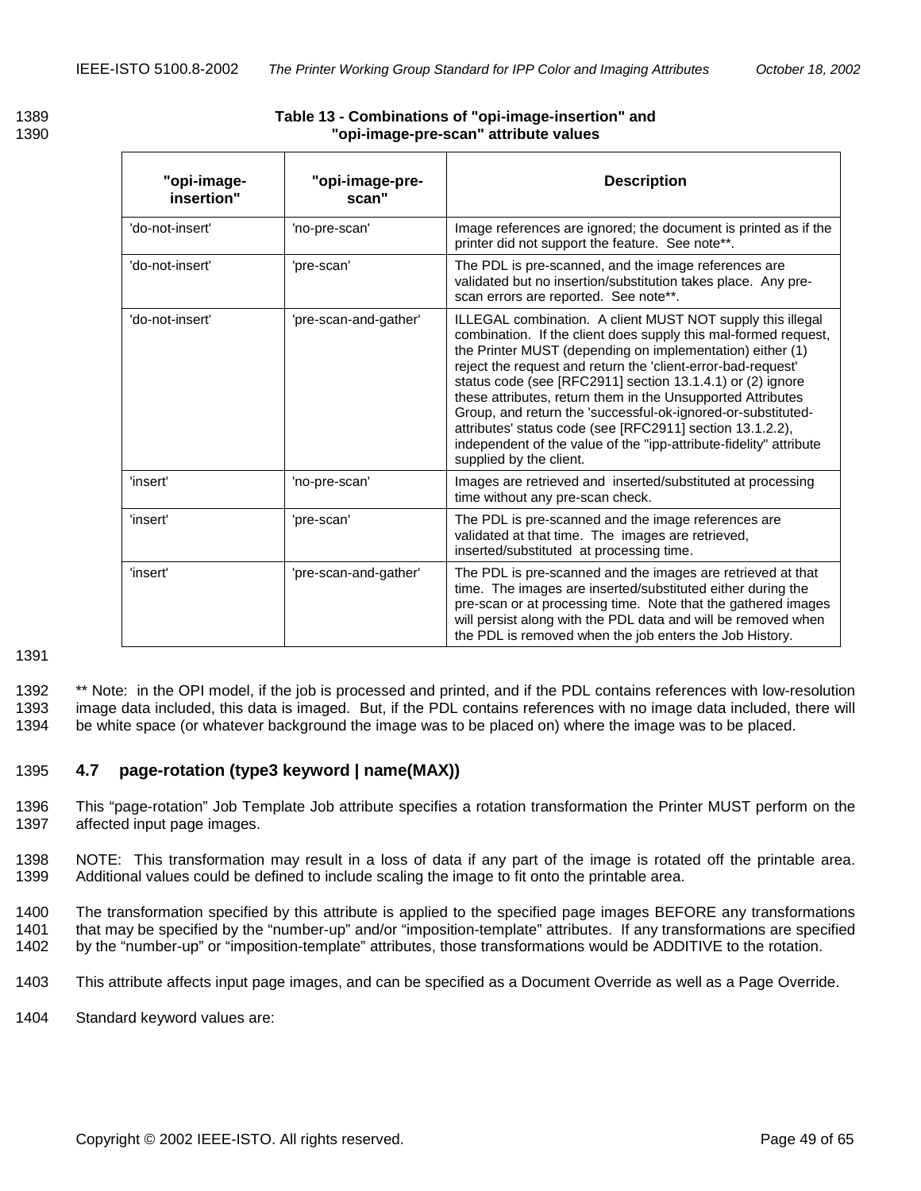**Table 13 - Combinations of "opi-image-insertion" and "opi-image-pre-scan" attribute values**

| "opi-image-insertion" | "opi-image-pre-scan" | Description |
|---|---|---|
| 'do-not-insert' | 'no-pre-scan' | Image references are ignored; the document is printed as if the printer did not support the feature. See note**. |
| 'do-not-insert' | 'pre-scan' | The PDL is pre-scanned, and the image references are validated but no insertion/substitution takes place. Any pre-scan errors are reported. See note**. |
| 'do-not-insert' | 'pre-scan-and-gather' | ILLEGAL combination. A client MUST NOT supply this illegal combination. If the client does supply this mal-formed request, the Printer MUST (depending on implementation) either (1) reject the request and return the 'client-error-bad-request' status code (see [RFC2911] section 13.1.4.1) or (2) ignore these attributes, return them in the Unsupported Attributes Group, and return the 'successful-ok-ignored-or-substituted-attributes' status code (see [RFC2911] section 13.1.2.2), independent of the value of the "ipp-attribute-fidelity" attribute supplied by the client. |
| 'insert' | 'no-pre-scan' | Images are retrieved and inserted/substituted at processing time without any pre-scan check. |
| 'insert' | 'pre-scan' | The PDL is pre-scanned and the image references are validated at that time. The images are retrieved, inserted/substituted at processing time. |
| 'insert' | 'pre-scan-and-gather' | The PDL is pre-scanned and the images are retrieved at that time. The images are inserted/substituted either during the pre-scan or at processing time. Note that the gathered images will persist along with the PDL data and will be removed when the PDL is removed when the job enters the Job History. |

** Note: in the OPI model, if the job is processed and printed, and if the PDL contains references with low-resolution image data included, this data is imaged. But, if the PDL contains references with no image data included, there will be white space (or whatever background the image was to be placed on) where the image was to be placed.

## 4.7 page-rotation (type3 keyword | name(MAX))

This "page-rotation" Job Template Job attribute specifies a rotation transformation the Printer MUST perform on the affected input page images.

NOTE: This transformation may result in a loss of data if any part of the image is rotated off the printable area. Additional values could be defined to include scaling the image to fit onto the printable area.

The transformation specified by this attribute is applied to the specified page images BEFORE any transformations that may be specified by the "number-up" and/or "imposition-template" attributes. If any transformations are specified by the "number-up" or "imposition-template" attributes, those transformations would be ADDITIVE to the rotation.

This attribute affects input page images, and can be specified as a Document Override as well as a Page Override.

Standard keyword values are: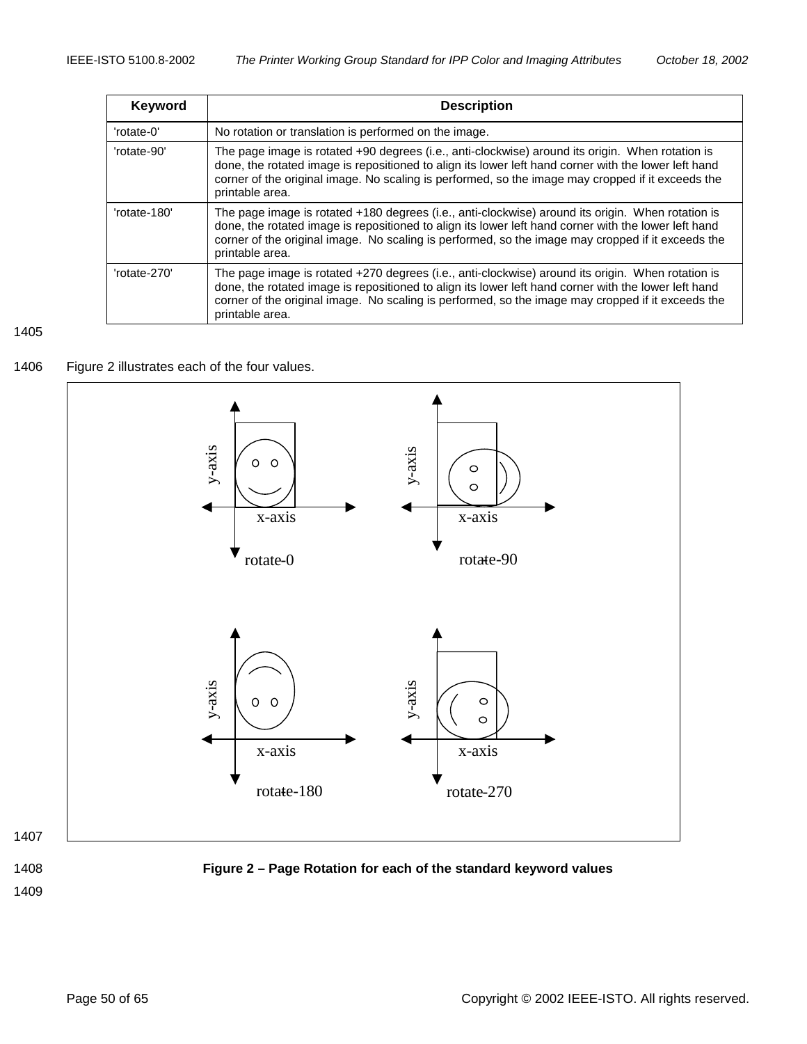| Keyword | Description |
| --- | --- |
| 'rotate-0' | No rotation or translation is performed on the image. |
| 'rotate-90' | The page image is rotated +90 degrees (i.e., anti-clockwise) around its origin. When rotation is done, the rotated image is repositioned to align its lower left hand corner with the lower left hand corner of the original image. No scaling is performed, so the image may cropped if it exceeds the printable area. |
| 'rotate-180' | The page image is rotated +180 degrees (i.e., anti-clockwise) around its origin. When rotation is done, the rotated image is repositioned to align its lower left hand corner with the lower left hand corner of the original image. No scaling is performed, so the image may cropped if it exceeds the printable area. |
| 'rotate-270' | The page image is rotated +270 degrees (i.e., anti-clockwise) around its origin. When rotation is done, the rotated image is repositioned to align its lower left hand corner with the lower left hand corner of the original image. No scaling is performed, so the image may cropped if it exceeds the printable area. |

1405

1406 Figure 2 illustrates each of the four values.

1407

1408 **Figure 2 – Page Rotation for each of the standard keyword values**

1409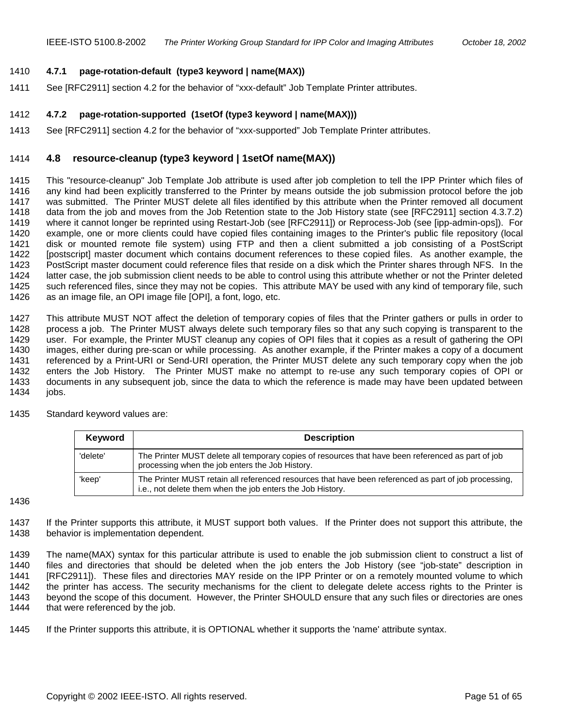#### 4.7.1 page-rotation-default (type3 keyword | name(MAX))

See [RFC2911] section 4.2 for the behavior of "xxx-default" Job Template Printer attributes.

#### 4.7.2 page-rotation-supported (1setOf (type3 keyword | name(MAX)))

See [RFC2911] section 4.2 for the behavior of "xxx-supported" Job Template Printer attributes.

### 4.8 resource-cleanup (type3 keyword | 1setOf name(MAX))

This "resource-cleanup" Job Template Job attribute is used after job completion to tell the IPP Printer which files of any kind had been explicitly transferred to the Printer by means outside the job submission protocol before the job was submitted. The Printer MUST delete all files identified by this attribute when the Printer removed all document data from the job and moves from the Job Retention state to the Job History state (see [RFC2911] section 4.3.7.2) where it cannot longer be reprinted using Restart-Job (see [RFC2911]) or Reprocess-Job (see [ipp-admin-ops]). For example, one or more clients could have copied files containing images to the Printer's public file repository (local disk or mounted remote file system) using FTP and then a client submitted a job consisting of a PostScript [postscript] master document which contains document references to these copied files. As another example, the PostScript master document could reference files that reside on a disk which the Printer shares through NFS. In the latter case, the job submission client needs to be able to control using this attribute whether or not the Printer deleted such referenced files, since they may not be copies. This attribute MAY be used with any kind of temporary file, such as an image file, an OPI image file [OPI], a font, logo, etc.

This attribute MUST NOT affect the deletion of temporary copies of files that the Printer gathers or pulls in order to process a job. The Printer MUST always delete such temporary files so that any such copying is transparent to the user. For example, the Printer MUST cleanup any copies of OPI files that it copies as a result of gathering the OPI images, either during pre-scan or while processing. As another example, if the Printer makes a copy of a document referenced by a Print-URI or Send-URI operation, the Printer MUST delete any such temporary copy when the job enters the Job History. The Printer MUST make no attempt to re-use any such temporary copies of OPI or documents in any subsequent job, since the data to which the reference is made may have been updated between jobs.

Standard keyword values are:

| Keyword | Description |
|---|---|
| 'delete' | The Printer MUST delete all temporary copies of resources that have been referenced as part of job processing when the job enters the Job History. |
| 'keep' | The Printer MUST retain all referenced resources that have been referenced as part of job processing, i.e., not delete them when the job enters the Job History. |

If the Printer supports this attribute, it MUST support both values. If the Printer does not support this attribute, the behavior is implementation dependent.

The name(MAX) syntax for this particular attribute is used to enable the job submission client to construct a list of files and directories that should be deleted when the job enters the Job History (see "job-state" description in [RFC2911]). These files and directories MAY reside on the IPP Printer or on a remotely mounted volume to which the printer has access. The security mechanisms for the client to delegate delete access rights to the Printer is beyond the scope of this document. However, the Printer SHOULD ensure that any such files or directories are ones that were referenced by the job.

If the Printer supports this attribute, it is OPTIONAL whether it supports the 'name' attribute syntax.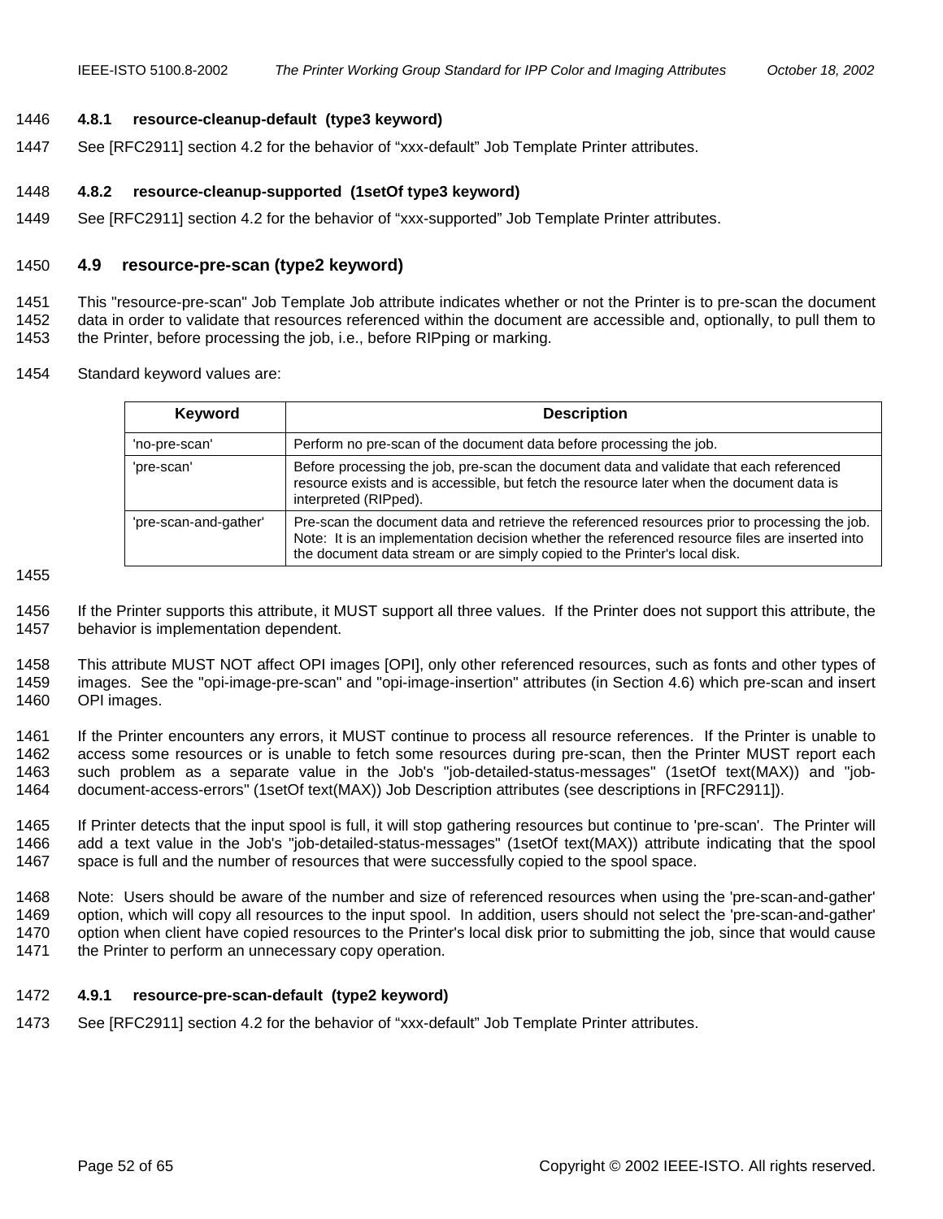#### 4.8.1 resource-cleanup-default (type3 keyword)

See [RFC2911] section 4.2 for the behavior of “xxx-default” Job Template Printer attributes.

#### 4.8.2 resource-cleanup-supported (1setOf type3 keyword)

See [RFC2911] section 4.2 for the behavior of “xxx-supported” Job Template Printer attributes.

### 4.9 resource-pre-scan (type2 keyword)

This "resource-pre-scan" Job Template Job attribute indicates whether or not the Printer is to pre-scan the document data in order to validate that resources referenced within the document are accessible and, optionally, to pull them to the Printer, before processing the job, i.e., before RIPping or marking.

Standard keyword values are:

| Keyword | Description |
|---|---|
| 'no-pre-scan' | Perform no pre-scan of the document data before processing the job. |
| 'pre-scan' | Before processing the job, pre-scan the document data and validate that each referenced resource exists and is accessible, but fetch the resource later when the document data is interpreted (RIPped). |
| 'pre-scan-and-gather' | Pre-scan the document data and retrieve the referenced resources prior to processing the job. Note: It is an implementation decision whether the referenced resource files are inserted into the document data stream or are simply copied to the Printer's local disk. |

If the Printer supports this attribute, it MUST support all three values. If the Printer does not support this attribute, the behavior is implementation dependent.

This attribute MUST NOT affect OPI images [OPI], only other referenced resources, such as fonts and other types of images. See the "opi-image-pre-scan" and "opi-image-insertion" attributes (in Section 4.6) which pre-scan and insert OPI images.

If the Printer encounters any errors, it MUST continue to process all resource references. If the Printer is unable to access some resources or is unable to fetch some resources during pre-scan, then the Printer MUST report each such problem as a separate value in the Job's "job-detailed-status-messages" (1setOf text(MAX)) and "job-document-access-errors" (1setOf text(MAX)) Job Description attributes (see descriptions in [RFC2911]).

If Printer detects that the input spool is full, it will stop gathering resources but continue to 'pre-scan'. The Printer will add a text value in the Job's "job-detailed-status-messages" (1setOf text(MAX)) attribute indicating that the spool space is full and the number of resources that were successfully copied to the spool space.

Note: Users should be aware of the number and size of referenced resources when using the 'pre-scan-and-gather' option, which will copy all resources to the input spool. In addition, users should not select the 'pre-scan-and-gather' option when client have copied resources to the Printer's local disk prior to submitting the job, since that would cause the Printer to perform an unnecessary copy operation.

#### 4.9.1 resource-pre-scan-default (type2 keyword)

See [RFC2911] section 4.2 for the behavior of “xxx-default” Job Template Printer attributes.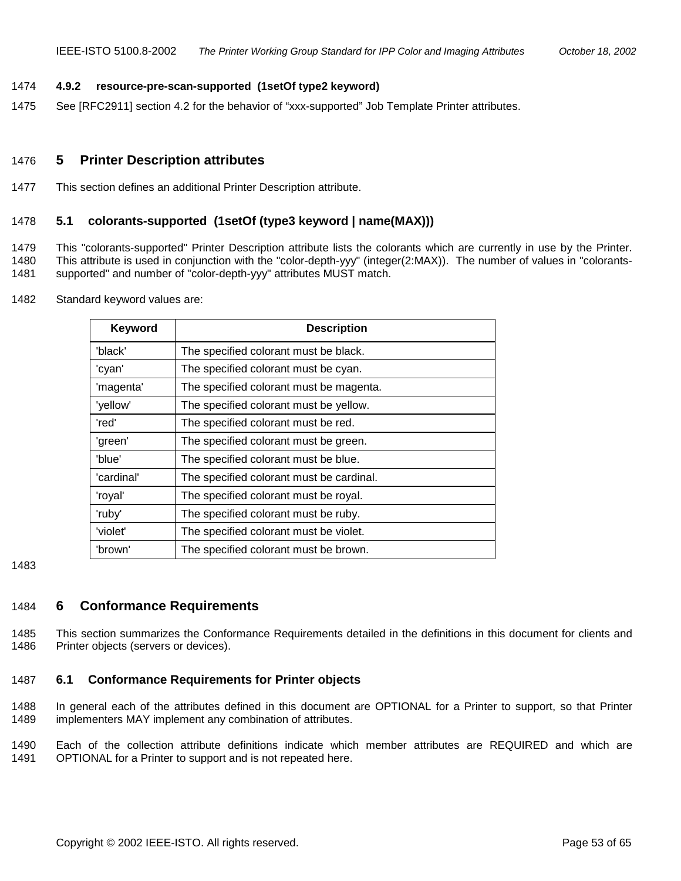#### 4.9.2 resource-pre-scan-supported (1setOf type2 keyword)

See [RFC2911] section 4.2 for the behavior of “xxx-supported” Job Template Printer attributes.

# 5 Printer Description attributes

This section defines an additional Printer Description attribute.

## 5.1 colorants-supported (1setOf (type3 keyword | name(MAX)))

This "colorants-supported" Printer Description attribute lists the colorants which are currently in use by the Printer. This attribute is used in conjunction with the "color-depth-yyy" (integer(2:MAX)). The number of values in "colorants-supported" and number of "color-depth-yyy" attributes MUST match.

Standard keyword values are:

| Keyword | Description |
|---|---|
| 'black' | The specified colorant must be black. |
| 'cyan' | The specified colorant must be cyan. |
| 'magenta' | The specified colorant must be magenta. |
| 'yellow' | The specified colorant must be yellow. |
| 'red' | The specified colorant must be red. |
| 'green' | The specified colorant must be green. |
| 'blue' | The specified colorant must be blue. |
| 'cardinal' | The specified colorant must be cardinal. |
| 'royal' | The specified colorant must be royal. |
| 'ruby' | The specified colorant must be ruby. |
| 'violet' | The specified colorant must be violet. |
| 'brown' | The specified colorant must be brown. |

# 6 Conformance Requirements

This section summarizes the Conformance Requirements detailed in the definitions in this document for clients and Printer objects (servers or devices).

## 6.1 Conformance Requirements for Printer objects

In general each of the attributes defined in this document are OPTIONAL for a Printer to support, so that Printer implementers MAY implement any combination of attributes.

Each of the collection attribute definitions indicate which member attributes are REQUIRED and which are OPTIONAL for a Printer to support and is not repeated here.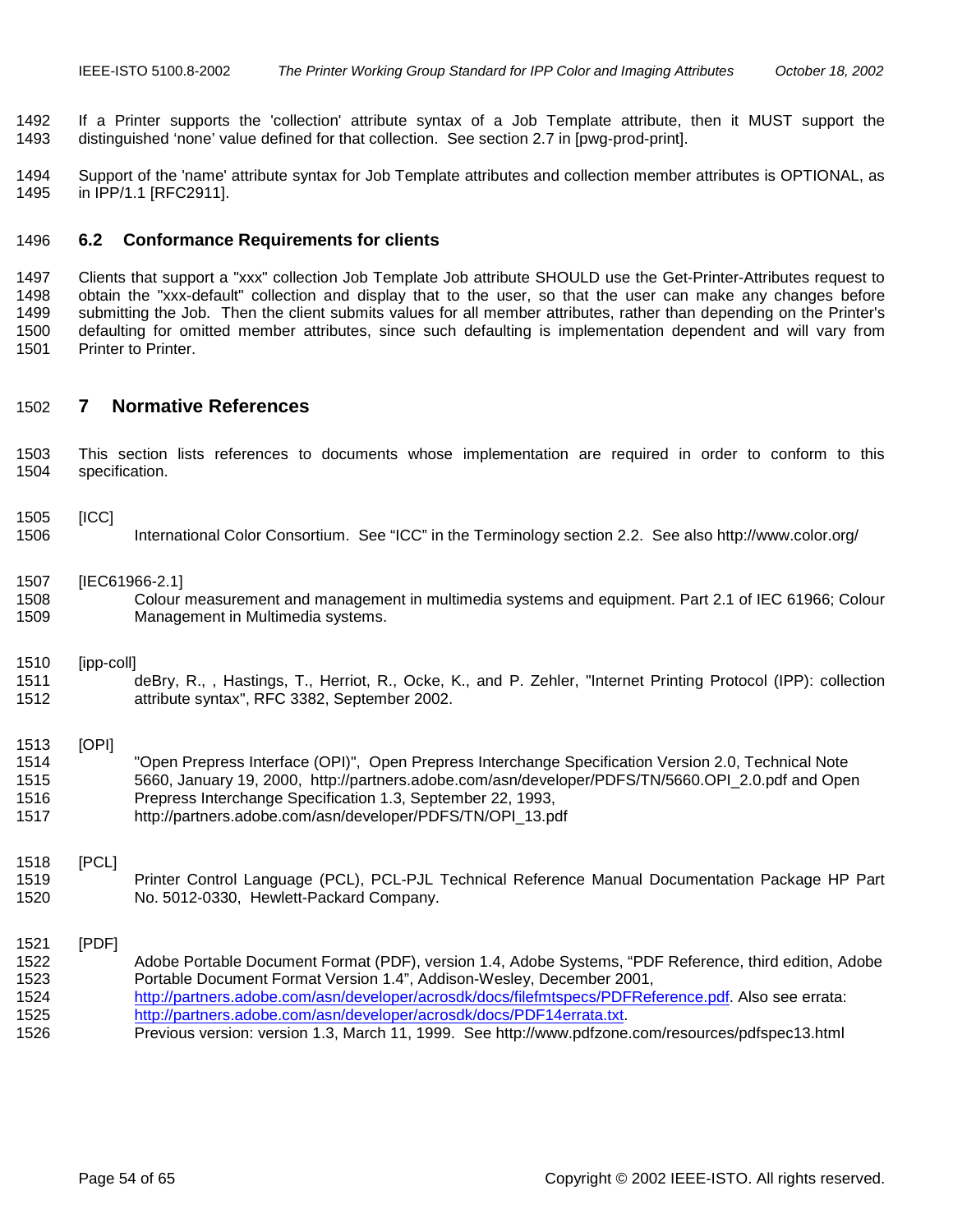If a Printer supports the 'collection' attribute syntax of a Job Template attribute, then it MUST support the distinguished 'none' value defined for that collection. See section 2.7 in [pwg-prod-print].

Support of the 'name' attribute syntax for Job Template attributes and collection member attributes is OPTIONAL, as in IPP/1.1 [RFC2911].

### 6.2 Conformance Requirements for clients

Clients that support a "xxx" collection Job Template Job attribute SHOULD use the Get-Printer-Attributes request to obtain the "xxx-default" collection and display that to the user, so that the user can make any changes before submitting the Job. Then the client submits values for all member attributes, rather than depending on the Printer's defaulting for omitted member attributes, since such defaulting is implementation dependent and will vary from Printer to Printer.

## 7 Normative References

This section lists references to documents whose implementation are required in order to conform to this specification.

[ICC]
International Color Consortium. See "ICC" in the Terminology section 2.2. See also http://www.color.org/

[IEC61966-2.1]
Colour measurement and management in multimedia systems and equipment. Part 2.1 of IEC 61966; Colour Management in Multimedia systems.

[ipp-coll]
deBry, R., , Hastings, T., Herriot, R., Ocke, K., and P. Zehler, "Internet Printing Protocol (IPP): collection attribute syntax", RFC 3382, September 2002.

[OPI]
"Open Prepress Interface (OPI)", Open Prepress Interchange Specification Version 2.0, Technical Note 5660, January 19, 2000, http://partners.adobe.com/asn/developer/PDFS/TN/5660.OPI_2.0.pdf and Open Prepress Interchange Specification 1.3, September 22, 1993, http://partners.adobe.com/asn/developer/PDFS/TN/OPI_13.pdf

[PCL]
Printer Control Language (PCL), PCL-PJL Technical Reference Manual Documentation Package HP Part No. 5012-0330, Hewlett-Packard Company.

[PDF]
Adobe Portable Document Format (PDF), version 1.4, Adobe Systems, "PDF Reference, third edition, Adobe Portable Document Format Version 1.4", Addison-Wesley, December 2001, http://partners.adobe.com/asn/developer/acrosdk/docs/filefmtspecs/PDFReference.pdf. Also see errata: http://partners.adobe.com/asn/developer/acrosdk/docs/PDF14errata.txt.
Previous version: version 1.3, March 11, 1999. See http://www.pdfzone.com/resources/pdfspec13.html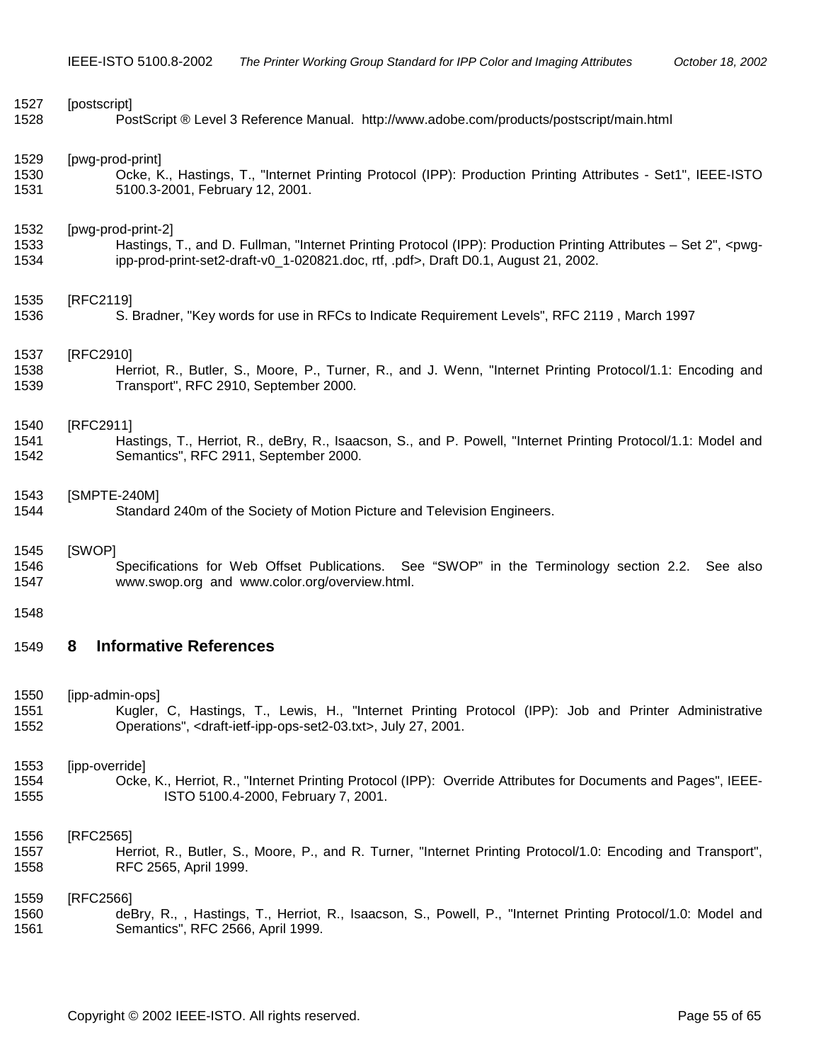[postscript]

PostScript ® Level 3 Reference Manual. http://www.adobe.com/products/postscript/main.html

[pwg-prod-print]

Ocke, K., Hastings, T., "Internet Printing Protocol (IPP): Production Printing Attributes - Set1", IEEE-ISTO 5100.3-2001, February 12, 2001.

[pwg-prod-print-2]

Hastings, T., and D. Fullman, "Internet Printing Protocol (IPP): Production Printing Attributes – Set 2", <pwg-ipp-prod-print-set2-draft-v0_1-020821.doc, rtf, .pdf>, Draft D0.1, August 21, 2002.

[RFC2119]

S. Bradner, "Key words for use in RFCs to Indicate Requirement Levels", RFC 2119 , March 1997

[RFC2910]

Herriot, R., Butler, S., Moore, P., Turner, R., and J. Wenn, "Internet Printing Protocol/1.1: Encoding and Transport", RFC 2910, September 2000.

[RFC2911]

Hastings, T., Herriot, R., deBry, R., Isaacson, S., and P. Powell, "Internet Printing Protocol/1.1: Model and Semantics", RFC 2911, September 2000.

[SMPTE-240M]

Standard 240m of the Society of Motion Picture and Television Engineers.

[SWOP]

Specifications for Web Offset Publications. See "SWOP" in the Terminology section 2.2. See also www.swop.org and www.color.org/overview.html.

# 8 Informative References

[ipp-admin-ops]

Kugler, C, Hastings, T., Lewis, H., "Internet Printing Protocol (IPP): Job and Printer Administrative Operations", <draft-ietf-ipp-ops-set2-03.txt>, July 27, 2001.

[ipp-override]

Ocke, K., Herriot, R., "Internet Printing Protocol (IPP): Override Attributes for Documents and Pages", IEEE-ISTO 5100.4-2000, February 7, 2001.

[RFC2565]

Herriot, R., Butler, S., Moore, P., and R. Turner, "Internet Printing Protocol/1.0: Encoding and Transport", RFC 2565, April 1999.

[RFC2566]

deBry, R., , Hastings, T., Herriot, R., Isaacson, S., Powell, P., "Internet Printing Protocol/1.0: Model and Semantics", RFC 2566, April 1999.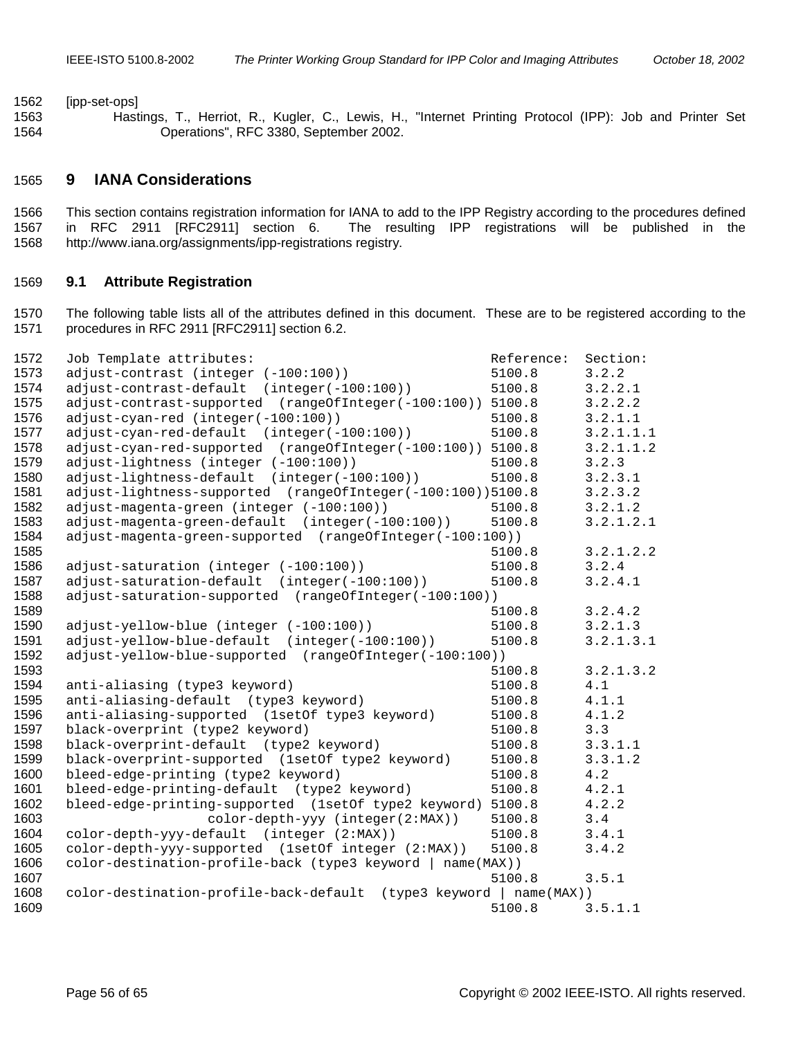[ipp-set-ops]
Hastings, T., Herriot, R., Kugler, C., Lewis, H., "Internet Printing Protocol (IPP): Job and Printer Set Operations", RFC 3380, September 2002.

# 9 IANA Considerations

This section contains registration information for IANA to add to the IPP Registry according to the procedures defined in RFC 2911 [RFC2911] section 6. The resulting IPP registrations will be published in the http://www.iana.org/assignments/ipp-registrations registry.

## 9.1 Attribute Registration

The following table lists all of the attributes defined in this document. These are to be registered according to the procedures in RFC 2911 [RFC2911] section 6.2.

```
Job Template attributes:                              Reference:  Section:
adjust-contrast (integer (-100:100))                  5100.8      3.2.2
adjust-contrast-default  (integer(-100:100))          5100.8      3.2.2.1
adjust-contrast-supported  (rangeOfInteger(-100:100)) 5100.8      3.2.2.2
adjust-cyan-red (integer(-100:100))                   5100.8      3.2.1.1
adjust-cyan-red-default  (integer(-100:100))          5100.8      3.2.1.1.1
adjust-cyan-red-supported  (rangeOfInteger(-100:100)) 5100.8      3.2.1.1.2
adjust-lightness (integer (-100:100))                 5100.8      3.2.3
adjust-lightness-default  (integer(-100:100))         5100.8      3.2.3.1
adjust-lightness-supported  (rangeOfInteger(-100:100))5100.8      3.2.3.2
adjust-magenta-green (integer (-100:100))             5100.8      3.2.1.2
adjust-magenta-green-default  (integer(-100:100))     5100.8      3.2.1.2.1
adjust-magenta-green-supported  (rangeOfInteger(-100:100))
                                                      5100.8      3.2.1.2.2
adjust-saturation (integer (-100:100))                5100.8      3.2.4
adjust-saturation-default  (integer(-100:100))        5100.8      3.2.4.1
adjust-saturation-supported  (rangeOfInteger(-100:100))
                                                      5100.8      3.2.4.2
adjust-yellow-blue (integer (-100:100))               5100.8      3.2.1.3
adjust-yellow-blue-default  (integer(-100:100))       5100.8      3.2.1.3.1
adjust-yellow-blue-supported  (rangeOfInteger(-100:100))
                                                      5100.8      3.2.1.3.2
anti-aliasing (type3 keyword)                         5100.8      4.1
anti-aliasing-default  (type3 keyword)                5100.8      4.1.1
anti-aliasing-supported  (1setOf type3 keyword)       5100.8      4.1.2
black-overprint (type2 keyword)                       5100.8      3.3
black-overprint-default  (type2 keyword)              5100.8      3.3.1.1
black-overprint-supported  (1setOf type2 keyword)     5100.8      3.3.1.2
bleed-edge-printing (type2 keyword)                   5100.8      4.2
bleed-edge-printing-default  (type2 keyword)          5100.8      4.2.1
bleed-edge-printing-supported  (1setOf type2 keyword) 5100.8      4.2.2
                 color-depth-yyy (integer(2:MAX))     5100.8      3.4
color-depth-yyy-default  (integer (2:MAX))            5100.8      3.4.1
color-depth-yyy-supported  (1setOf integer (2:MAX))   5100.8      3.4.2
color-destination-profile-back (type3 keyword | name(MAX))
                                                      5100.8      3.5.1
color-destination-profile-back-default  (type3 keyword | name(MAX))
                                                      5100.8      3.5.1.1
```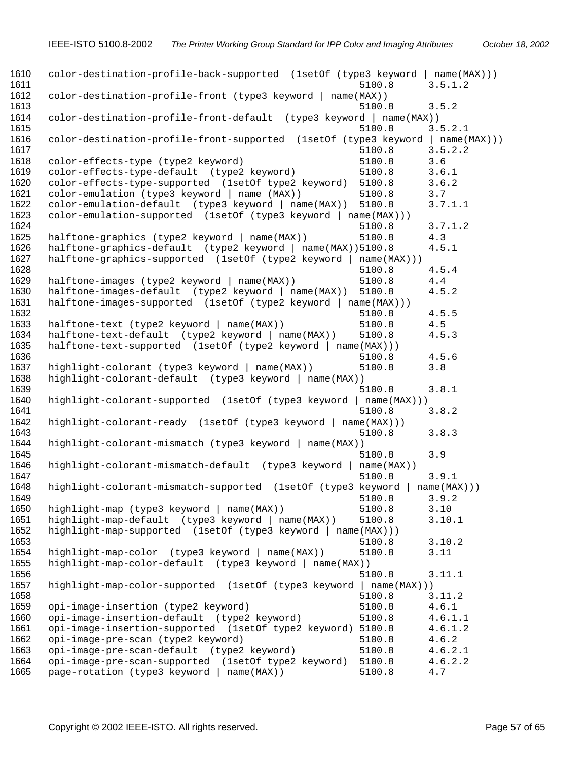```
1610  color-destination-profile-back-supported  (1setOf (type3 keyword | name(MAX)))
1611                                                     5100.8      3.5.1.2
1612  color-destination-profile-front (type3 keyword | name(MAX))
1613                                                     5100.8      3.5.2
1614  color-destination-profile-front-default  (type3 keyword | name(MAX))
1615                                                     5100.8      3.5.2.1
1616  color-destination-profile-front-supported  (1setOf (type3 keyword | name(MAX)))
1617                                                     5100.8      3.5.2.2
1618  color-effects-type (type2 keyword)                 5100.8      3.6
1619  color-effects-type-default  (type2 keyword)        5100.8      3.6.1
1620  color-effects-type-supported  (1setOf type2 keyword)  5100.8   3.6.2
1621  color-emulation (type3 keyword | name (MAX))       5100.8      3.7
1622  color-emulation-default  (type3 keyword | name(MAX))  5100.8   3.7.1.1
1623  color-emulation-supported  (1setOf (type3 keyword | name(MAX)))
1624                                                     5100.8      3.7.1.2
1625  halftone-graphics (type2 keyword | name(MAX))      5100.8      4.3
1626  halftone-graphics-default  (type2 keyword | name(MAX))5100.8   4.5.1
1627  halftone-graphics-supported  (1setOf (type2 keyword | name(MAX)))
1628                                                     5100.8      4.5.4
1629  halftone-images (type2 keyword | name(MAX))        5100.8      4.4
1630  halftone-images-default  (type2 keyword | name(MAX))  5100.8   4.5.2
1631  halftone-images-supported  (1setOf (type2 keyword | name(MAX)))
1632                                                     5100.8      4.5.5
1633  halftone-text (type2 keyword | name(MAX))          5100.8      4.5
1634  halftone-text-default  (type2 keyword | name(MAX))    5100.8   4.5.3
1635  halftone-text-supported  (1setOf (type2 keyword | name(MAX)))
1636                                                     5100.8      4.5.6
1637  highlight-colorant (type3 keyword | name(MAX))     5100.8      3.8
1638  highlight-colorant-default  (type3 keyword | name(MAX))
1639                                                     5100.8      3.8.1
1640  highlight-colorant-supported  (1setOf (type3 keyword | name(MAX)))
1641                                                     5100.8      3.8.2
1642  highlight-colorant-ready  (1setOf (type3 keyword | name(MAX)))
1643                                                     5100.8      3.8.3
1644  highlight-colorant-mismatch (type3 keyword | name(MAX))
1645                                                     5100.8      3.9
1646  highlight-colorant-mismatch-default  (type3 keyword | name(MAX))
1647                                                     5100.8      3.9.1
1648  highlight-colorant-mismatch-supported  (1setOf (type3 keyword | name(MAX)))
1649                                                     5100.8      3.9.2
1650  highlight-map (type3 keyword | name(MAX))          5100.8      3.10
1651  highlight-map-default  (type3 keyword | name(MAX))    5100.8   3.10.1
1652  highlight-map-supported  (1setOf (type3 keyword | name(MAX)))
1653                                                     5100.8      3.10.2
1654  highlight-map-color  (type3 keyword | name(MAX))   5100.8      3.11
1655  highlight-map-color-default  (type3 keyword | name(MAX))
1656                                                     5100.8      3.11.1
1657  highlight-map-color-supported  (1setOf (type3 keyword | name(MAX)))
1658                                                     5100.8      3.11.2
1659  opi-image-insertion (type2 keyword)                5100.8      4.6.1
1660  opi-image-insertion-default  (type2 keyword)       5100.8      4.6.1.1
1661  opi-image-insertion-supported  (1setOf type2 keyword) 5100.8   4.6.1.2
1662  opi-image-pre-scan (type2 keyword)                 5100.8      4.6.2
1663  opi-image-pre-scan-default  (type2 keyword)        5100.8      4.6.2.1
1664  opi-image-pre-scan-supported  (1setOf type2 keyword)  5100.8   4.6.2.2
1665  page-rotation (type3 keyword | name(MAX))          5100.8      4.7
```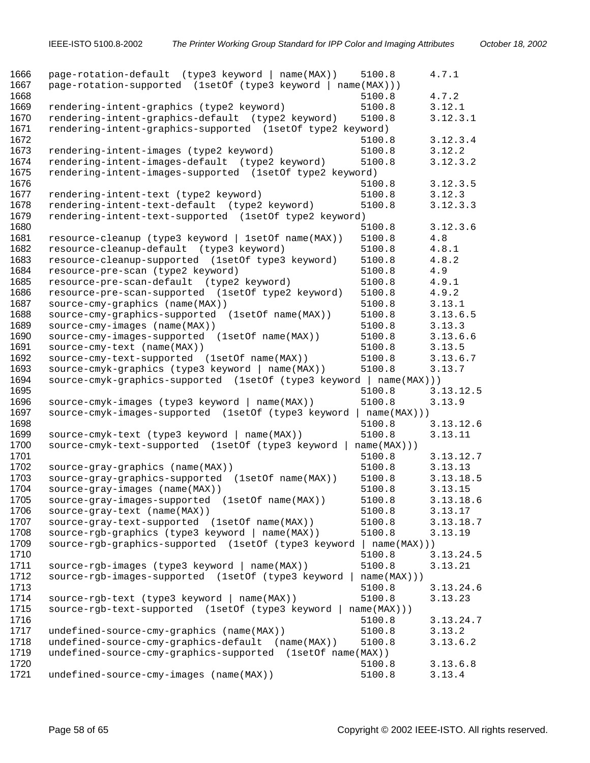```
1666   page-rotation-default  (type3 keyword | name(MAX))    5100.8      4.7.1
1667   page-rotation-supported  (1setOf (type3 keyword | name(MAX)))
1668                                                         5100.8      4.7.2
1669   rendering-intent-graphics (type2 keyword)             5100.8      3.12.1
1670   rendering-intent-graphics-default  (type2 keyword)    5100.8      3.12.3.1
1671   rendering-intent-graphics-supported  (1setOf type2 keyword)
1672                                                         5100.8      3.12.3.4
1673   rendering-intent-images (type2 keyword)               5100.8      3.12.2
1674   rendering-intent-images-default  (type2 keyword)      5100.8      3.12.3.2
1675   rendering-intent-images-supported  (1setOf type2 keyword)
1676                                                         5100.8      3.12.3.5
1677   rendering-intent-text (type2 keyword)                 5100.8      3.12.3
1678   rendering-intent-text-default  (type2 keyword)        5100.8      3.12.3.3
1679   rendering-intent-text-supported  (1setOf type2 keyword)
1680                                                         5100.8      3.12.3.6
1681   resource-cleanup (type3 keyword | 1setOf name(MAX))   5100.8      4.8
1682   resource-cleanup-default  (type3 keyword)             5100.8      4.8.1
1683   resource-cleanup-supported  (1setOf type3 keyword)    5100.8      4.8.2
1684   resource-pre-scan (type2 keyword)                     5100.8      4.9
1685   resource-pre-scan-default  (type2 keyword)            5100.8      4.9.1
1686   resource-pre-scan-supported  (1setOf type2 keyword)   5100.8      4.9.2
1687   source-cmy-graphics (name(MAX))                       5100.8      3.13.1
1688   source-cmy-graphics-supported  (1setOf name(MAX))     5100.8      3.13.6.5
1689   source-cmy-images (name(MAX))                         5100.8      3.13.3
1690   source-cmy-images-supported  (1setOf name(MAX))       5100.8      3.13.6.6
1691   source-cmy-text (name(MAX))                           5100.8      3.13.5
1692   source-cmy-text-supported  (1setOf name(MAX))         5100.8      3.13.6.7
1693   source-cmyk-graphics (type3 keyword | name(MAX))      5100.8      3.13.7
1694   source-cmyk-graphics-supported  (1setOf (type3 keyword | name(MAX)))
1695                                                         5100.8      3.13.12.5
1696   source-cmyk-images (type3 keyword | name(MAX))        5100.8      3.13.9
1697   source-cmyk-images-supported  (1setOf (type3 keyword | name(MAX)))
1698                                                         5100.8      3.13.12.6
1699   source-cmyk-text (type3 keyword | name(MAX))          5100.8      3.13.11
1700   source-cmyk-text-supported  (1setOf (type3 keyword | name(MAX)))
1701                                                         5100.8      3.13.12.7
1702   source-gray-graphics (name(MAX))                      5100.8      3.13.13
1703   source-gray-graphics-supported  (1setOf name(MAX))    5100.8      3.13.18.5
1704   source-gray-images (name(MAX))                        5100.8      3.13.15
1705   source-gray-images-supported  (1setOf name(MAX))      5100.8      3.13.18.6
1706   source-gray-text (name(MAX))                          5100.8      3.13.17
1707   source-gray-text-supported  (1setOf name(MAX))        5100.8      3.13.18.7
1708   source-rgb-graphics (type3 keyword | name(MAX))       5100.8      3.13.19
1709   source-rgb-graphics-supported  (1setOf (type3 keyword | name(MAX)))
1710                                                         5100.8      3.13.24.5
1711   source-rgb-images (type3 keyword | name(MAX))         5100.8      3.13.21
1712   source-rgb-images-supported  (1setOf (type3 keyword | name(MAX)))
1713                                                         5100.8      3.13.24.6
1714   source-rgb-text (type3 keyword | name(MAX))           5100.8      3.13.23
1715   source-rgb-text-supported  (1setOf (type3 keyword | name(MAX)))
1716                                                         5100.8      3.13.24.7
1717   undefined-source-cmy-graphics (name(MAX))             5100.8      3.13.2
1718   undefined-source-cmy-graphics-default  (name(MAX))    5100.8      3.13.6.2
1719   undefined-source-cmy-graphics-supported  (1setOf name(MAX))
1720                                                         5100.8      3.13.6.8
1721   undefined-source-cmy-images (name(MAX))               5100.8      3.13.4
```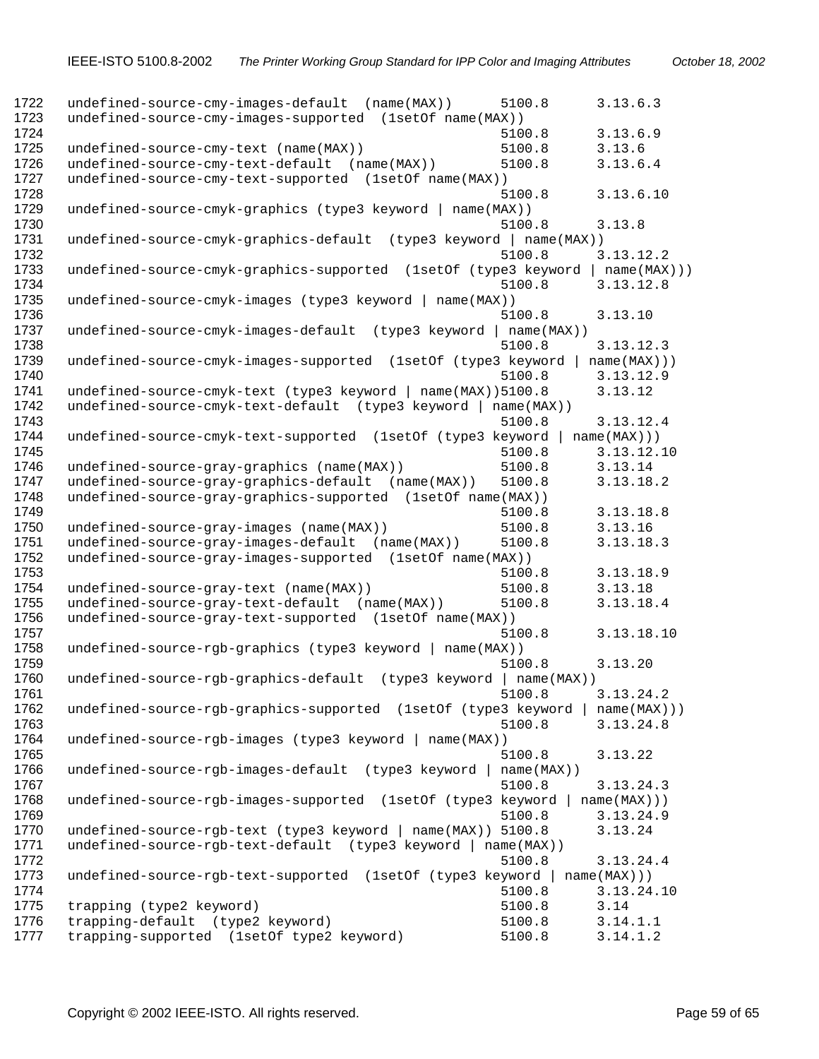```
1722   undefined-source-cmy-images-default  (name(MAX))      5100.8      3.13.6.3
1723   undefined-source-cmy-images-supported  (1setOf name(MAX))
1724                                                         5100.8      3.13.6.9
1725   undefined-source-cmy-text (name(MAX))                 5100.8      3.13.6
1726   undefined-source-cmy-text-default  (name(MAX))        5100.8      3.13.6.4
1727   undefined-source-cmy-text-supported  (1setOf name(MAX))
1728                                                         5100.8      3.13.6.10
1729   undefined-source-cmyk-graphics (type3 keyword | name(MAX))
1730                                                         5100.8      3.13.8
1731   undefined-source-cmyk-graphics-default  (type3 keyword | name(MAX))
1732                                                         5100.8      3.13.12.2
1733   undefined-source-cmyk-graphics-supported  (1setOf (type3 keyword | name(MAX)))
1734                                                         5100.8      3.13.12.8
1735   undefined-source-cmyk-images (type3 keyword | name(MAX))
1736                                                         5100.8      3.13.10
1737   undefined-source-cmyk-images-default  (type3 keyword | name(MAX))
1738                                                         5100.8      3.13.12.3
1739   undefined-source-cmyk-images-supported  (1setOf (type3 keyword | name(MAX)))
1740                                                         5100.8      3.13.12.9
1741   undefined-source-cmyk-text (type3 keyword | name(MAX))5100.8      3.13.12
1742   undefined-source-cmyk-text-default  (type3 keyword | name(MAX))
1743                                                         5100.8      3.13.12.4
1744   undefined-source-cmyk-text-supported  (1setOf (type3 keyword | name(MAX)))
1745                                                         5100.8      3.13.12.10
1746   undefined-source-gray-graphics (name(MAX))            5100.8      3.13.14
1747   undefined-source-gray-graphics-default  (name(MAX))   5100.8      3.13.18.2
1748   undefined-source-gray-graphics-supported  (1setOf name(MAX))
1749                                                         5100.8      3.13.18.8
1750   undefined-source-gray-images (name(MAX))              5100.8      3.13.16
1751   undefined-source-gray-images-default  (name(MAX))     5100.8      3.13.18.3
1752   undefined-source-gray-images-supported  (1setOf name(MAX))
1753                                                         5100.8      3.13.18.9
1754   undefined-source-gray-text (name(MAX))                5100.8      3.13.18
1755   undefined-source-gray-text-default  (name(MAX))       5100.8      3.13.18.4
1756   undefined-source-gray-text-supported  (1setOf name(MAX))
1757                                                         5100.8      3.13.18.10
1758   undefined-source-rgb-graphics (type3 keyword | name(MAX))
1759                                                         5100.8      3.13.20
1760   undefined-source-rgb-graphics-default  (type3 keyword | name(MAX))
1761                                                         5100.8      3.13.24.2
1762   undefined-source-rgb-graphics-supported  (1setOf (type3 keyword | name(MAX)))
1763                                                         5100.8      3.13.24.8
1764   undefined-source-rgb-images (type3 keyword | name(MAX))
1765                                                         5100.8      3.13.22
1766   undefined-source-rgb-images-default  (type3 keyword | name(MAX))
1767                                                         5100.8      3.13.24.3
1768   undefined-source-rgb-images-supported  (1setOf (type3 keyword | name(MAX)))
1769                                                         5100.8      3.13.24.9
1770   undefined-source-rgb-text (type3 keyword | name(MAX)) 5100.8      3.13.24
1771   undefined-source-rgb-text-default  (type3 keyword | name(MAX))
1772                                                         5100.8      3.13.24.4
1773   undefined-source-rgb-text-supported  (1setOf (type3 keyword | name(MAX)))
1774                                                         5100.8      3.13.24.10
1775   trapping (type2 keyword)                              5100.8      3.14
1776   trapping-default  (type2 keyword)                     5100.8      3.14.1.1
1777   trapping-supported  (1setOf type2 keyword)            5100.8      3.14.1.2
```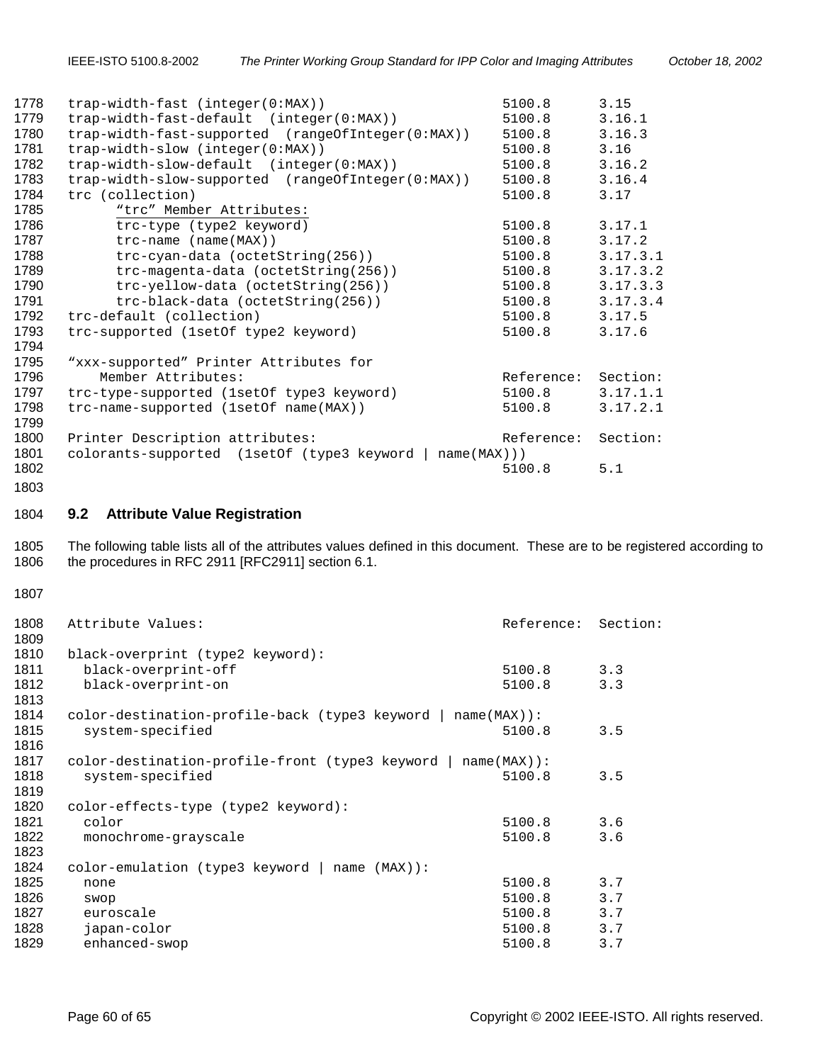```
trap-width-fast (integer(0:MAX))                        5100.8      3.15
trap-width-fast-default  (integer(0:MAX))               5100.8      3.16.1
trap-width-fast-supported  (rangeOfInteger(0:MAX))      5100.8      3.16.3
trap-width-slow (integer(0:MAX))                        5100.8      3.16
trap-width-slow-default  (integer(0:MAX))               5100.8      3.16.2
trap-width-slow-supported  (rangeOfInteger(0:MAX))      5100.8      3.16.4
trc (collection)                                        5100.8      3.17
      "trc" Member Attributes:
      trc-type (type2 keyword)                          5100.8      3.17.1
      trc-name (name(MAX))                              5100.8      3.17.2
      trc-cyan-data (octetString(256))                  5100.8      3.17.3.1
      trc-magenta-data (octetString(256))               5100.8      3.17.3.2
      trc-yellow-data (octetString(256))                5100.8      3.17.3.3
      trc-black-data (octetString(256))                 5100.8      3.17.3.4
trc-default (collection)                                5100.8      3.17.5
trc-supported (1setOf type2 keyword)                    5100.8      3.17.6

"xxx-supported" Printer Attributes for
    Member Attributes:                                  Reference:  Section:
trc-type-supported (1setOf type3 keyword)               5100.8      3.17.1.1
trc-name-supported (1setOf name(MAX))                   5100.8      3.17.2.1

Printer Description attributes:                         Reference:  Section:
colorants-supported  (1setOf (type3 keyword | name(MAX)))
                                                        5100.8      5.1
```

## 9.2 Attribute Value Registration

The following table lists all of the attributes values defined in this document. These are to be registered according to the procedures in RFC 2911 [RFC2911] section 6.1.

```
Attribute Values:                                       Reference:  Section:

black-overprint (type2 keyword):
  black-overprint-off                                   5100.8      3.3
  black-overprint-on                                    5100.8      3.3

color-destination-profile-back (type3 keyword | name(MAX)):
  system-specified                                      5100.8      3.5

color-destination-profile-front (type3 keyword | name(MAX)):
  system-specified                                      5100.8      3.5

color-effects-type (type2 keyword):
  color                                                 5100.8      3.6
  monochrome-grayscale                                  5100.8      3.6

color-emulation (type3 keyword | name (MAX)):
  none                                                  5100.8      3.7
  swop                                                  5100.8      3.7
  euroscale                                             5100.8      3.7
  japan-color                                           5100.8      3.7
  enhanced-swop                                         5100.8      3.7
```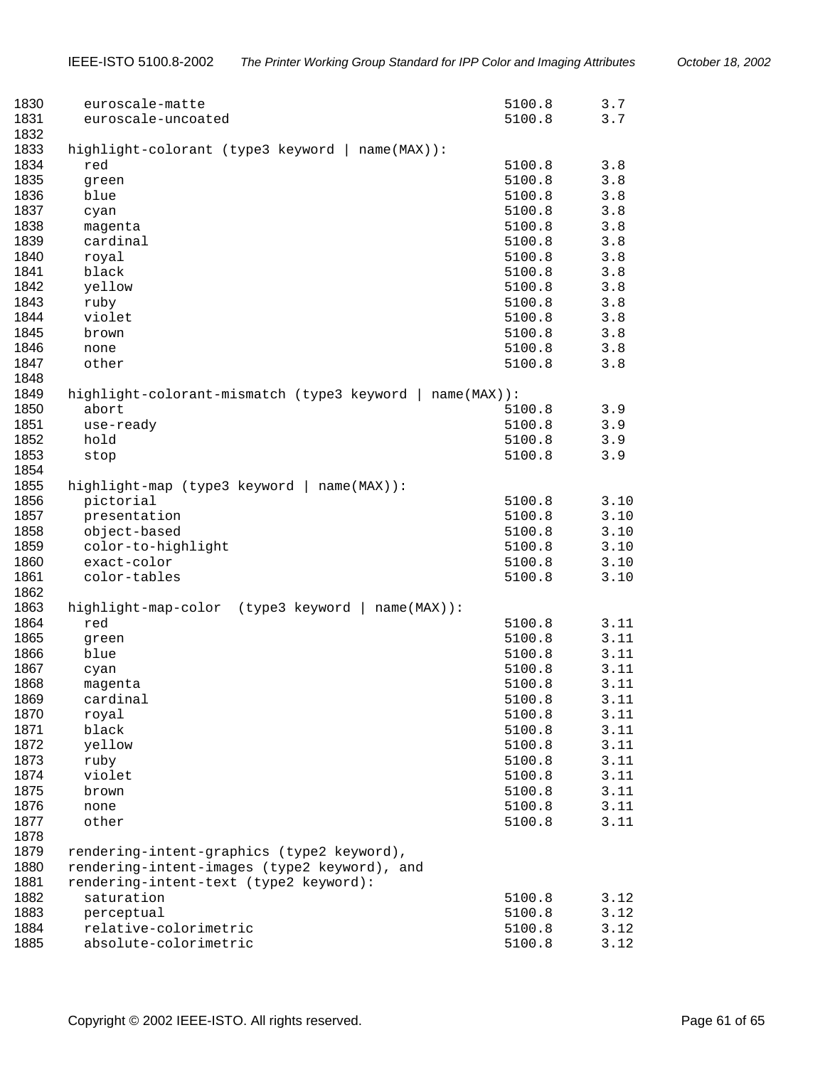```
1830     euroscale-matte                                    5100.8      3.7
1831     euroscale-uncoated                                 5100.8      3.7
1832
1833   highlight-colorant (type3 keyword | name(MAX)):
1834     red                                                5100.8      3.8
1835     green                                              5100.8      3.8
1836     blue                                               5100.8      3.8
1837     cyan                                               5100.8      3.8
1838     magenta                                            5100.8      3.8
1839     cardinal                                           5100.8      3.8
1840     royal                                              5100.8      3.8
1841     black                                              5100.8      3.8
1842     yellow                                             5100.8      3.8
1843     ruby                                               5100.8      3.8
1844     violet                                             5100.8      3.8
1845     brown                                              5100.8      3.8
1846     none                                               5100.8      3.8
1847     other                                              5100.8      3.8
1848
1849   highlight-colorant-mismatch (type3 keyword | name(MAX)):
1850     abort                                              5100.8      3.9
1851     use-ready                                          5100.8      3.9
1852     hold                                               5100.8      3.9
1853     stop                                               5100.8      3.9
1854
1855   highlight-map (type3 keyword | name(MAX)):
1856     pictorial                                          5100.8      3.10
1857     presentation                                       5100.8      3.10
1858     object-based                                       5100.8      3.10
1859     color-to-highlight                                 5100.8      3.10
1860     exact-color                                        5100.8      3.10
1861     color-tables                                       5100.8      3.10
1862
1863   highlight-map-color  (type3 keyword | name(MAX)):
1864     red                                                5100.8      3.11
1865     green                                              5100.8      3.11
1866     blue                                               5100.8      3.11
1867     cyan                                               5100.8      3.11
1868     magenta                                            5100.8      3.11
1869     cardinal                                           5100.8      3.11
1870     royal                                              5100.8      3.11
1871     black                                              5100.8      3.11
1872     yellow                                             5100.8      3.11
1873     ruby                                               5100.8      3.11
1874     violet                                             5100.8      3.11
1875     brown                                              5100.8      3.11
1876     none                                               5100.8      3.11
1877     other                                              5100.8      3.11
1878
1879   rendering-intent-graphics (type2 keyword),
1880   rendering-intent-images (type2 keyword), and
1881   rendering-intent-text (type2 keyword):
1882     saturation                                         5100.8      3.12
1883     perceptual                                         5100.8      3.12
1884     relative-colorimetric                              5100.8      3.12
1885     absolute-colorimetric                              5100.8      3.12
```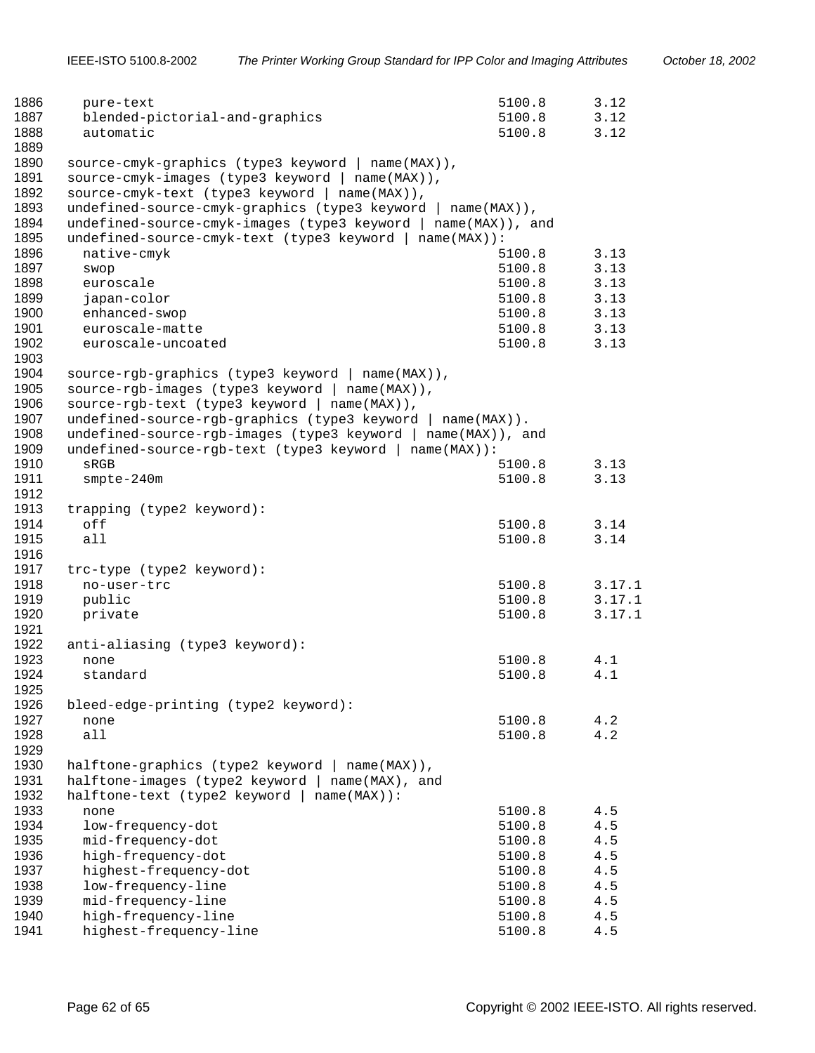```
1886    pure-text                                           5100.8     3.12
1887    blended-pictorial-and-graphics                      5100.8     3.12
1888    automatic                                           5100.8     3.12
1889
1890  source-cmyk-graphics (type3 keyword | name(MAX)),
1891  source-cmyk-images (type3 keyword | name(MAX)),
1892  source-cmyk-text (type3 keyword | name(MAX)),
1893  undefined-source-cmyk-graphics (type3 keyword | name(MAX)),
1894  undefined-source-cmyk-images (type3 keyword | name(MAX)), and
1895  undefined-source-cmyk-text (type3 keyword | name(MAX)):
1896    native-cmyk                                         5100.8     3.13
1897    swop                                                5100.8     3.13
1898    euroscale                                           5100.8     3.13
1899    japan-color                                         5100.8     3.13
1900    enhanced-swop                                       5100.8     3.13
1901    euroscale-matte                                     5100.8     3.13
1902    euroscale-uncoated                                  5100.8     3.13
1903
1904  source-rgb-graphics (type3 keyword | name(MAX)),
1905  source-rgb-images (type3 keyword | name(MAX)),
1906  source-rgb-text (type3 keyword | name(MAX)),
1907  undefined-source-rgb-graphics (type3 keyword | name(MAX)).
1908  undefined-source-rgb-images (type3 keyword | name(MAX)), and
1909  undefined-source-rgb-text (type3 keyword | name(MAX)):
1910    sRGB                                                5100.8     3.13
1911    smpte-240m                                          5100.8     3.13
1912
1913  trapping (type2 keyword):
1914    off                                                 5100.8     3.14
1915    all                                                 5100.8     3.14
1916
1917  trc-type (type2 keyword):
1918    no-user-trc                                         5100.8     3.17.1
1919    public                                              5100.8     3.17.1
1920    private                                             5100.8     3.17.1
1921
1922  anti-aliasing (type3 keyword):
1923    none                                                5100.8     4.1
1924    standard                                            5100.8     4.1
1925
1926  bleed-edge-printing (type2 keyword):
1927    none                                                5100.8     4.2
1928    all                                                 5100.8     4.2
1929
1930  halftone-graphics (type2 keyword | name(MAX)),
1931  halftone-images (type2 keyword | name(MAX), and
1932  halftone-text (type2 keyword | name(MAX)):
1933    none                                                5100.8     4.5
1934    low-frequency-dot                                   5100.8     4.5
1935    mid-frequency-dot                                   5100.8     4.5
1936    high-frequency-dot                                  5100.8     4.5
1937    highest-frequency-dot                               5100.8     4.5
1938    low-frequency-line                                  5100.8     4.5
1939    mid-frequency-line                                  5100.8     4.5
1940    high-frequency-line                                 5100.8     4.5
1941    highest-frequency-line                              5100.8     4.5
```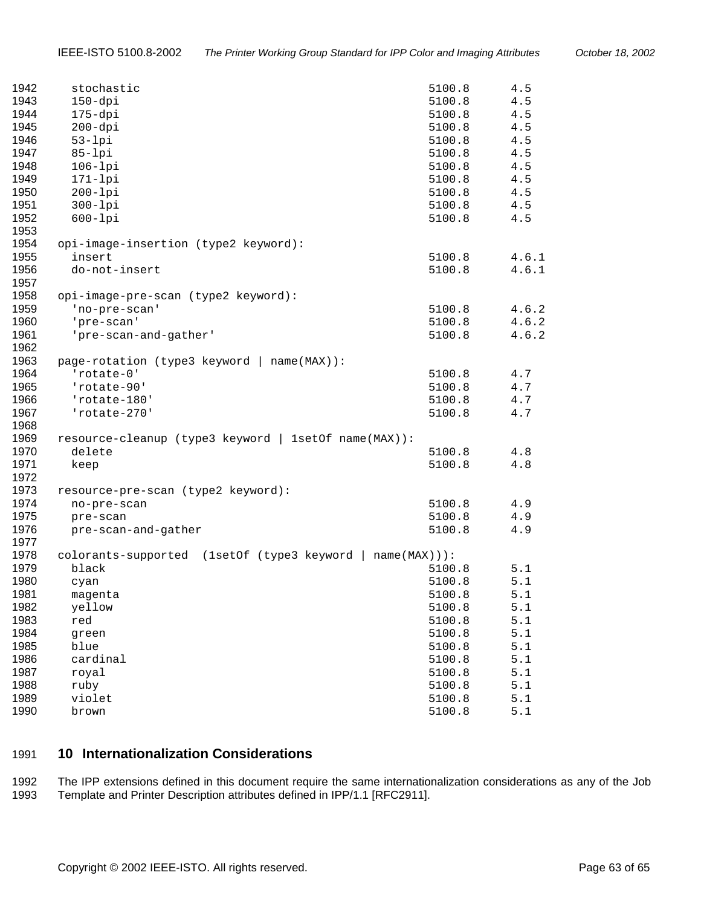```
  stochastic                                        5100.8     4.5
  150-dpi                                           5100.8     4.5
  175-dpi                                           5100.8     4.5
  200-dpi                                           5100.8     4.5
  53-lpi                                            5100.8     4.5
  85-lpi                                            5100.8     4.5
  106-lpi                                           5100.8     4.5
  171-lpi                                           5100.8     4.5
  200-lpi                                           5100.8     4.5
  300-lpi                                           5100.8     4.5
  600-lpi                                           5100.8     4.5

opi-image-insertion (type2 keyword):
  insert                                            5100.8     4.6.1
  do-not-insert                                     5100.8     4.6.1

opi-image-pre-scan (type2 keyword):
  'no-pre-scan'                                     5100.8     4.6.2
  'pre-scan'                                        5100.8     4.6.2
  'pre-scan-and-gather'                             5100.8     4.6.2

page-rotation (type3 keyword | name(MAX)):
  'rotate-0'                                        5100.8     4.7
  'rotate-90'                                       5100.8     4.7
  'rotate-180'                                      5100.8     4.7
  'rotate-270'                                      5100.8     4.7

resource-cleanup (type3 keyword | 1setOf name(MAX)):
  delete                                            5100.8     4.8
  keep                                              5100.8     4.8

resource-pre-scan (type2 keyword):
  no-pre-scan                                       5100.8     4.9
  pre-scan                                          5100.8     4.9
  pre-scan-and-gather                               5100.8     4.9

colorants-supported  (1setOf (type3 keyword | name(MAX))):
  black                                             5100.8     5.1
  cyan                                              5100.8     5.1
  magenta                                           5100.8     5.1
  yellow                                            5100.8     5.1
  red                                               5100.8     5.1
  green                                             5100.8     5.1
  blue                                              5100.8     5.1
  cardinal                                          5100.8     5.1
  royal                                             5100.8     5.1
  ruby                                              5100.8     5.1
  violet                                            5100.8     5.1
  brown                                             5100.8     5.1
```

## 10 Internationalization Considerations

The IPP extensions defined in this document require the same internationalization considerations as any of the Job Template and Printer Description attributes defined in IPP/1.1 [RFC2911].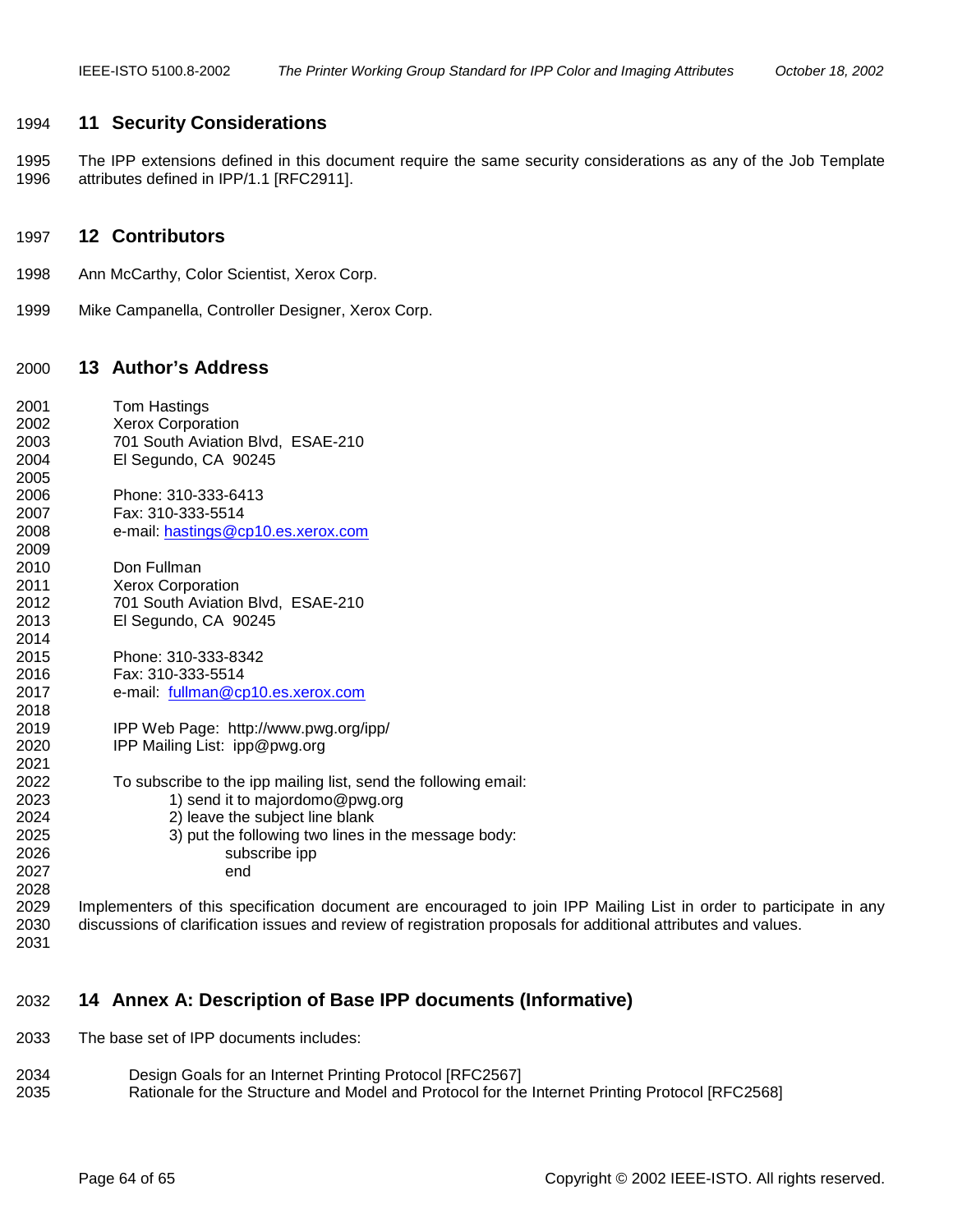## 11 Security Considerations

The IPP extensions defined in this document require the same security considerations as any of the Job Template attributes defined in IPP/1.1 [RFC2911].

## 12 Contributors

Ann McCarthy, Color Scientist, Xerox Corp.

Mike Campanella, Controller Designer, Xerox Corp.

## 13 Author's Address

Tom Hastings
Xerox Corporation
701 South Aviation Blvd,  ESAE-210
El Segundo, CA  90245

Phone: 310-333-6413
Fax: 310-333-5514
e-mail: hastings@cp10.es.xerox.com

Don Fullman
Xerox Corporation
701 South Aviation Blvd,  ESAE-210
El Segundo, CA  90245

Phone: 310-333-8342
Fax: 310-333-5514
e-mail:  fullman@cp10.es.xerox.com

IPP Web Page:  http://www.pwg.org/ipp/
IPP Mailing List:  ipp@pwg.org

To subscribe to the ipp mailing list, send the following email:
1) send it to majordomo@pwg.org
2) leave the subject line blank
3) put the following two lines in the message body:
subscribe ipp
end

Implementers of this specification document are encouraged to join IPP Mailing List in order to participate in any discussions of clarification issues and review of registration proposals for additional attributes and values.

## 14 Annex A: Description of Base IPP documents (Informative)

The base set of IPP documents includes:

Design Goals for an Internet Printing Protocol [RFC2567]
Rationale for the Structure and Model and Protocol for the Internet Printing Protocol [RFC2568]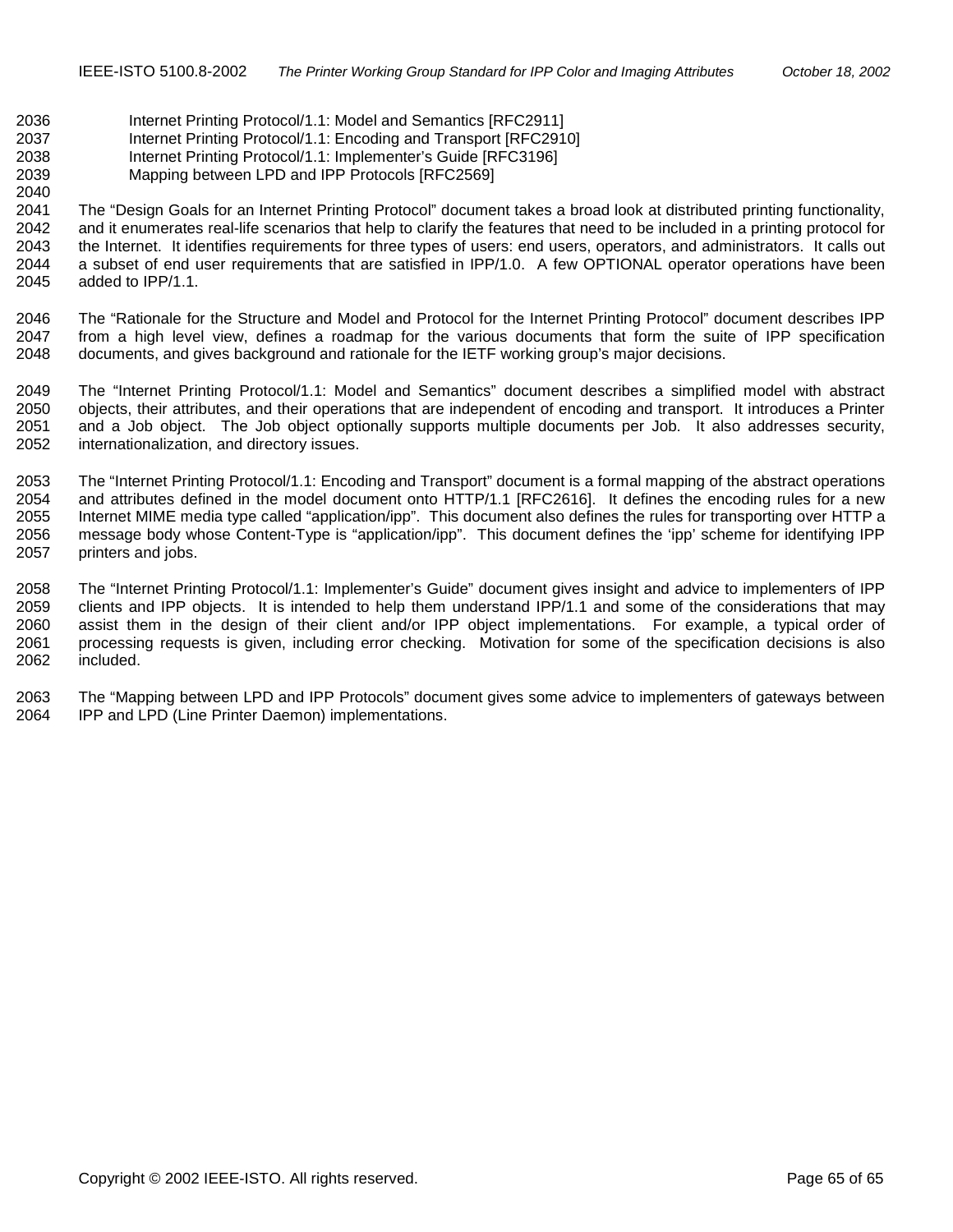Internet Printing Protocol/1.1: Model and Semantics [RFC2911]
Internet Printing Protocol/1.1: Encoding and Transport [RFC2910]
Internet Printing Protocol/1.1: Implementer's Guide [RFC3196]
Mapping between LPD and IPP Protocols [RFC2569]

The "Design Goals for an Internet Printing Protocol" document takes a broad look at distributed printing functionality, and it enumerates real-life scenarios that help to clarify the features that need to be included in a printing protocol for the Internet. It identifies requirements for three types of users: end users, operators, and administrators. It calls out a subset of end user requirements that are satisfied in IPP/1.0. A few OPTIONAL operator operations have been added to IPP/1.1.

The "Rationale for the Structure and Model and Protocol for the Internet Printing Protocol" document describes IPP from a high level view, defines a roadmap for the various documents that form the suite of IPP specification documents, and gives background and rationale for the IETF working group's major decisions.

The "Internet Printing Protocol/1.1: Model and Semantics" document describes a simplified model with abstract objects, their attributes, and their operations that are independent of encoding and transport. It introduces a Printer and a Job object. The Job object optionally supports multiple documents per Job. It also addresses security, internationalization, and directory issues.

The "Internet Printing Protocol/1.1: Encoding and Transport" document is a formal mapping of the abstract operations and attributes defined in the model document onto HTTP/1.1 [RFC2616]. It defines the encoding rules for a new Internet MIME media type called "application/ipp". This document also defines the rules for transporting over HTTP a message body whose Content-Type is "application/ipp". This document defines the 'ipp' scheme for identifying IPP printers and jobs.

The "Internet Printing Protocol/1.1: Implementer's Guide" document gives insight and advice to implementers of IPP clients and IPP objects. It is intended to help them understand IPP/1.1 and some of the considerations that may assist them in the design of their client and/or IPP object implementations. For example, a typical order of processing requests is given, including error checking. Motivation for some of the specification decisions is also included.

The "Mapping between LPD and IPP Protocols" document gives some advice to implementers of gateways between IPP and LPD (Line Printer Daemon) implementations.